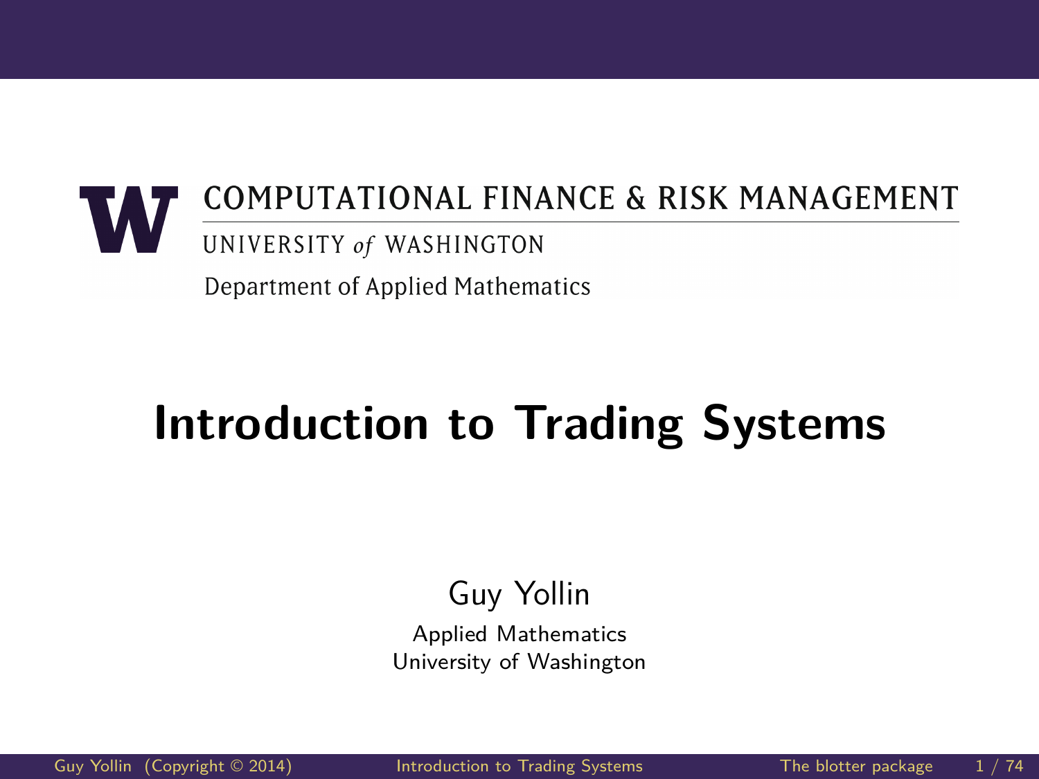COMPUTATIONAL FINANCE & RISK MANAGEMENT

UNIVERSITY *of* WASHINGTON

Department of Applied Mathematics

# Introduction to Trading Systems

Guy Yollin

Applied Mathematics
University of Washington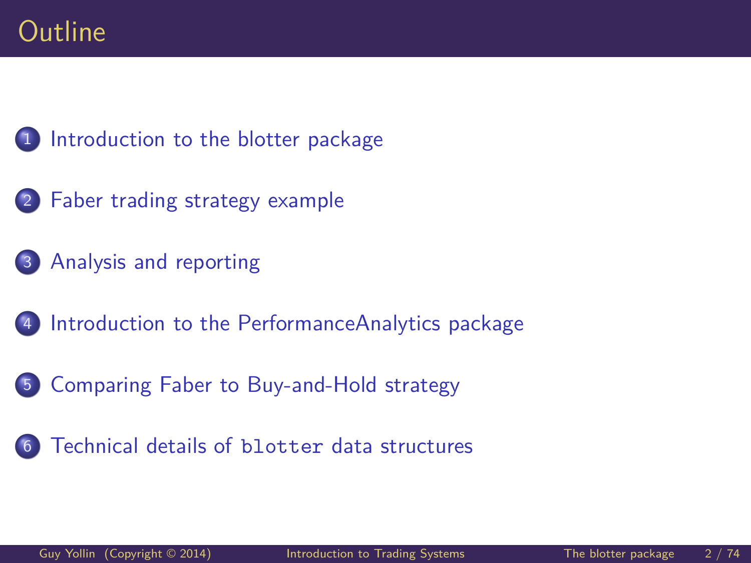# Outline

1. Introduction to the blotter package
2. Faber trading strategy example
3. Analysis and reporting
4. Introduction to the PerformanceAnalytics package
5. Comparing Faber to Buy-and-Hold strategy
6. Technical details of `blotter` data structures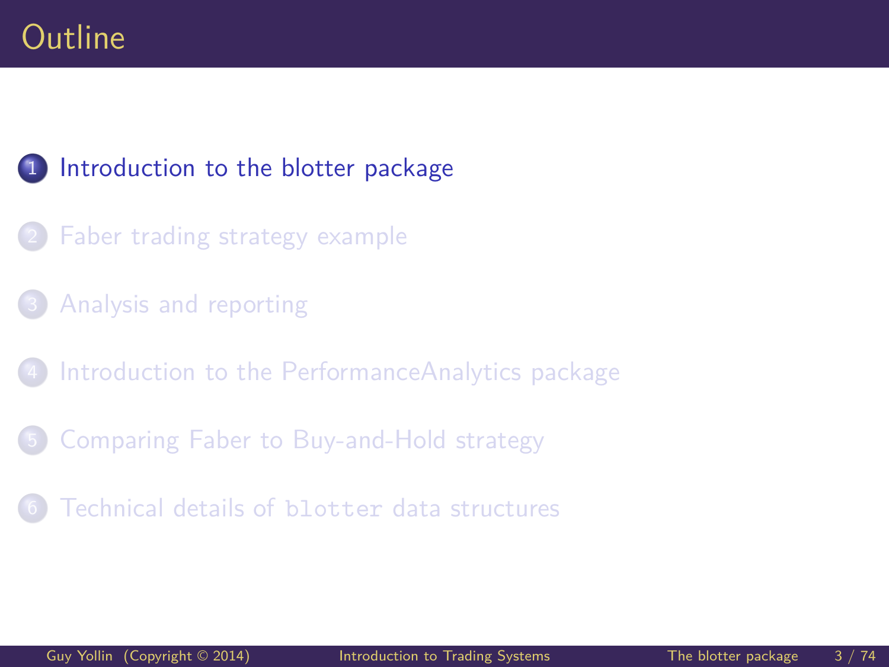# Outline

1. Introduction to the blotter package
2. Faber trading strategy example
3. Analysis and reporting
4. Introduction to the PerformanceAnalytics package
5. Comparing Faber to Buy-and-Hold strategy
6. Technical details of `blotter` data structures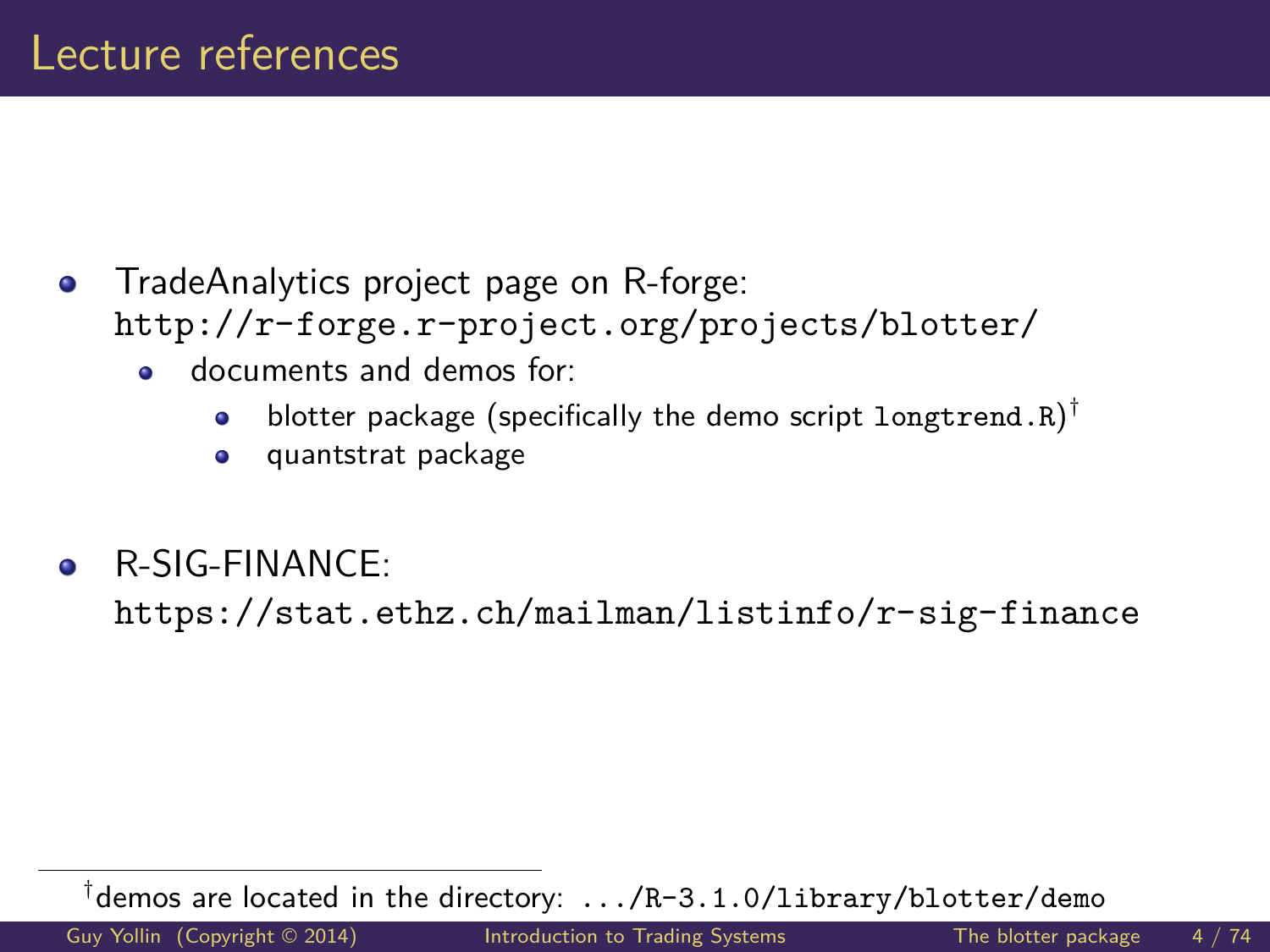# Lecture references

- TradeAnalytics project page on R-forge:
  `http://r-forge.r-project.org/projects/blotter/`
  - documents and demos for:
    - blotter package (specifically the demo script `longtrend.R`)†
    - quantstrat package

- R-SIG-FINANCE:
  `https://stat.ethz.ch/mailman/listinfo/r-sig-finance`

---

†demos are located in the directory: `.../R-3.1.0/library/blotter/demo`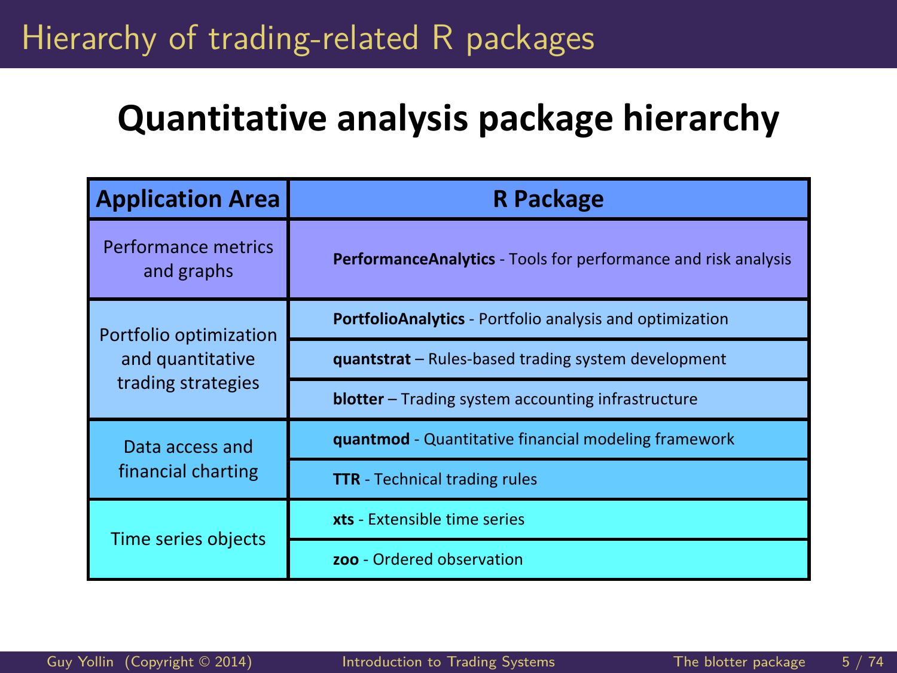# Hierarchy of trading-related R packages

## Quantitative analysis package hierarchy

| Application Area | R Package |
|---|---|
| Performance metrics and graphs | **PerformanceAnalytics** - Tools for performance and risk analysis |
| Portfolio optimization and quantitative trading strategies | **PortfolioAnalytics** - Portfolio analysis and optimization |
| | **quantstrat** – Rules-based trading system development |
| | **blotter** – Trading system accounting infrastructure |
| Data access and financial charting | **quantmod** - Quantitative financial modeling framework |
| | **TTR** - Technical trading rules |
| Time series objects | **xts** - Extensible time series |
| | **zoo** - Ordered observation |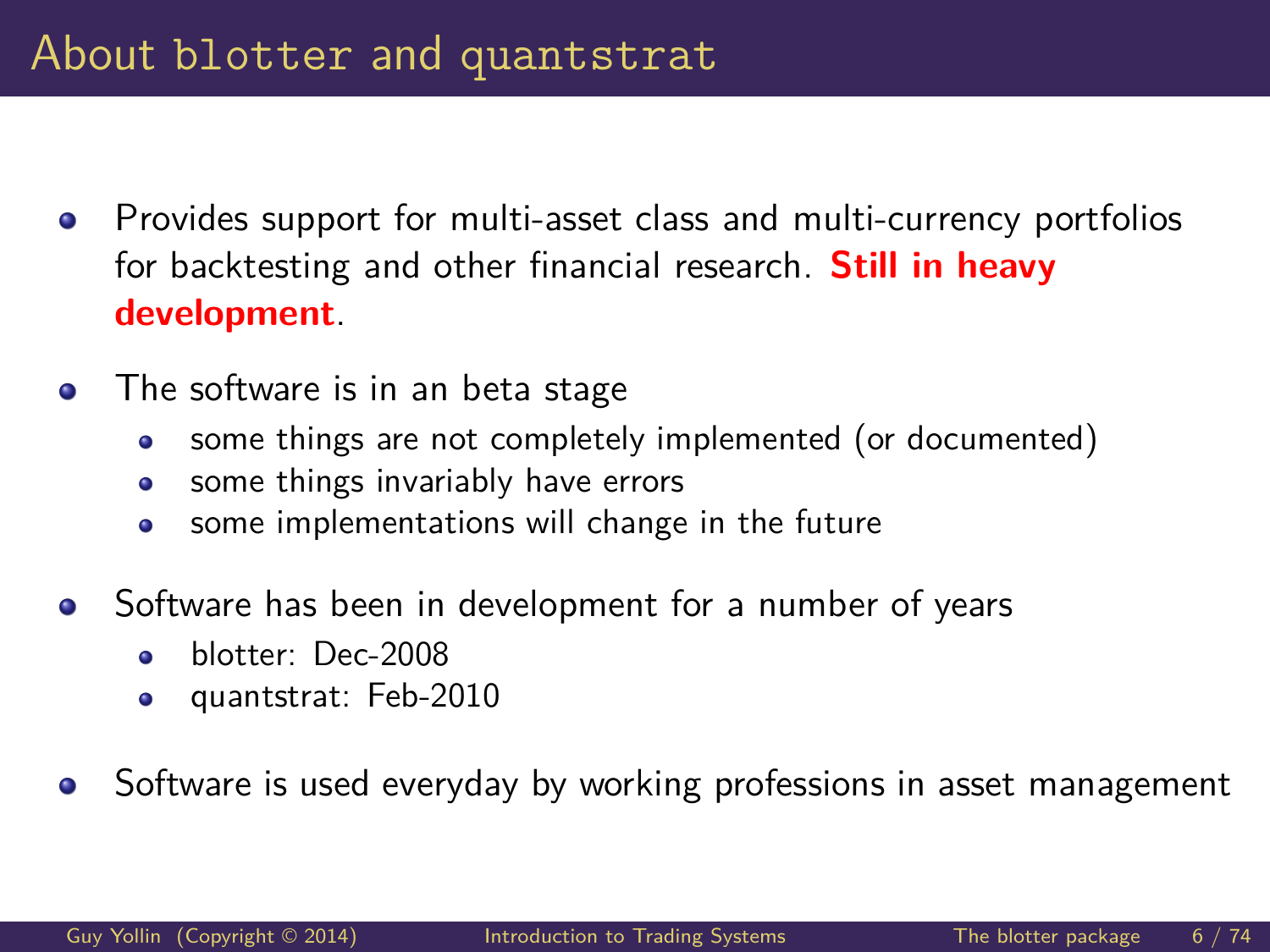# About blotter and quantstrat

- Provides support for multi-asset class and multi-currency portfolios for backtesting and other financial research. **Still in heavy development**.
- The software is in an beta stage
  - some things are not completely implemented (or documented)
  - some things invariably have errors
  - some implementations will change in the future
- Software has been in development for a number of years
  - blotter: Dec-2008
  - quantstrat: Feb-2010
- Software is used everyday by working professions in asset management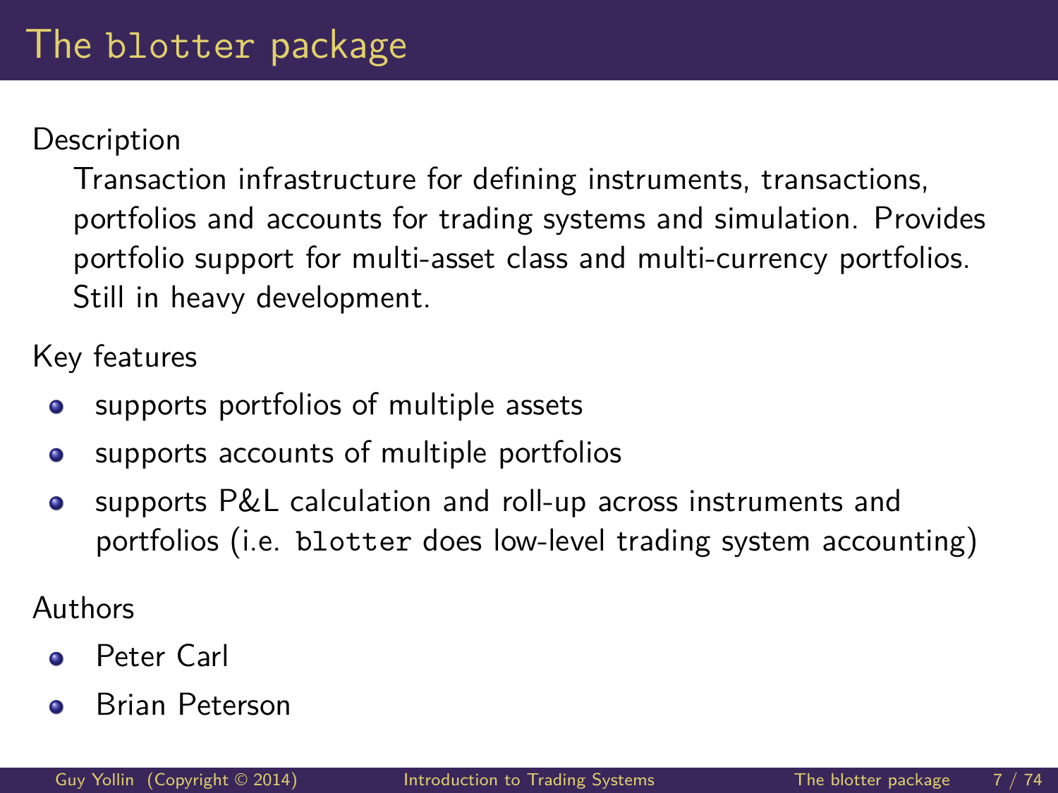# The blotter package

Description

Transaction infrastructure for defining instruments, transactions, portfolios and accounts for trading systems and simulation. Provides portfolio support for multi-asset class and multi-currency portfolios. Still in heavy development.

Key features

- supports portfolios of multiple assets
- supports accounts of multiple portfolios
- supports P&L calculation and roll-up across instruments and portfolios (i.e. `blotter` does low-level trading system accounting)

Authors

- Peter Carl
- Brian Peterson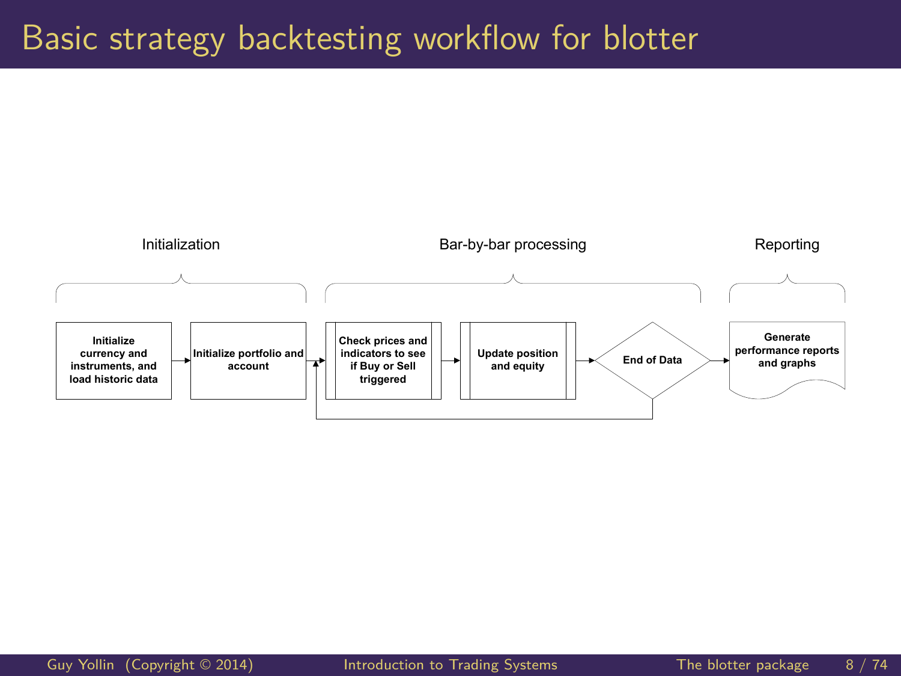# Basic strategy backtesting workflow for blotter

Initialization

Bar-by-bar processing

Reporting

**Initialize currency and instruments, and load historic data**

**Initialize portfolio and account**

**Check prices and indicators to see if Buy or Sell triggered**

**Update position and equity**

**End of Data**

**Generate performance reports and graphs**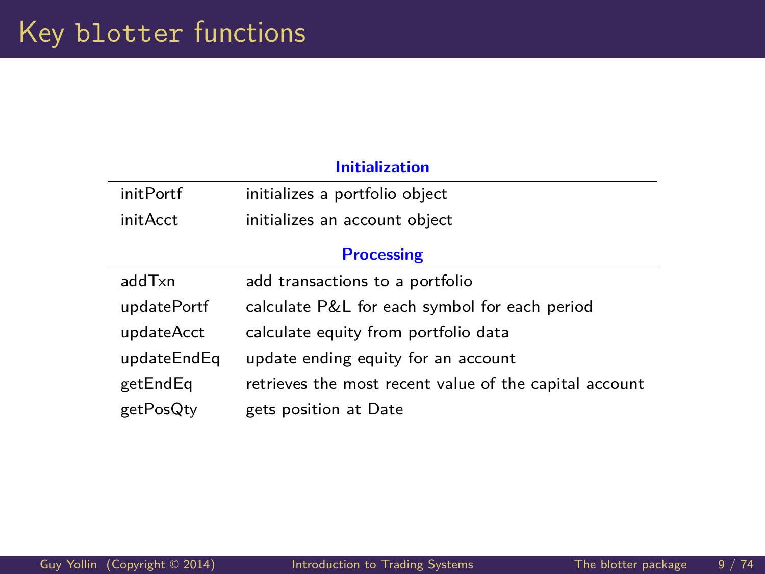# Key blotter functions

| | **Initialization** |
|---|---|
| initPortf | initializes a portfolio object |
| initAcct | initializes an account object |
| | **Processing** |
| addTxn | add transactions to a portfolio |
| updatePortf | calculate P&L for each symbol for each period |
| updateAcct | calculate equity from portfolio data |
| updateEndEq | update ending equity for an account |
| getEndEq | retrieves the most recent value of the capital account |
| getPosQty | gets position at Date |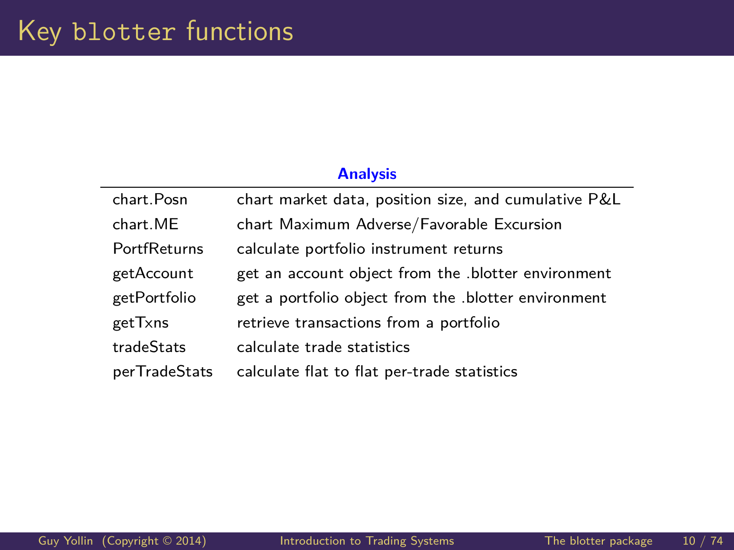# Key blotter functions

| Analysis | |
|---|---|
| chart.Posn | chart market data, position size, and cumulative P&L |
| chart.ME | chart Maximum Adverse/Favorable Excursion |
| PortfReturns | calculate portfolio instrument returns |
| getAccount | get an account object from the .blotter environment |
| getPortfolio | get a portfolio object from the .blotter environment |
| getTxns | retrieve transactions from a portfolio |
| tradeStats | calculate trade statistics |
| perTradeStats | calculate flat to flat per-trade statistics |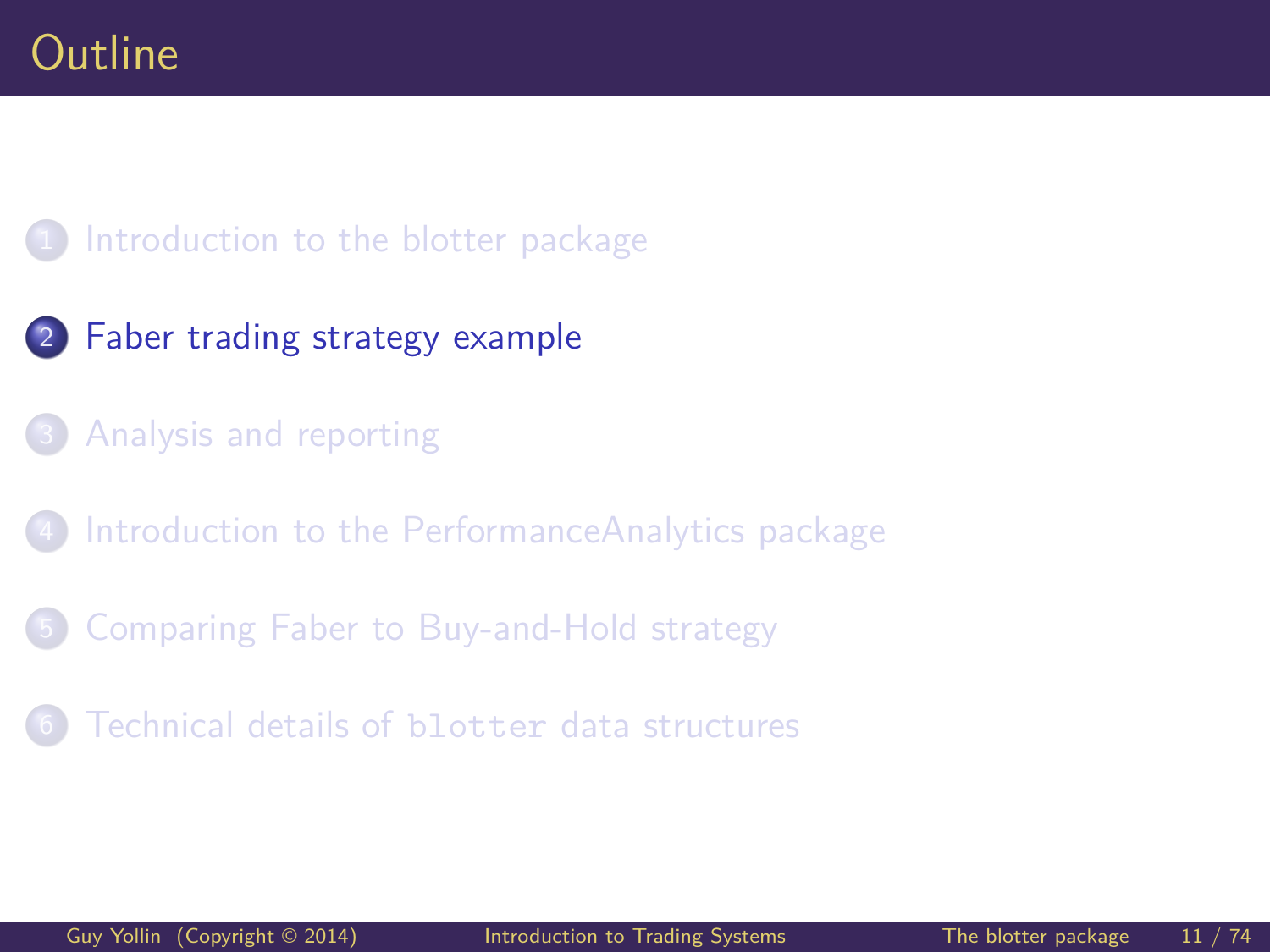# Outline

1. Introduction to the blotter package
2. Faber trading strategy example
3. Analysis and reporting
4. Introduction to the PerformanceAnalytics package
5. Comparing Faber to Buy-and-Hold strategy
6. Technical details of `blotter` data structures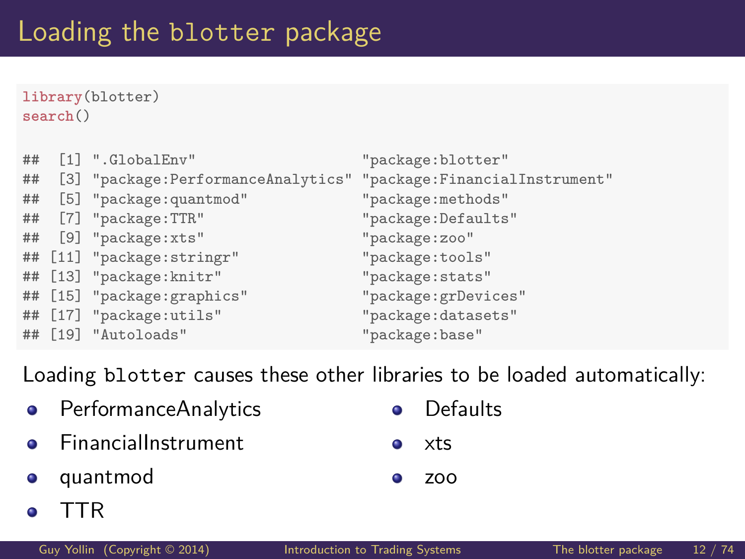# Loading the blotter package

```r
library(blotter)
search()

##  [1] ".GlobalEnv"                   "package:blotter"
##  [3] "package:PerformanceAnalytics" "package:FinancialInstrument"
##  [5] "package:quantmod"             "package:methods"
##  [7] "package:TTR"                  "package:Defaults"
##  [9] "package:xts"                  "package:zoo"
## [11] "package:stringr"              "package:tools"
## [13] "package:knitr"                "package:stats"
## [15] "package:graphics"             "package:grDevices"
## [17] "package:utils"                "package:datasets"
## [19] "Autoloads"                    "package:base"
```

Loading `blotter` causes these other libraries to be loaded automatically:

- PerformanceAnalytics
- FinancialInstrument
- quantmod
- TTR
- Defaults
- xts
- zoo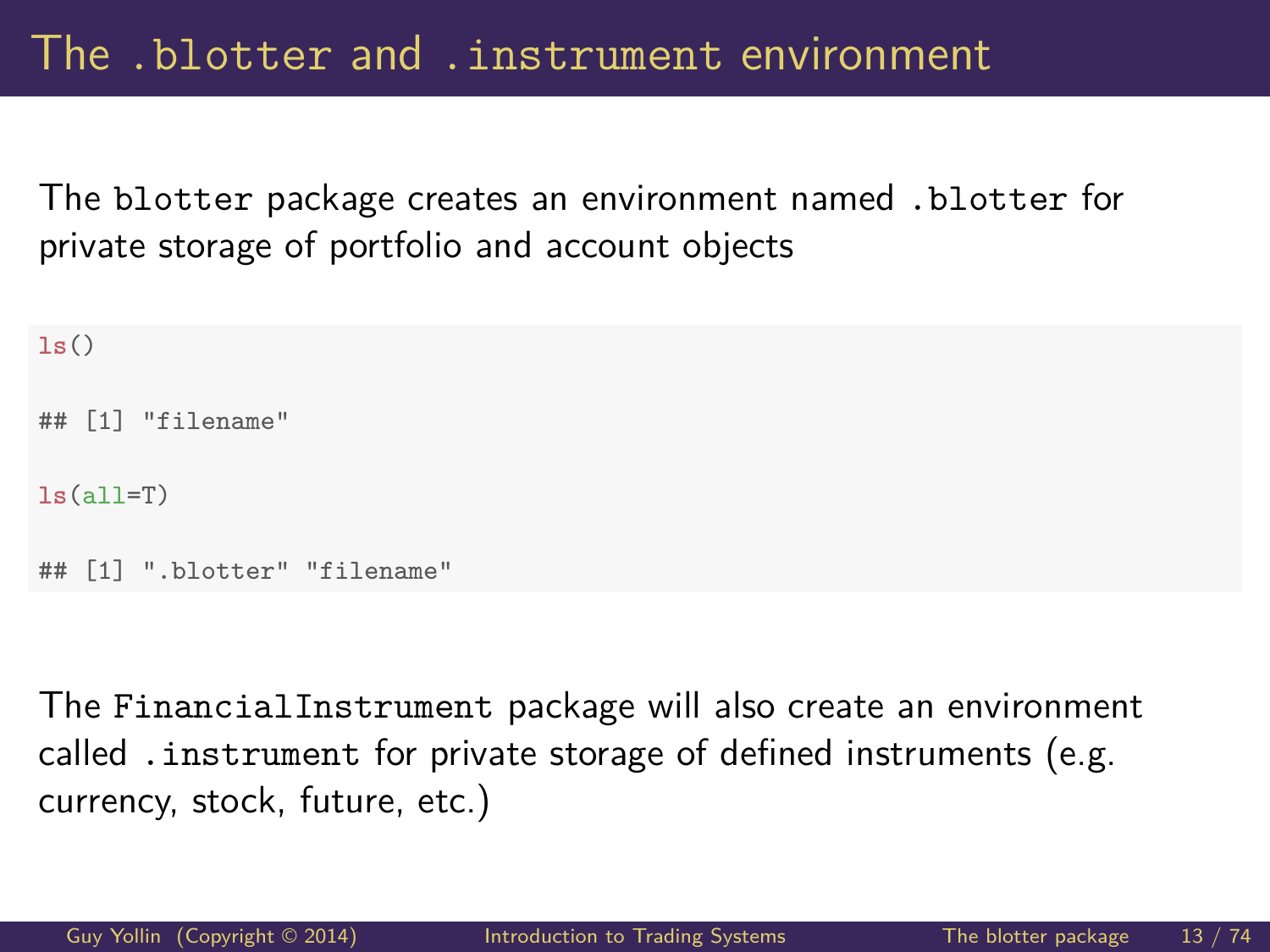# The .blotter and .instrument environment

The blotter package creates an environment named .blotter for private storage of portfolio and account objects

```
ls()

## [1] "filename"

ls(all=T)

## [1] ".blotter" "filename"
```

The FinancialInstrument package will also create an environment called .instrument for private storage of defined instruments (e.g. currency, stock, future, etc.)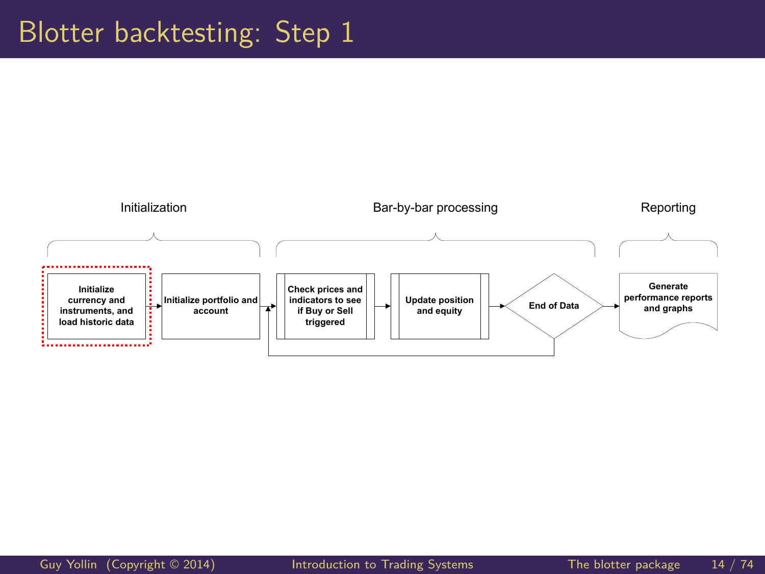# Blotter backtesting: Step 1

Initialization

Bar-by-bar processing

Reporting

**Initialize currency and instruments, and load historic data**

**Initialize portfolio and account**

**Check prices and indicators to see if Buy or Sell triggered**

**Update position and equity**

**End of Data**

**Generate performance reports and graphs**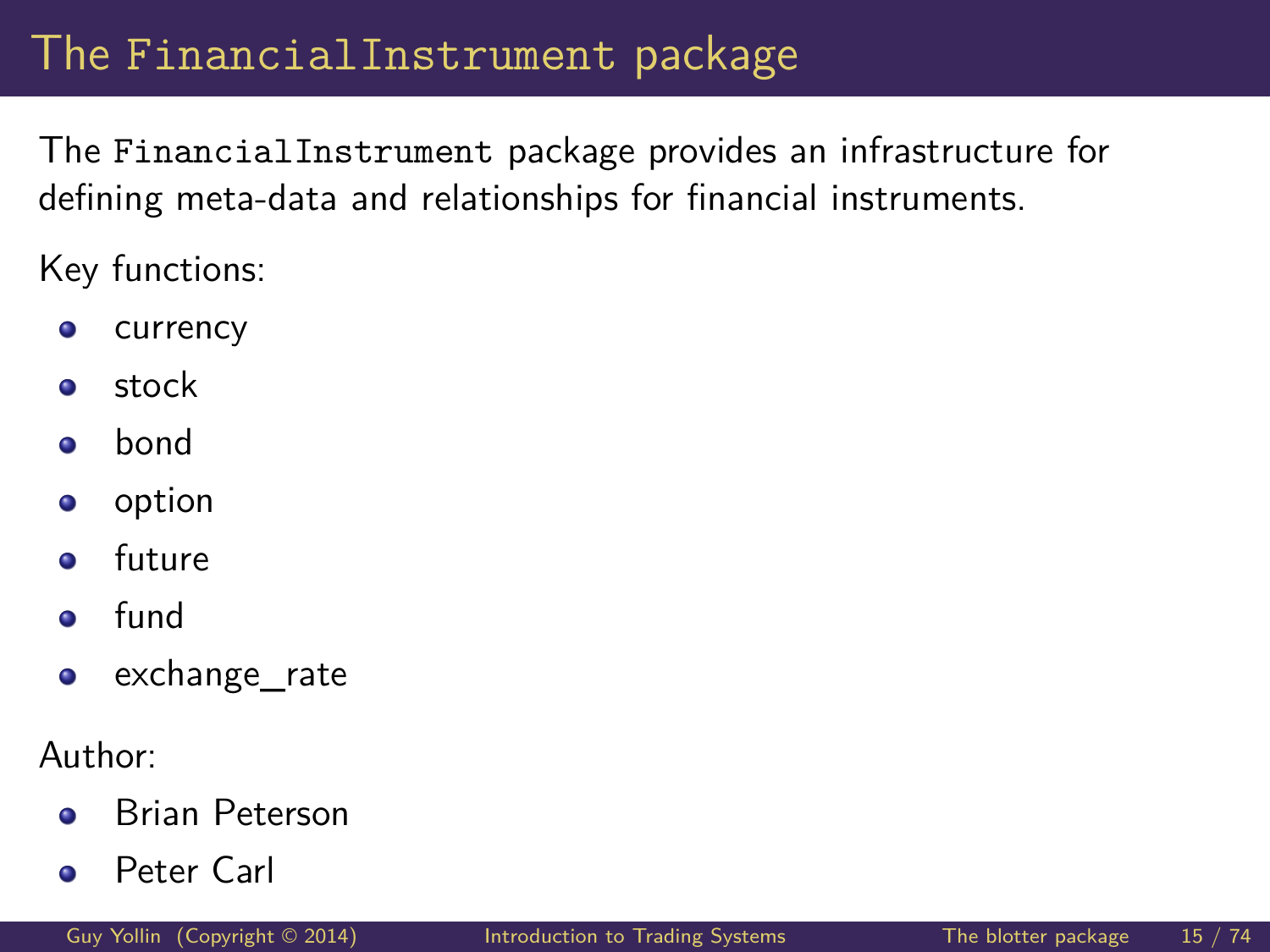# The FinancialInstrument package

The `FinancialInstrument` package provides an infrastructure for defining meta-data and relationships for financial instruments.

Key functions:

- currency
- stock
- bond
- option
- future
- fund
- exchange_rate

Author:

- Brian Peterson
- Peter Carl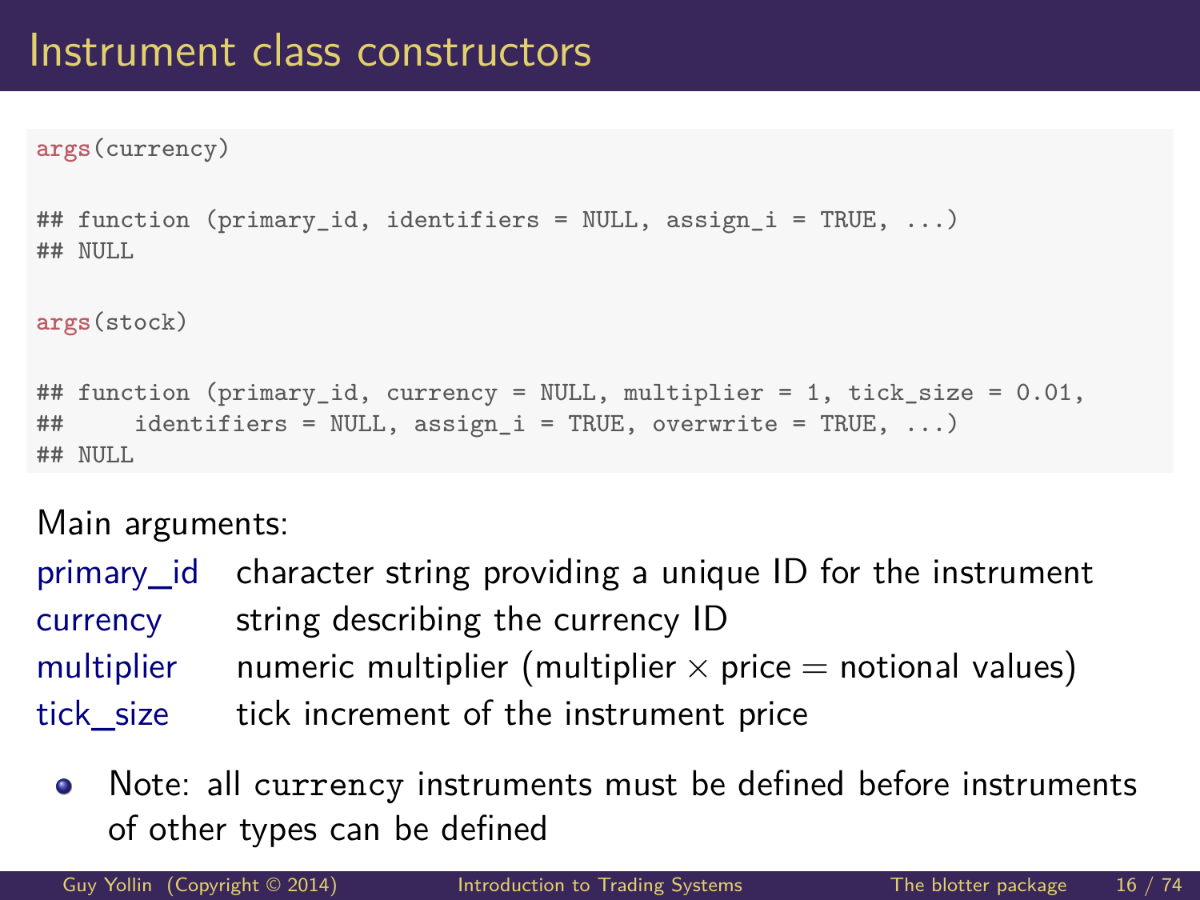# Instrument class constructors

```
args(currency)

## function (primary_id, identifiers = NULL, assign_i = TRUE, ...)
## NULL

args(stock)

## function (primary_id, currency = NULL, multiplier = 1, tick_size = 0.01,
##     identifiers = NULL, assign_i = TRUE, overwrite = TRUE, ...)
## NULL
```

Main arguments:

| | |
|---|---|
| primary_id | character string providing a unique ID for the instrument |
| currency | string describing the currency ID |
| multiplier | numeric multiplier (multiplier $\times$ price $=$ notional values) |
| tick_size | tick increment of the instrument price |

- Note: all `currency` instruments must be defined before instruments of other types can be defined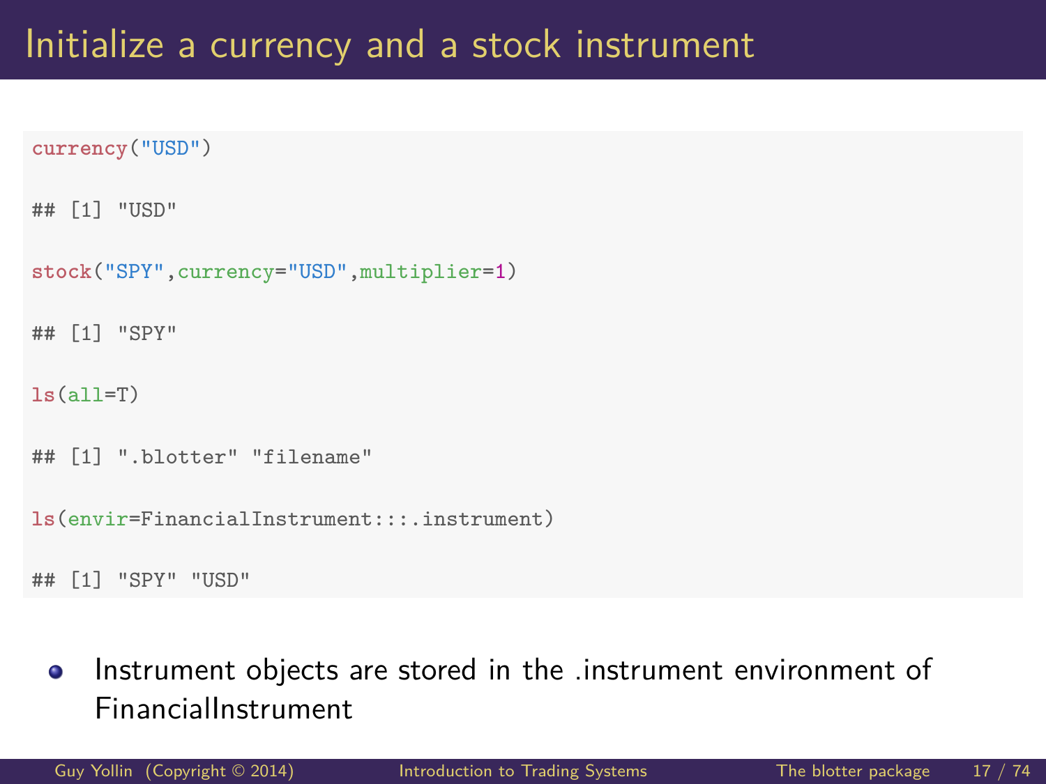# Initialize a currency and a stock instrument

```
currency("USD")

## [1] "USD"

stock("SPY",currency="USD",multiplier=1)

## [1] "SPY"

ls(all=T)

## [1] ".blotter" "filename"

ls(envir=FinancialInstrument:::.instrument)

## [1] "SPY" "USD"
```

- Instrument objects are stored in the .instrument environment of FinancialInstrument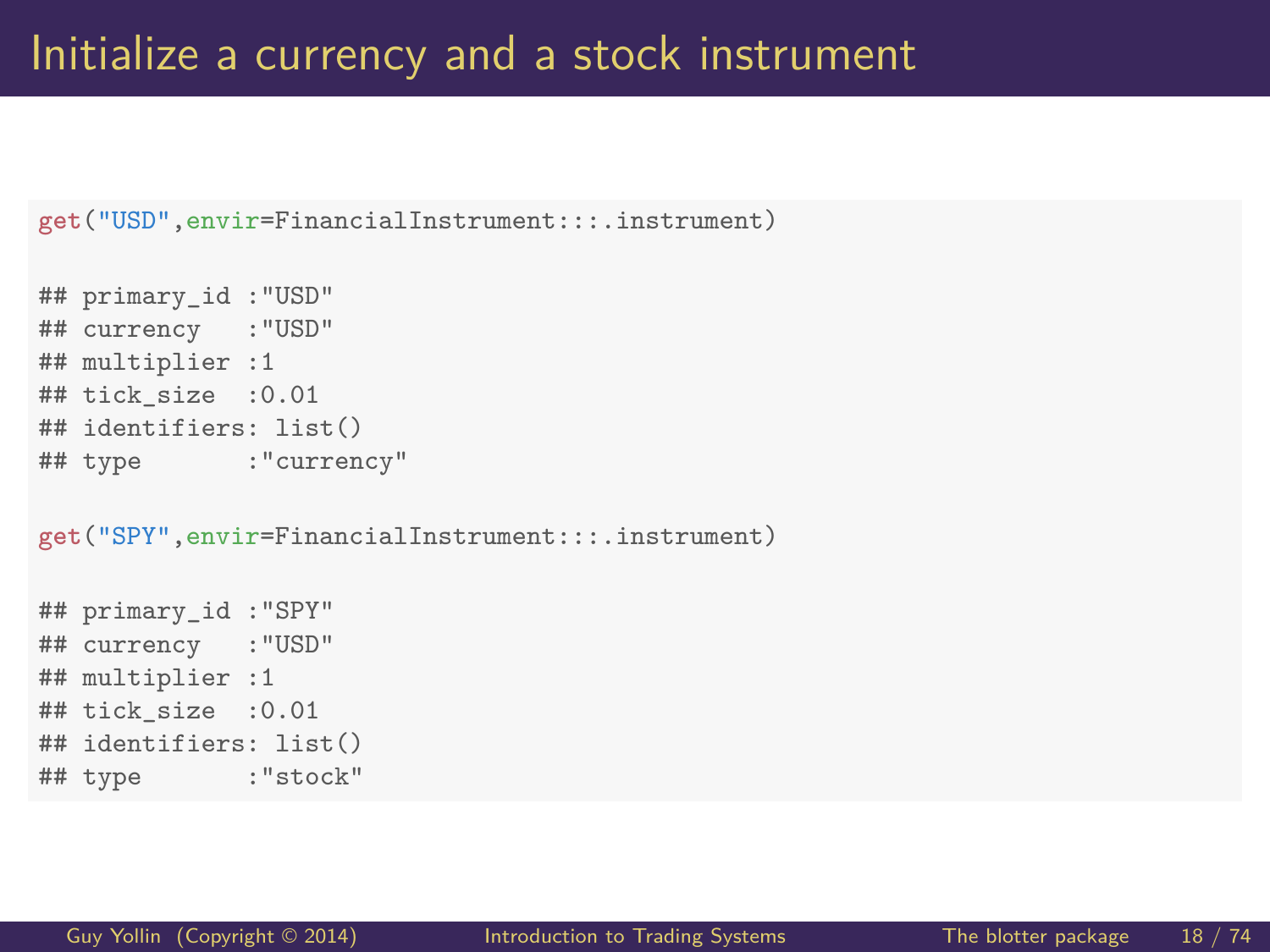# Initialize a currency and a stock instrument

```
get("USD",envir=FinancialInstrument:::.instrument)

## primary_id :"USD"
## currency   :"USD"
## multiplier :1
## tick_size  :0.01
## identifiers: list()
## type       :"currency"

get("SPY",envir=FinancialInstrument:::.instrument)

## primary_id :"SPY"
## currency   :"USD"
## multiplier :1
## tick_size  :0.01
## identifiers: list()
## type       :"stock"
```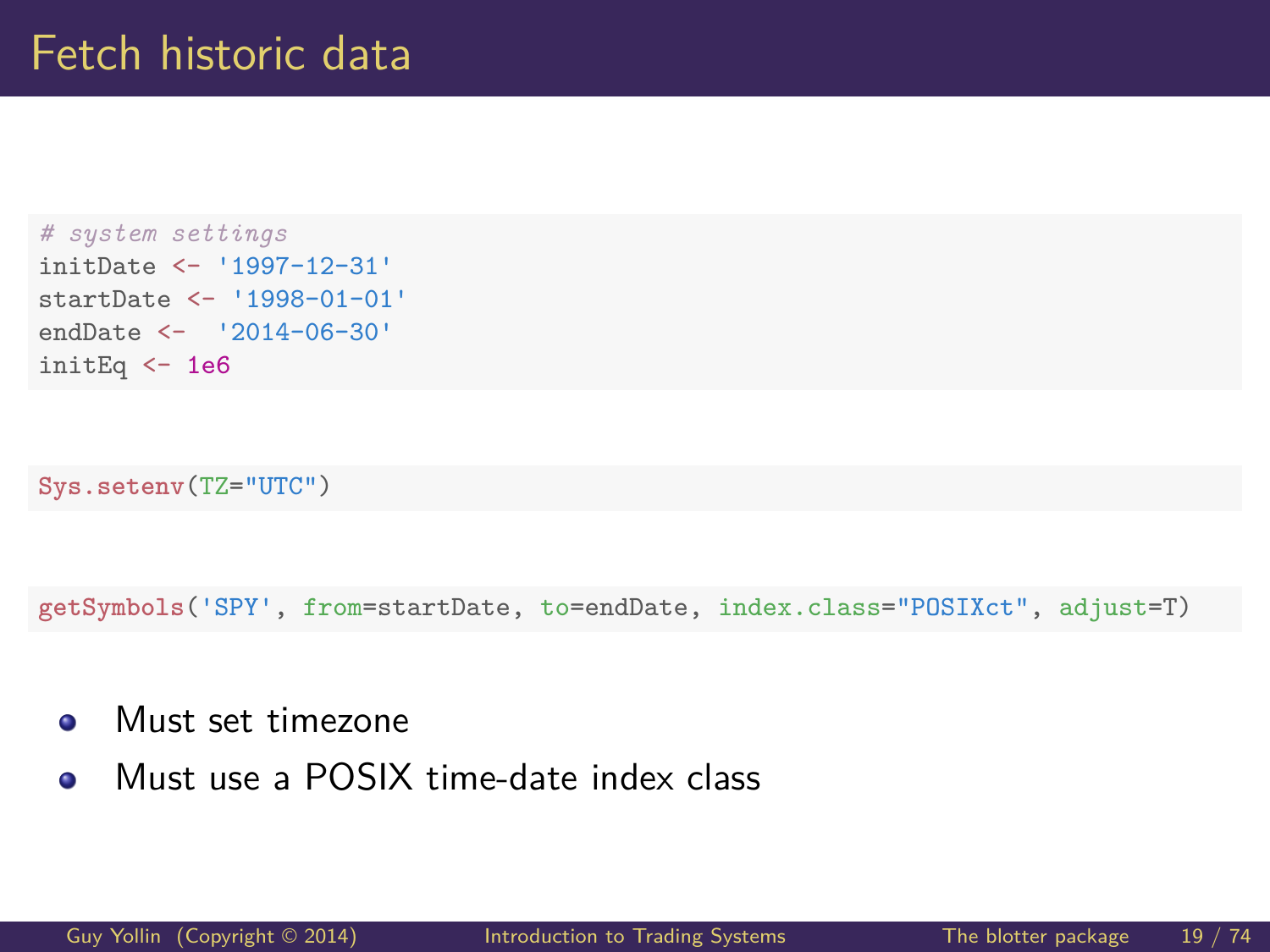# Fetch historic data

```r
# system settings
initDate <- '1997-12-31'
startDate <- '1998-01-01'
endDate <-  '2014-06-30'
initEq <- 1e6
```

```r
Sys.setenv(TZ="UTC")
```

```r
getSymbols('SPY', from=startDate, to=endDate, index.class="POSIXct", adjust=T)
```

- Must set timezone
- Must use a POSIX time-date index class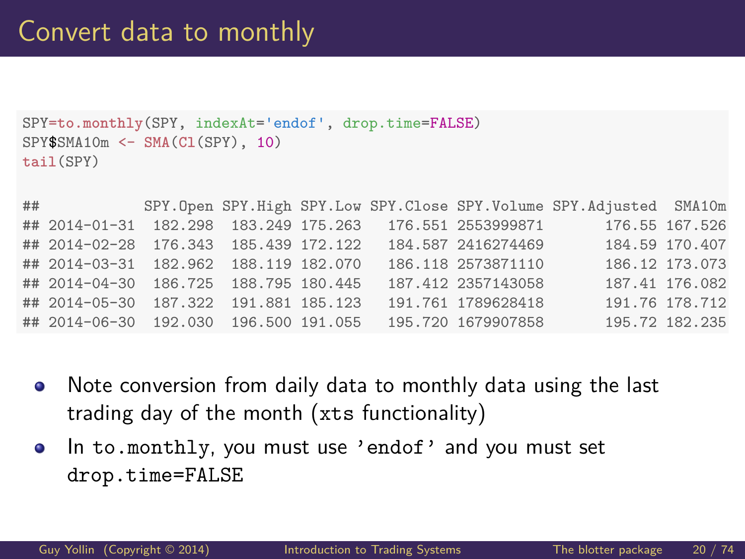# Convert data to monthly

```
SPY=to.monthly(SPY, indexAt='endof', drop.time=FALSE)
SPY$SMA10m <- SMA(Cl(SPY), 10)
tail(SPY)

##            SPY.Open SPY.High SPY.Low SPY.Close SPY.Volume SPY.Adjusted  SMA10m
## 2014-01-31  182.298  183.249 175.263   176.551 2553999871       176.55 167.526
## 2014-02-28  176.343  185.439 172.122   184.587 2416274469       184.59 170.407
## 2014-03-31  182.962  188.119 182.070   186.118 2573871110       186.12 173.073
## 2014-04-30  186.725  188.795 180.445   187.412 2357143058       187.41 176.082
## 2014-05-30  187.322  191.881 185.123   191.761 1789628418       191.76 178.712
## 2014-06-30  192.030  196.500 191.055   195.720 1679907858       195.72 182.235
```

- Note conversion from daily data to monthly data using the last trading day of the month (`xts` functionality)
- In `to.monthly`, you must use `'endof'` and you must set `drop.time=FALSE`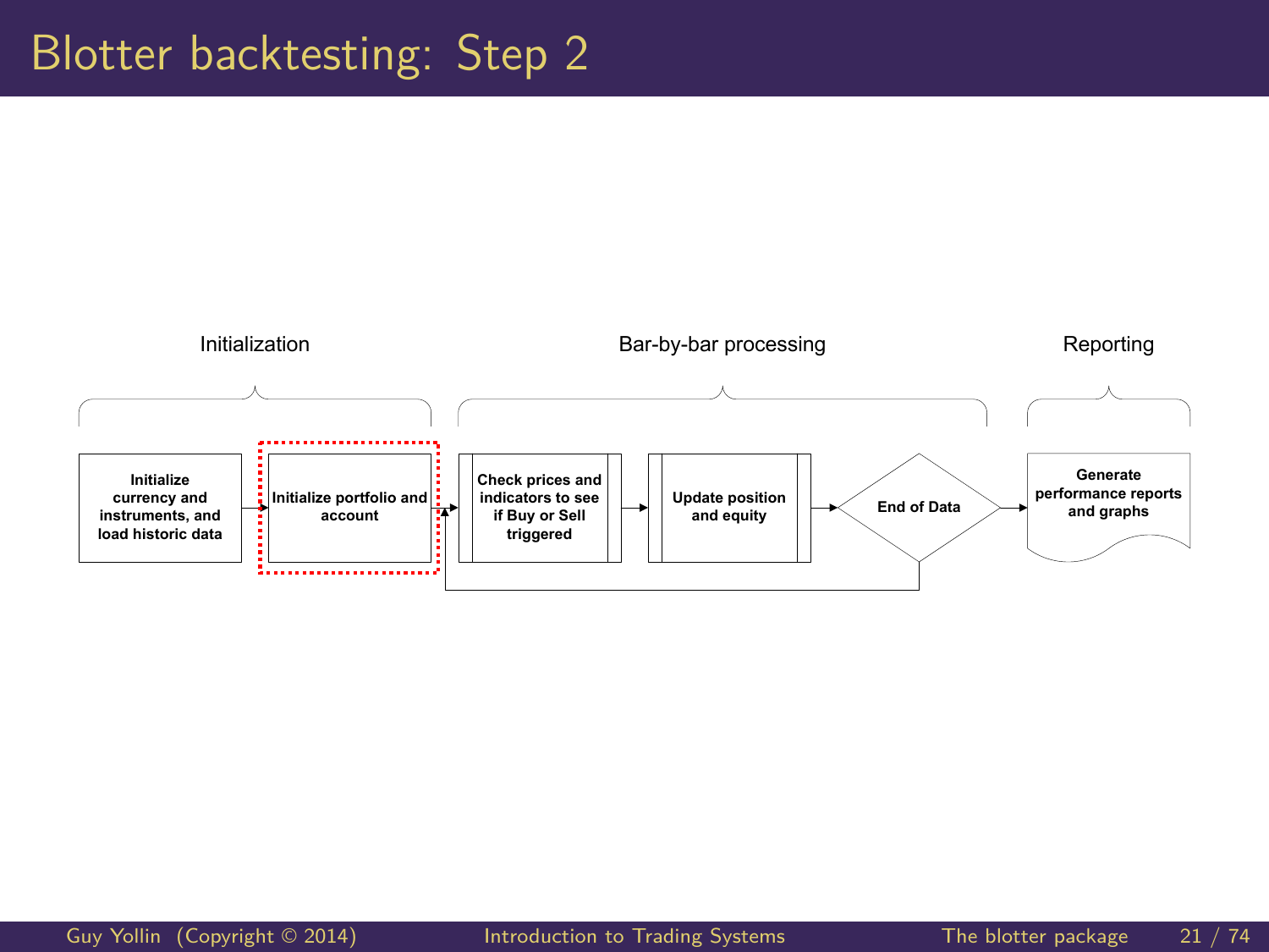# Blotter backtesting: Step 2

**Initialization**

- Initialize currency and instruments, and load historic data
- Initialize portfolio and account

**Bar-by-bar processing**

- Check prices and indicators to see if Buy or Sell triggered
- Update position and equity
- End of Data

**Reporting**

- Generate performance reports and graphs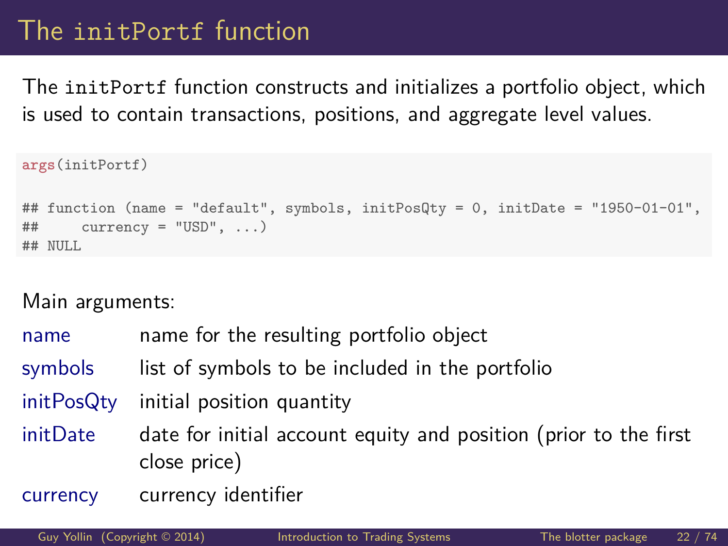# The initPortf function

The `initPortf` function constructs and initializes a portfolio object, which is used to contain transactions, positions, and aggregate level values.

```
args(initPortf)

## function (name = "default", symbols, initPosQty = 0, initDate = "1950-01-01",
##     currency = "USD", ...)
## NULL
```

Main arguments:

| | |
|---|---|
| name | name for the resulting portfolio object |
| symbols | list of symbols to be included in the portfolio |
| initPosQty | initial position quantity |
| initDate | date for initial account equity and position (prior to the first close price) |
| currency | currency identifier |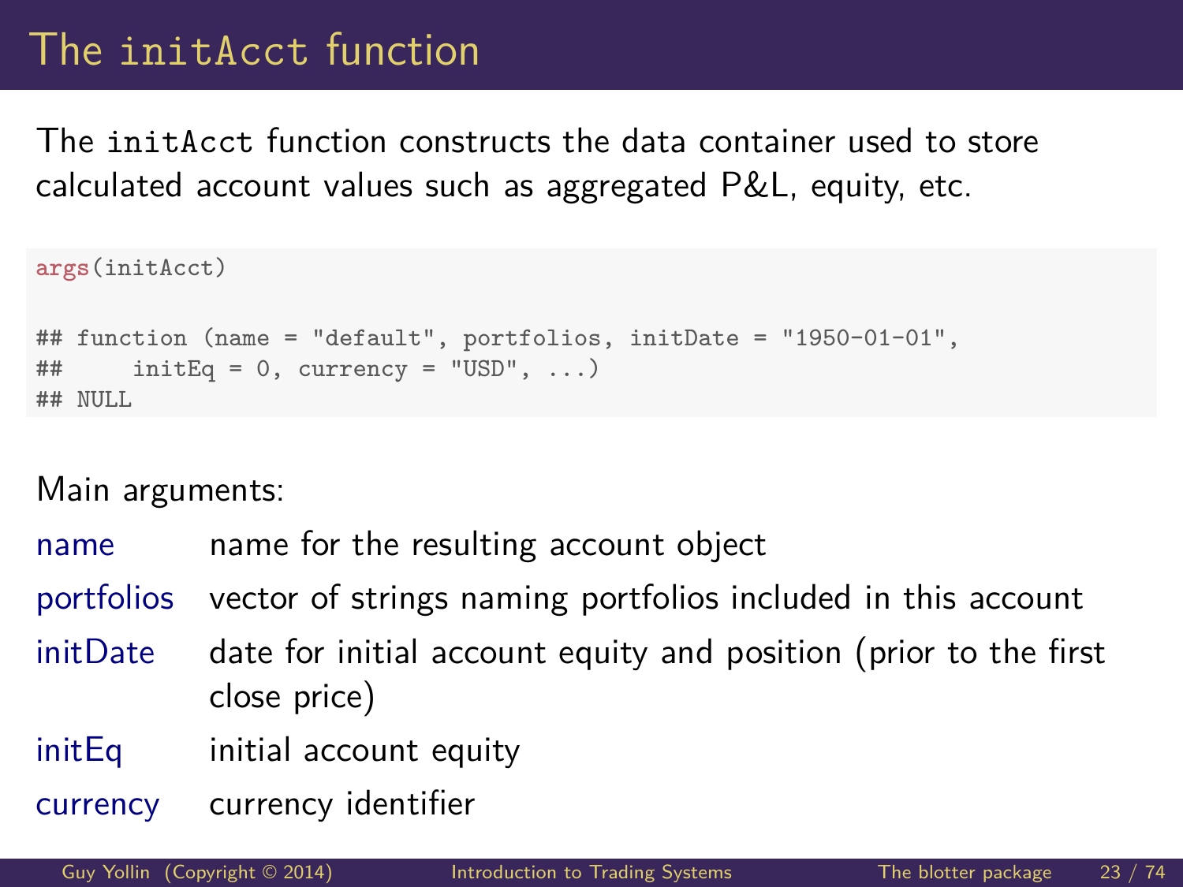# The `initAcct` function

The `initAcct` function constructs the data container used to store calculated account values such as aggregated P&L, equity, etc.

```
args(initAcct)

## function (name = "default", portfolios, initDate = "1950-01-01",
##     initEq = 0, currency = "USD", ...)
## NULL
```

Main arguments:

| | |
|---|---|
| name | name for the resulting account object |
| portfolios | vector of strings naming portfolios included in this account |
| initDate | date for initial account equity and position (prior to the first close price) |
| initEq | initial account equity |
| currency | currency identifier |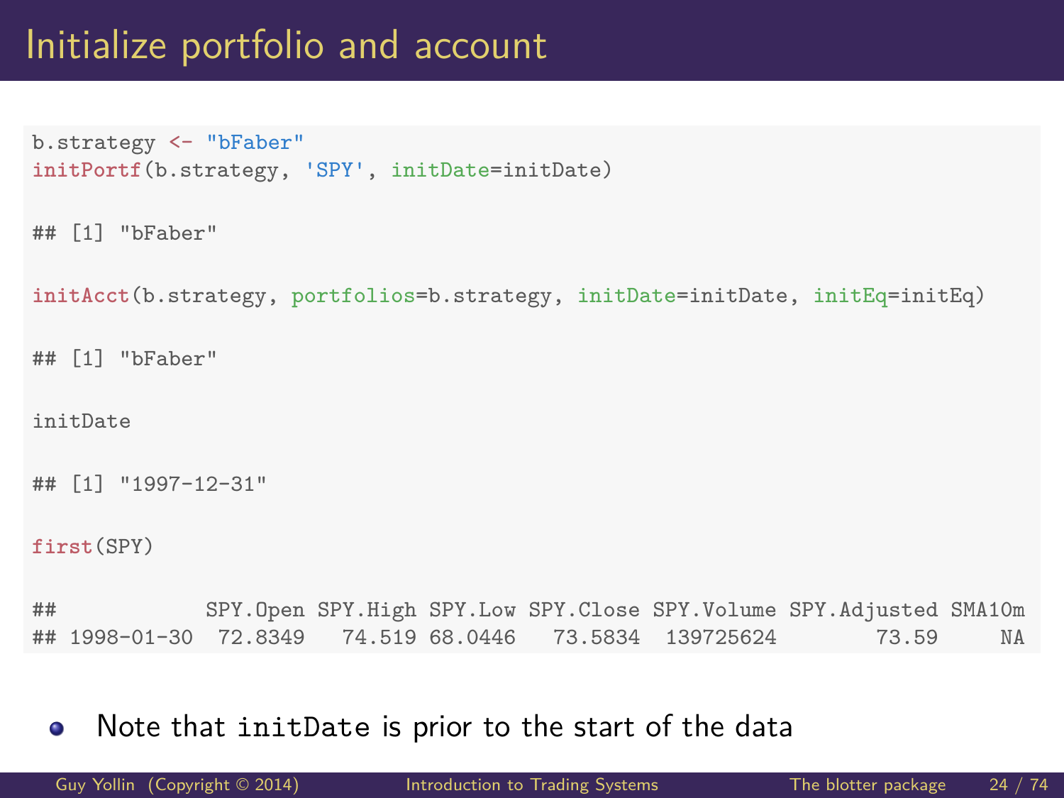# Initialize portfolio and account

```
b.strategy <- "bFaber"
initPortf(b.strategy, 'SPY', initDate=initDate)

## [1] "bFaber"

initAcct(b.strategy, portfolios=b.strategy, initDate=initDate, initEq=initEq)

## [1] "bFaber"

initDate

## [1] "1997-12-31"

first(SPY)

##            SPY.Open SPY.High SPY.Low SPY.Close SPY.Volume SPY.Adjusted SMA10m
## 1998-01-30  72.8349   74.519 68.0446   73.5834  139725624        73.59     NA
```

- Note that `initDate` is prior to the start of the data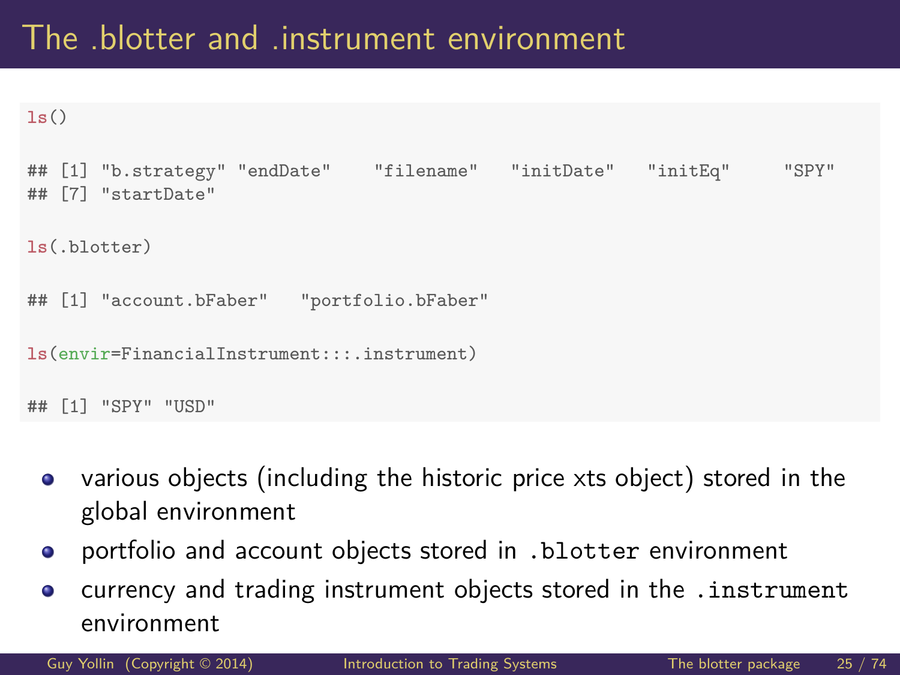# The .blotter and .instrument environment

```
ls()

## [1] "b.strategy" "endDate"    "filename"   "initDate"   "initEq"     "SPY"
## [7] "startDate"

ls(.blotter)

## [1] "account.bFaber"   "portfolio.bFaber"

ls(envir=FinancialInstrument:::.instrument)

## [1] "SPY" "USD"
```

- various objects (including the historic price xts object) stored in the global environment
- portfolio and account objects stored in `.blotter` environment
- currency and trading instrument objects stored in the `.instrument` environment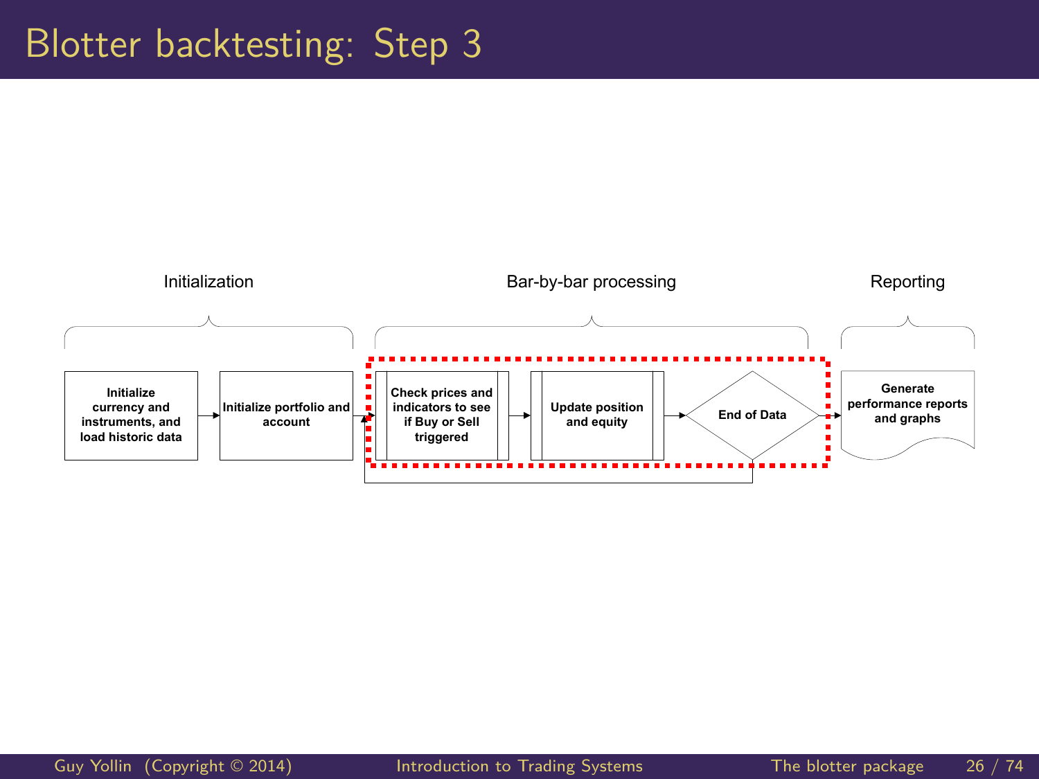# Blotter backtesting: Step 3

Initialization

Bar-by-bar processing

Reporting

**Initialize currency and instruments, and load historic data**

**Initialize portfolio and account**

**Check prices and indicators to see if Buy or Sell triggered**

**Update position and equity**

**End of Data**

**Generate performance reports and graphs**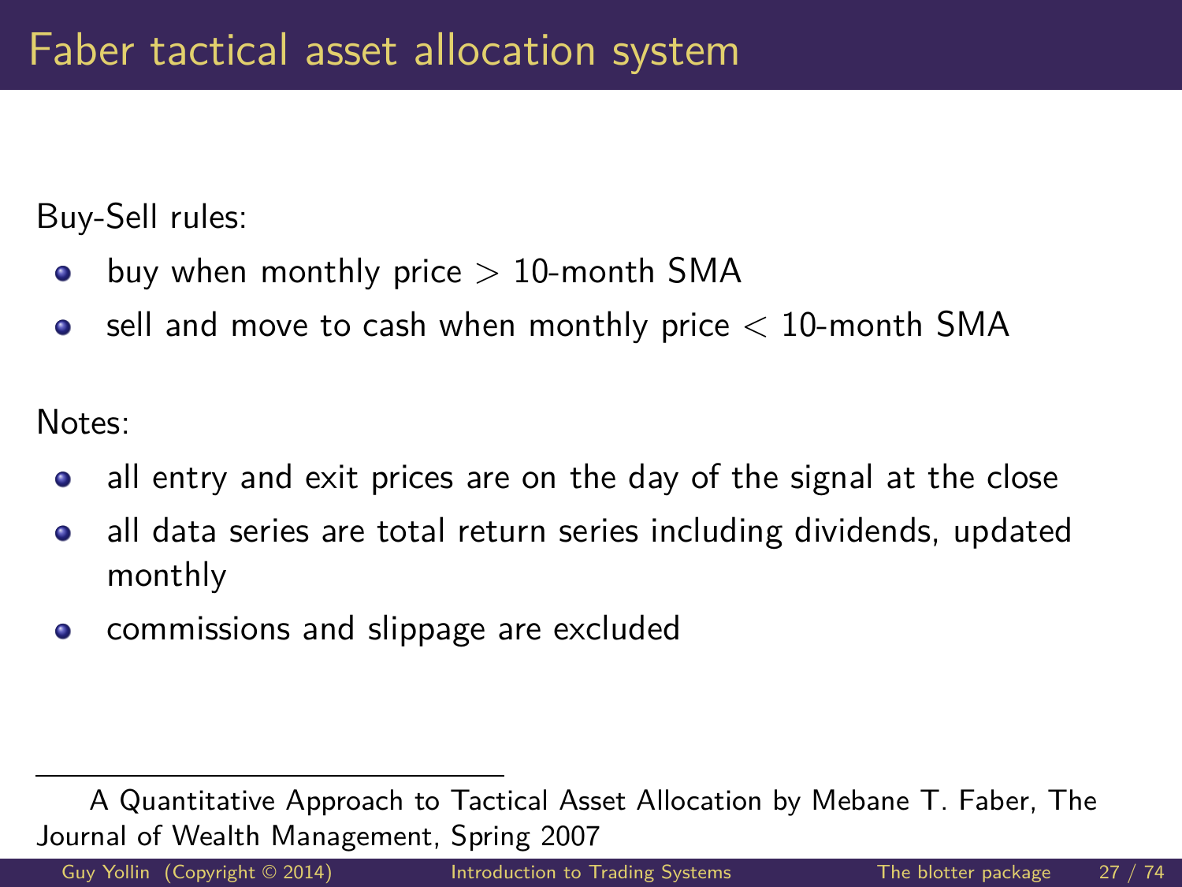# Faber tactical asset allocation system

Buy-Sell rules:

- buy when monthly price $>$ 10-month SMA
- sell and move to cash when monthly price $<$ 10-month SMA

Notes:

- all entry and exit prices are on the day of the signal at the close
- all data series are total return series including dividends, updated monthly
- commissions and slippage are excluded

---

A Quantitative Approach to Tactical Asset Allocation by Mebane T. Faber, The Journal of Wealth Management, Spring 2007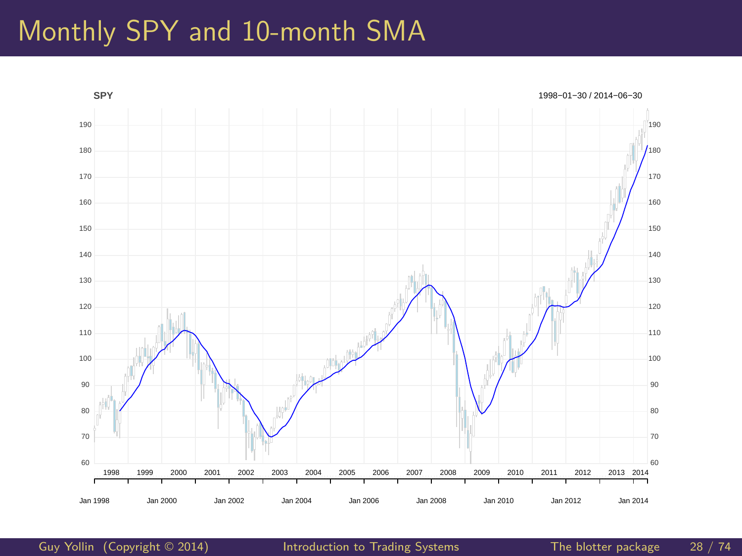# Monthly SPY and 10-month SMA

SPY

1998−01−30 / 2014−06−30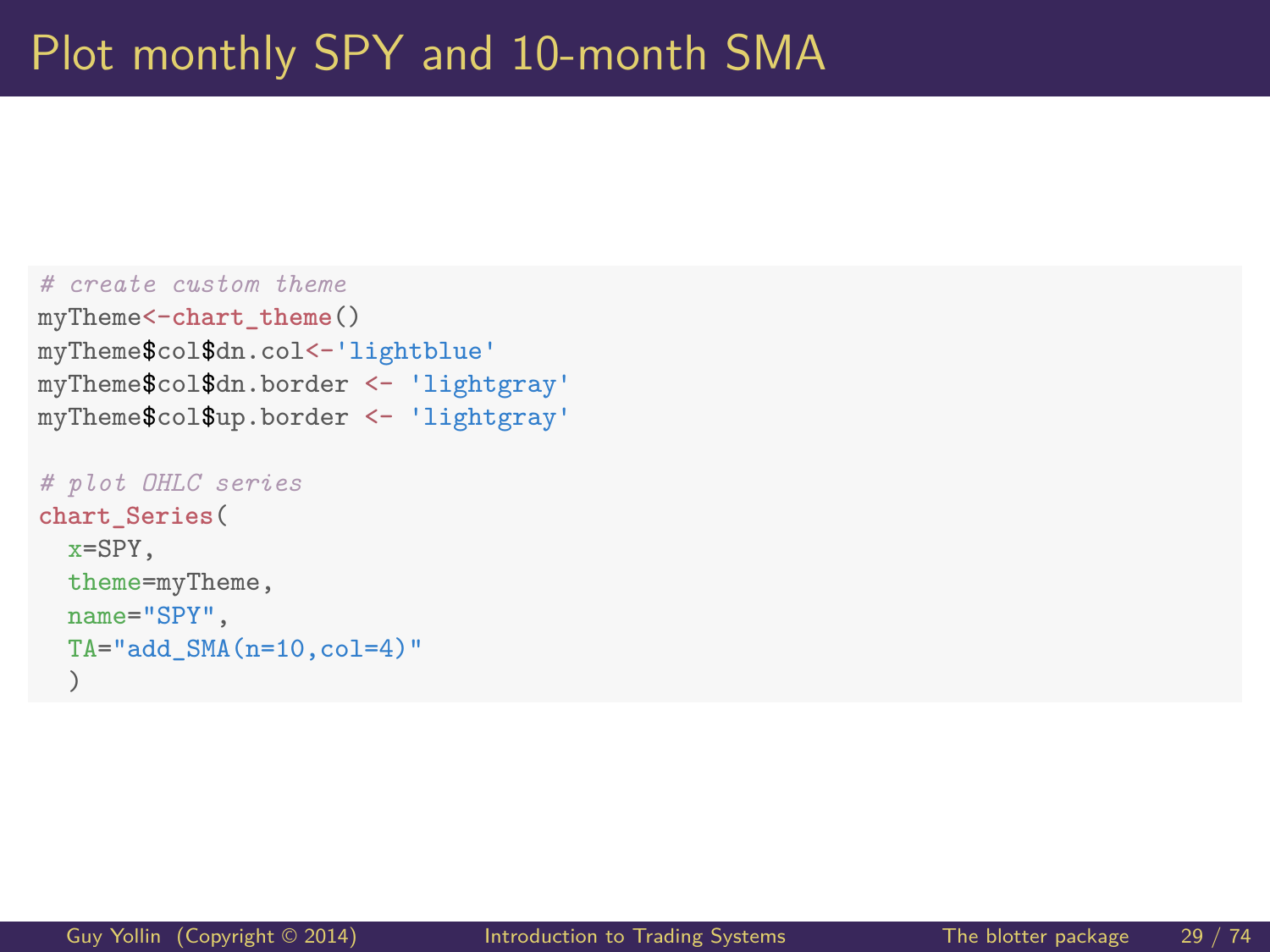# Plot monthly SPY and 10-month SMA

```r
# create custom theme
myTheme<-chart_theme()
myTheme$col$dn.col<-'lightblue'
myTheme$col$dn.border <- 'lightgray'
myTheme$col$up.border <- 'lightgray'

# plot OHLC series
chart_Series(
  x=SPY,
  theme=myTheme,
  name="SPY",
  TA="add_SMA(n=10,col=4)"
  )
```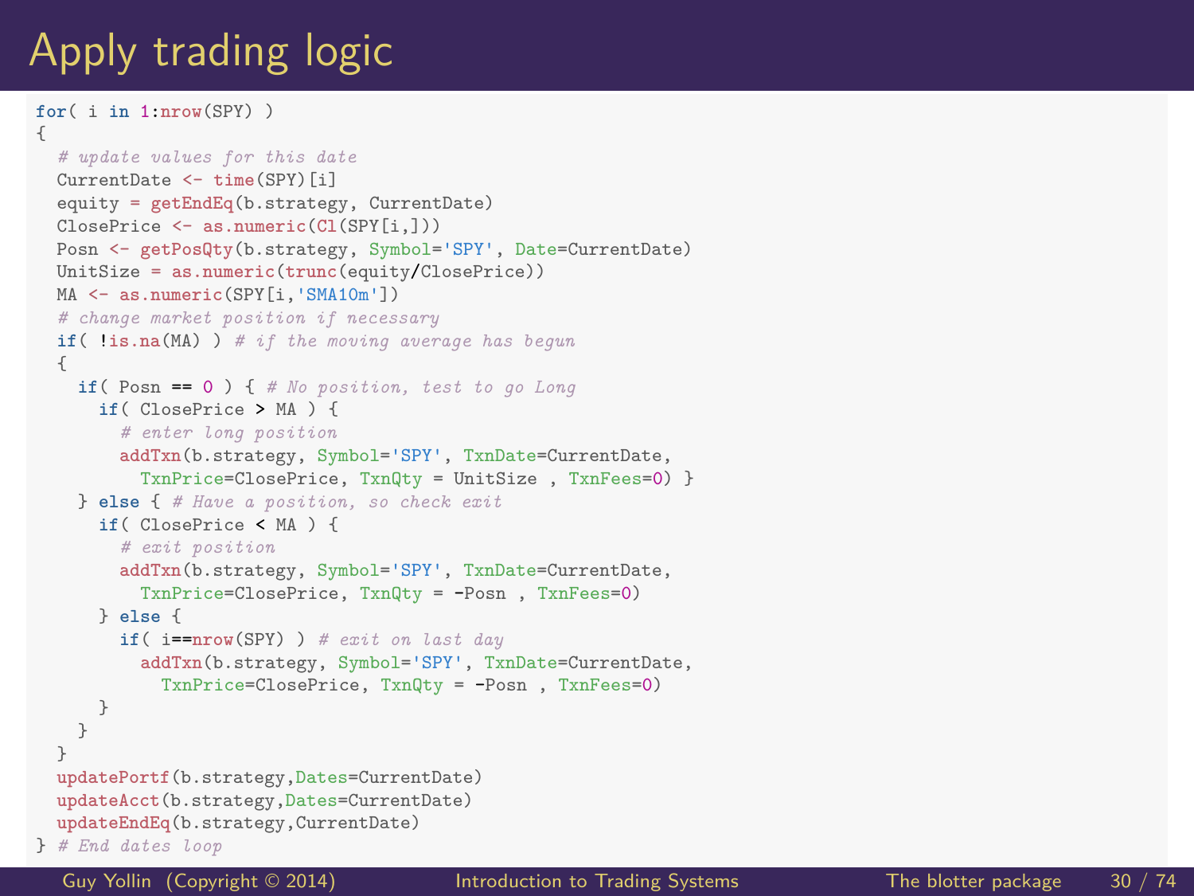# Apply trading logic

```r
for( i in 1:nrow(SPY) )
{
  # update values for this date
  CurrentDate <- time(SPY)[i]
  equity = getEndEq(b.strategy, CurrentDate)
  ClosePrice <- as.numeric(Cl(SPY[i,]))
  Posn <- getPosQty(b.strategy, Symbol='SPY', Date=CurrentDate)
  UnitSize = as.numeric(trunc(equity/ClosePrice))
  MA <- as.numeric(SPY[i,'SMA10m'])
  # change market position if necessary
  if( !is.na(MA) ) # if the moving average has begun
  {
    if( Posn == 0 ) { # No position, test to go Long
      if( ClosePrice > MA ) {
        # enter long position
        addTxn(b.strategy, Symbol='SPY', TxnDate=CurrentDate,
          TxnPrice=ClosePrice, TxnQty = UnitSize , TxnFees=0) }
    } else { # Have a position, so check exit
      if( ClosePrice < MA ) {
        # exit position
        addTxn(b.strategy, Symbol='SPY', TxnDate=CurrentDate,
          TxnPrice=ClosePrice, TxnQty = -Posn , TxnFees=0)
      } else {
        if( i==nrow(SPY) ) # exit on last day
          addTxn(b.strategy, Symbol='SPY', TxnDate=CurrentDate,
            TxnPrice=ClosePrice, TxnQty = -Posn , TxnFees=0)
      }
    }
  }
  updatePortf(b.strategy,Dates=CurrentDate)
  updateAcct(b.strategy,Dates=CurrentDate)
  updateEndEq(b.strategy,CurrentDate)
} # End dates loop
```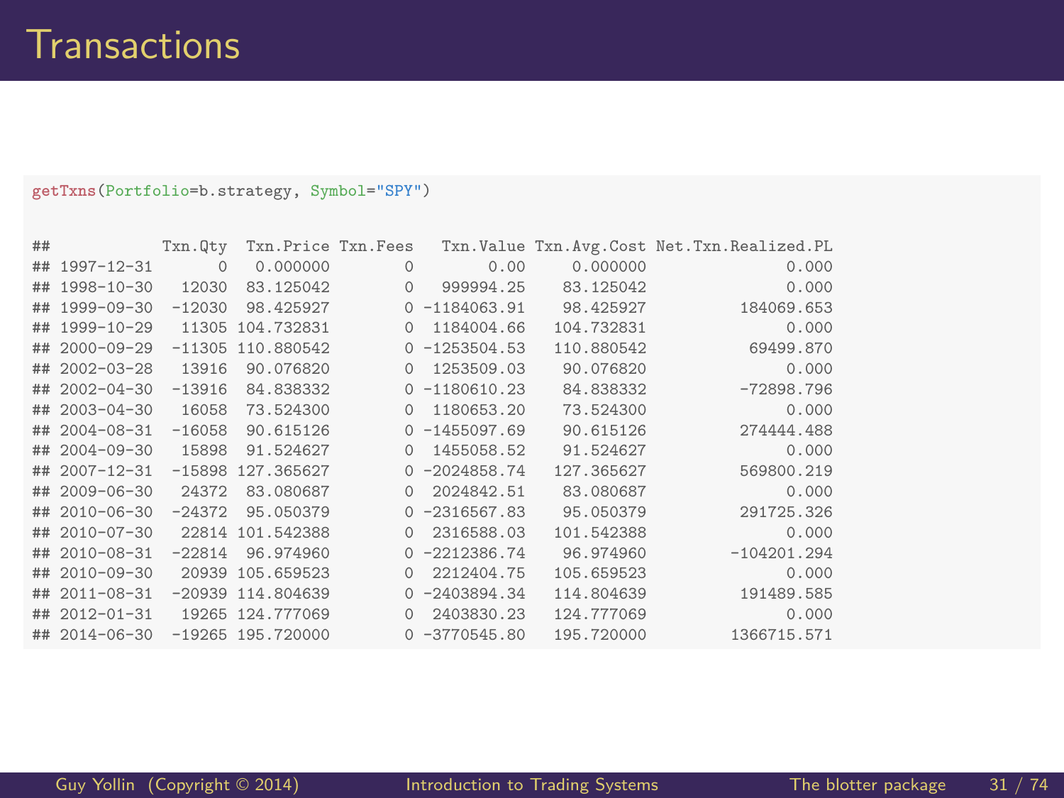# Transactions

```r
getTxns(Portfolio=b.strategy, Symbol="SPY")
```

```
##            Txn.Qty  Txn.Price Txn.Fees   Txn.Value Txn.Avg.Cost Net.Txn.Realized.PL
## 1997-12-31       0   0.000000        0        0.00     0.000000               0.000
## 1998-10-30   12030  83.125042        0   999994.25    83.125042               0.000
## 1999-09-30  -12030  98.425927        0 -1184063.91    98.425927          184069.653
## 1999-10-29   11305 104.732831        0  1184004.66   104.732831               0.000
## 2000-09-29  -11305 110.880542        0 -1253504.53   110.880542           69499.870
## 2002-03-28   13916  90.076820        0  1253509.03    90.076820               0.000
## 2002-04-30  -13916  84.838332        0 -1180610.23    84.838332          -72898.796
## 2003-04-30   16058  73.524300        0  1180653.20    73.524300               0.000
## 2004-08-31  -16058  90.615126        0 -1455097.69    90.615126          274444.488
## 2004-09-30   15898  91.524627        0  1455058.52    91.524627               0.000
## 2007-12-31  -15898 127.365627        0 -2024858.74   127.365627          569800.219
## 2009-06-30   24372  83.080687        0  2024842.51    83.080687               0.000
## 2010-06-30  -24372  95.050379        0 -2316567.83    95.050379          291725.326
## 2010-07-30   22814 101.542388        0  2316588.03   101.542388               0.000
## 2010-08-31  -22814  96.974960        0 -2212386.74    96.974960         -104201.294
## 2010-09-30   20939 105.659523        0  2212404.75   105.659523               0.000
## 2011-08-31  -20939 114.804639        0 -2403894.34   114.804639          191489.585
## 2012-01-31   19265 124.777069        0  2403830.23   124.777069               0.000
## 2014-06-30  -19265 195.720000        0 -3770545.80   195.720000         1366715.571
```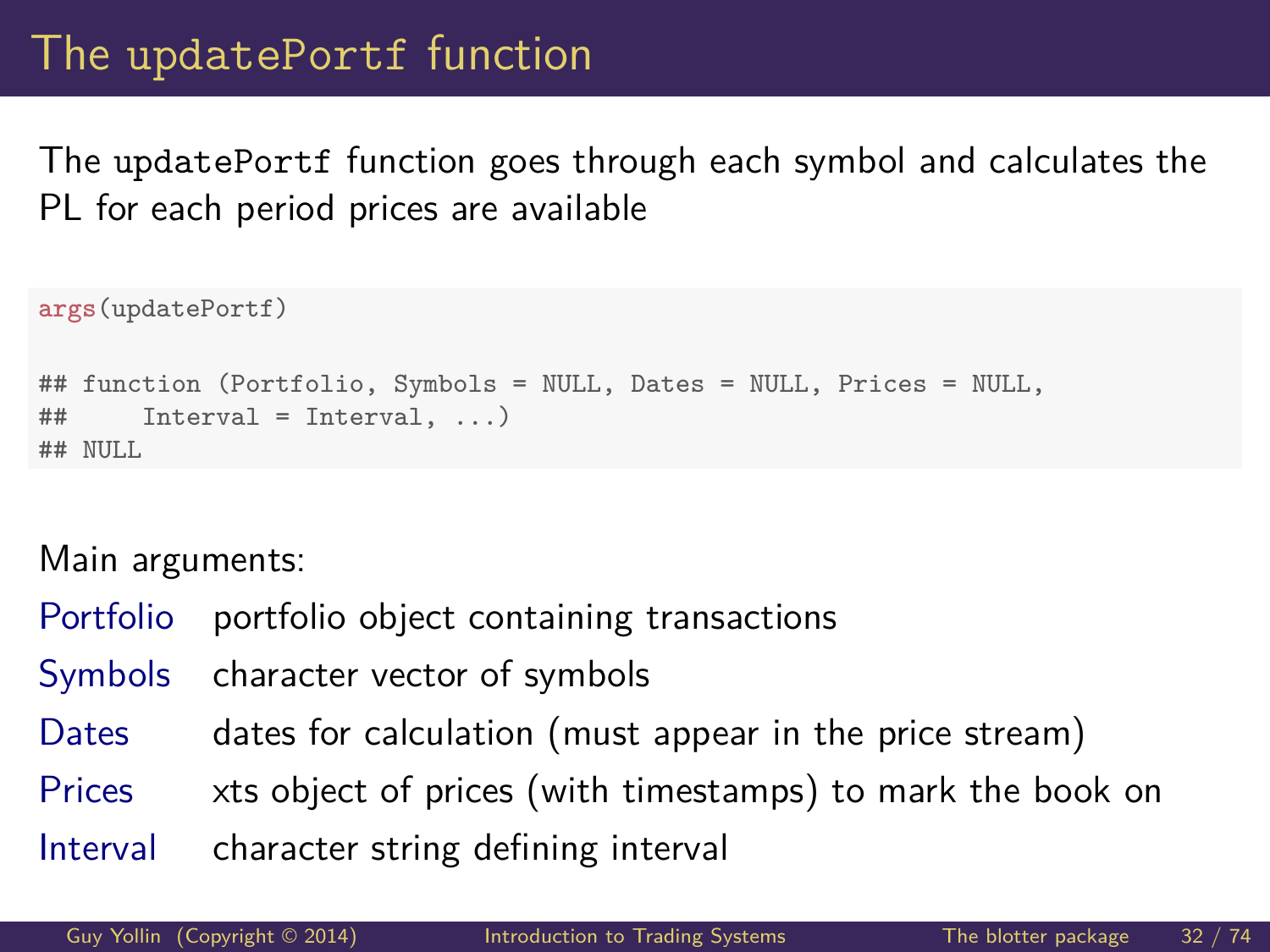# The updatePortf function

The `updatePortf` function goes through each symbol and calculates the PL for each period prices are available

```
args(updatePortf)

## function (Portfolio, Symbols = NULL, Dates = NULL, Prices = NULL,
##     Interval = Interval, ...)
## NULL
```

Main arguments:

| | |
|---|---|
| Portfolio | portfolio object containing transactions |
| Symbols | character vector of symbols |
| Dates | dates for calculation (must appear in the price stream) |
| Prices | xts object of prices (with timestamps) to mark the book on |
| Interval | character string defining interval |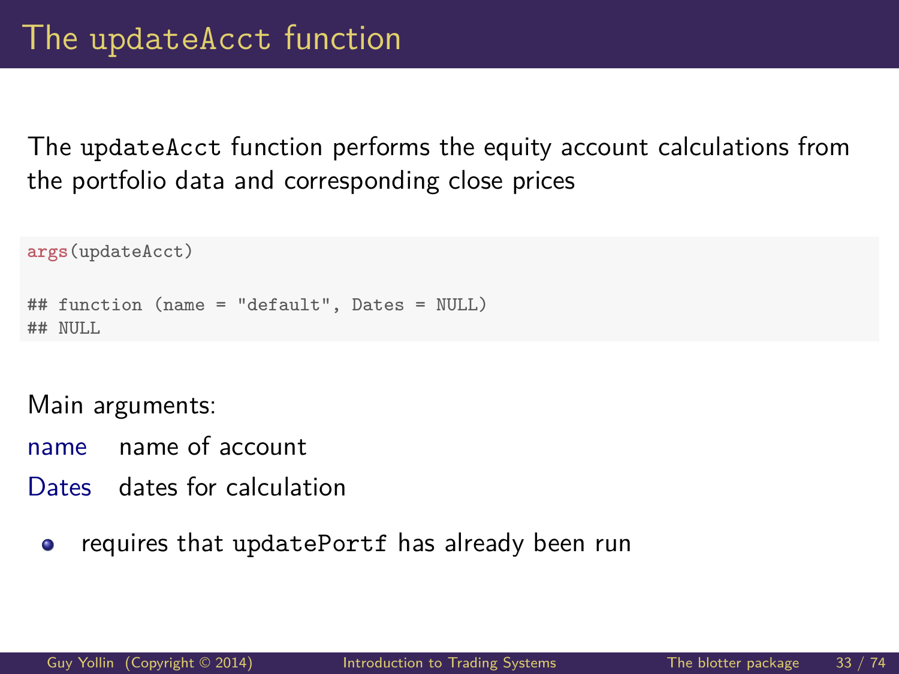# The updateAcct function

The `updateAcct` function performs the equity account calculations from the portfolio data and corresponding close prices

```
args(updateAcct)

## function (name = "default", Dates = NULL)
## NULL
```

Main arguments:

**name** name of account

**Dates** dates for calculation

- requires that `updatePortf` has already been run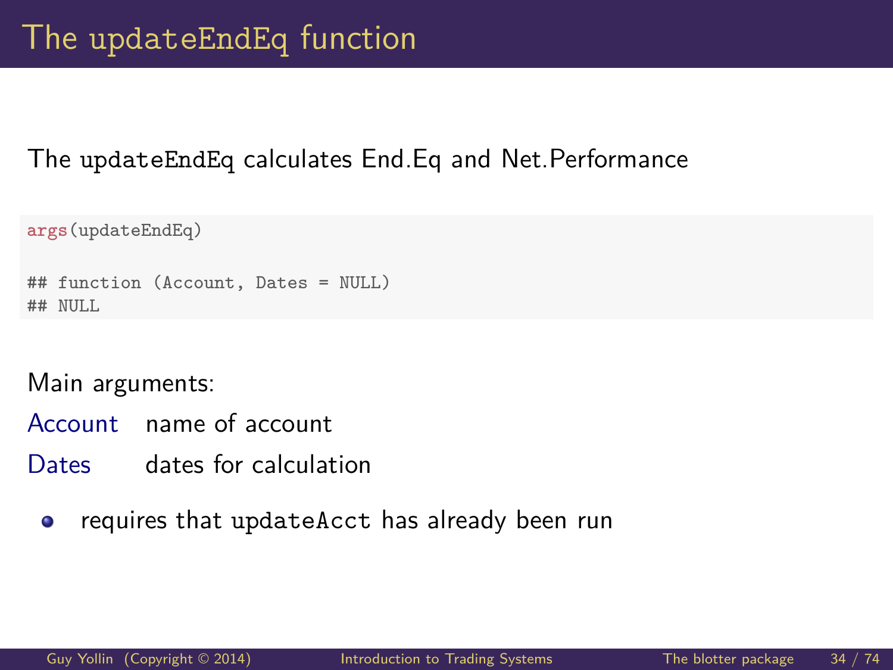# The updateEndEq function

The `updateEndEq` calculates End.Eq and Net.Performance

```
args(updateEndEq)

## function (Account, Dates = NULL)
## NULL
```

Main arguments:

| | |
|---|---|
| Account | name of account |
| Dates | dates for calculation |

- requires that `updateAcct` has already been run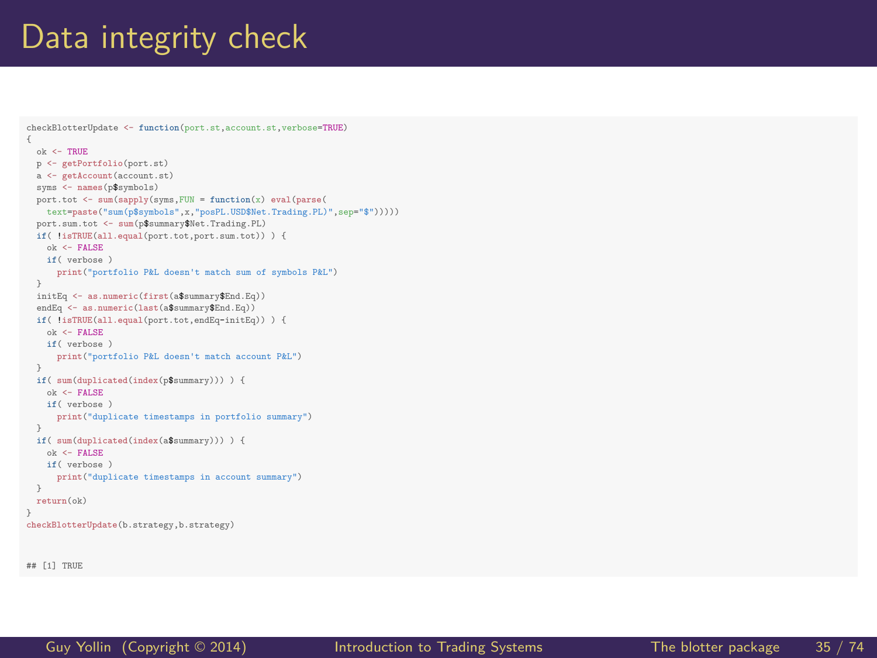# Data integrity check

```
checkBlotterUpdate <- function(port.st,account.st,verbose=TRUE)
{
  ok <- TRUE
  p <- getPortfolio(port.st)
  a <- getAccount(account.st)
  syms <- names(p$symbols)
  port.tot <- sum(sapply(syms,FUN = function(x) eval(parse(
    text=paste("sum(p$symbols",x,"posPL.USD$Net.Trading.PL)",sep="$")))))
  port.sum.tot <- sum(p$summary$Net.Trading.PL)
  if( !isTRUE(all.equal(port.tot,port.sum.tot)) ) {
    ok <- FALSE
    if( verbose )
      print("portfolio P&L doesn't match sum of symbols P&L")
  }
  initEq <- as.numeric(first(a$summary$End.Eq))
  endEq <- as.numeric(last(a$summary$End.Eq))
  if( !isTRUE(all.equal(port.tot,endEq-initEq)) ) {
    ok <- FALSE
    if( verbose )
      print("portfolio P&L doesn't match account P&L")
  }
  if( sum(duplicated(index(p$summary))) ) {
    ok <- FALSE
    if( verbose )
      print("duplicate timestamps in portfolio summary")
  }
  if( sum(duplicated(index(a$summary))) ) {
    ok <- FALSE
    if( verbose )
      print("duplicate timestamps in account summary")
  }
  return(ok)
}
checkBlotterUpdate(b.strategy,b.strategy)

## [1] TRUE
```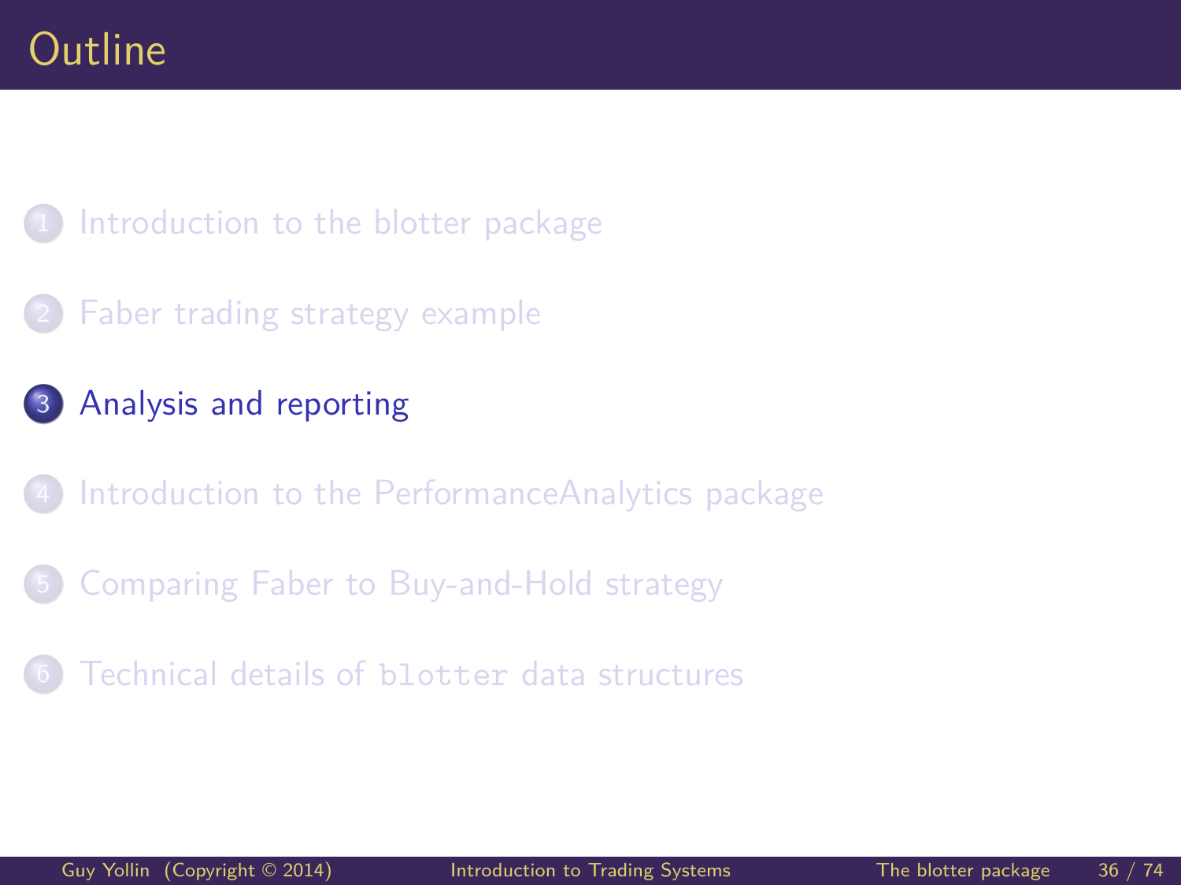# Outline

1. Introduction to the blotter package
2. Faber trading strategy example
3. **Analysis and reporting**
4. Introduction to the PerformanceAnalytics package
5. Comparing Faber to Buy-and-Hold strategy
6. Technical details of `blotter` data structures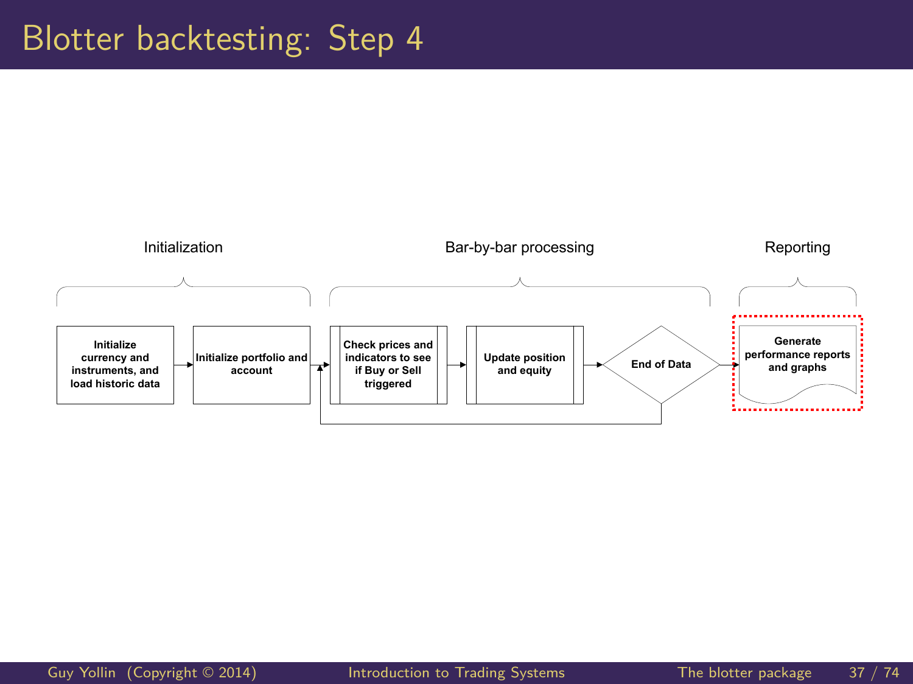# Blotter backtesting: Step 4

**Initialization**
- Initialize currency and instruments, and load historic data
- Initialize portfolio and account

**Bar-by-bar processing**
- Check prices and indicators to see if Buy or Sell triggered
- Update position and equity
- End of Data

**Reporting**
- Generate performance reports and graphs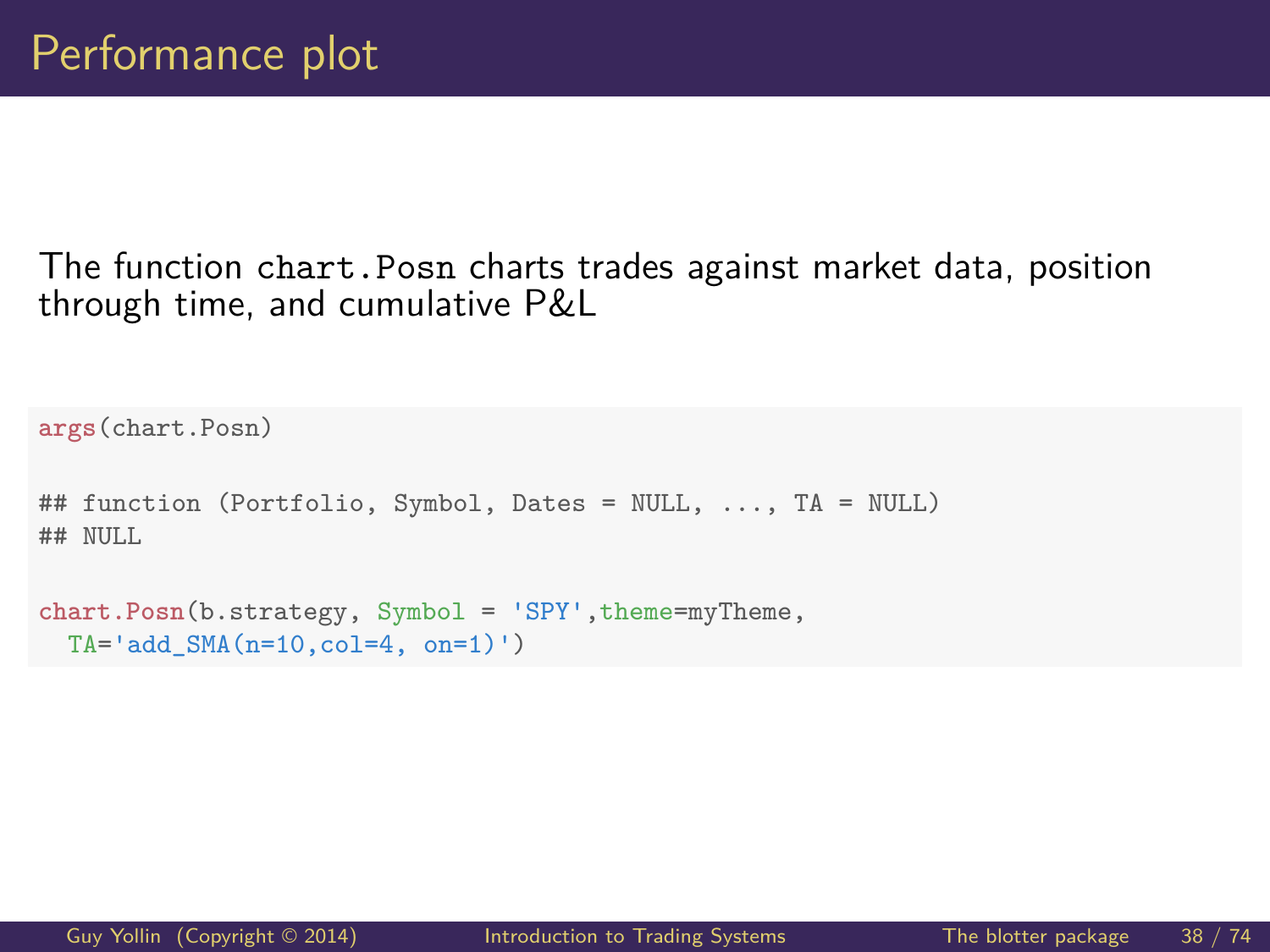# Performance plot

The function `chart.Posn` charts trades against market data, position through time, and cumulative P&L

```r
args(chart.Posn)

## function (Portfolio, Symbol, Dates = NULL, ..., TA = NULL)
## NULL

chart.Posn(b.strategy, Symbol = 'SPY',theme=myTheme,
  TA='add_SMA(n=10,col=4, on=1)')
```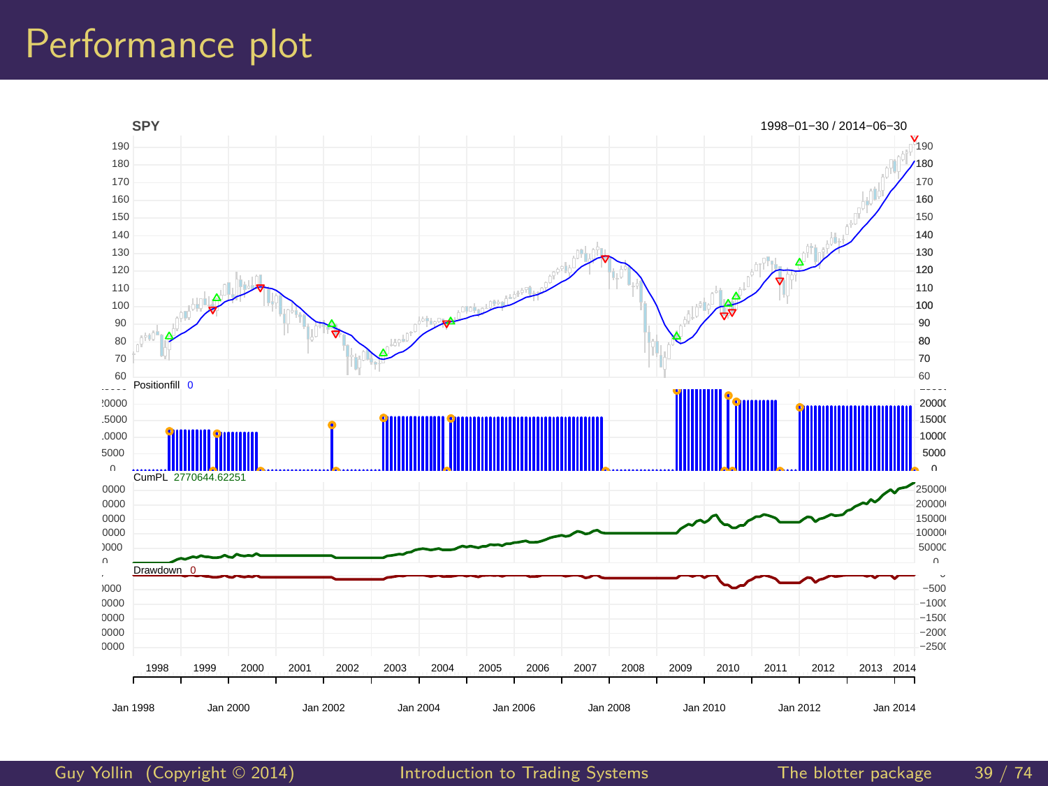# Performance plot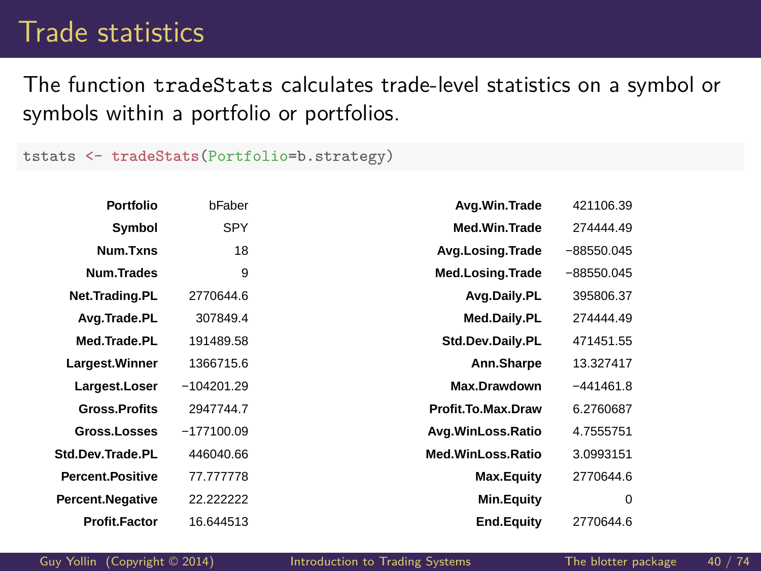# Trade statistics

The function `tradeStats` calculates trade-level statistics on a symbol or symbols within a portfolio or portfolios.

```
tstats <- tradeStats(Portfolio=b.strategy)
```

| | | | |
|---|---|---|---|
| **Portfolio** | bFaber | **Avg.Win.Trade** | 421106.39 |
| **Symbol** | SPY | **Med.Win.Trade** | 274444.49 |
| **Num.Txns** | 18 | **Avg.Losing.Trade** | −88550.045 |
| **Num.Trades** | 9 | **Med.Losing.Trade** | −88550.045 |
| **Net.Trading.PL** | 2770644.6 | **Avg.Daily.PL** | 395806.37 |
| **Avg.Trade.PL** | 307849.4 | **Med.Daily.PL** | 274444.49 |
| **Med.Trade.PL** | 191489.58 | **Std.Dev.Daily.PL** | 471451.55 |
| **Largest.Winner** | 1366715.6 | **Ann.Sharpe** | 13.327417 |
| **Largest.Loser** | −104201.29 | **Max.Drawdown** | −441461.8 |
| **Gross.Profits** | 2947744.7 | **Profit.To.Max.Draw** | 6.2760687 |
| **Gross.Losses** | −177100.09 | **Avg.WinLoss.Ratio** | 4.7555751 |
| **Std.Dev.Trade.PL** | 446040.66 | **Med.WinLoss.Ratio** | 3.0993151 |
| **Percent.Positive** | 77.777778 | **Max.Equity** | 2770644.6 |
| **Percent.Negative** | 22.222222 | **Min.Equity** | 0 |
| **Profit.Factor** | 16.644513 | **End.Equity** | 2770644.6 |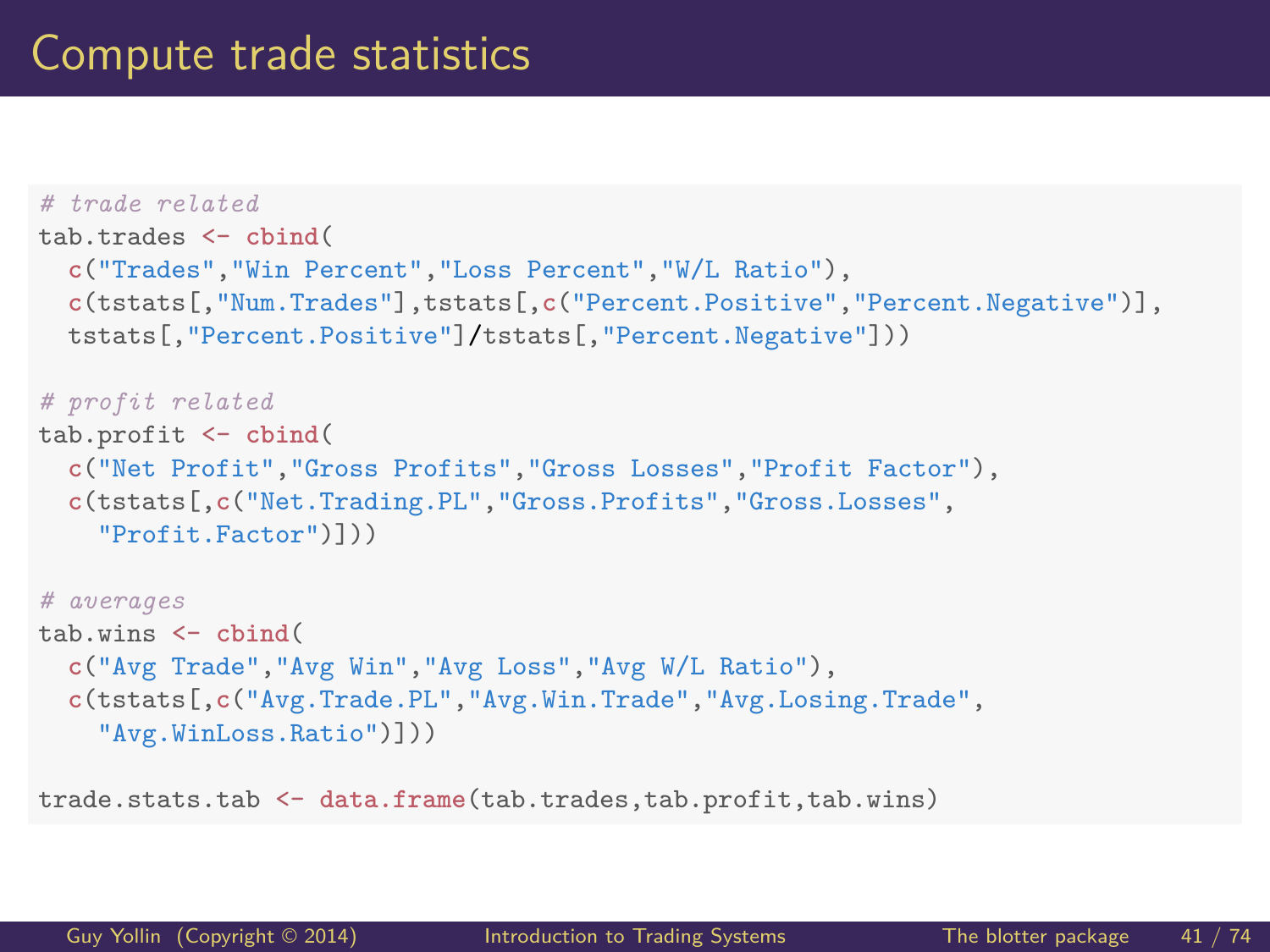# Compute trade statistics

```r
# trade related
tab.trades <- cbind(
  c("Trades","Win Percent","Loss Percent","W/L Ratio"),
  c(tstats[,"Num.Trades"],tstats[,c("Percent.Positive","Percent.Negative")],
  tstats[,"Percent.Positive"]/tstats[,"Percent.Negative"]))

# profit related
tab.profit <- cbind(
  c("Net Profit","Gross Profits","Gross Losses","Profit Factor"),
  c(tstats[,c("Net.Trading.PL","Gross.Profits","Gross.Losses",
    "Profit.Factor")]))

# averages
tab.wins <- cbind(
  c("Avg Trade","Avg Win","Avg Loss","Avg W/L Ratio"),
  c(tstats[,c("Avg.Trade.PL","Avg.Win.Trade","Avg.Losing.Trade",
   "Avg.WinLoss.Ratio")]))

trade.stats.tab <- data.frame(tab.trades,tab.profit,tab.wins)
```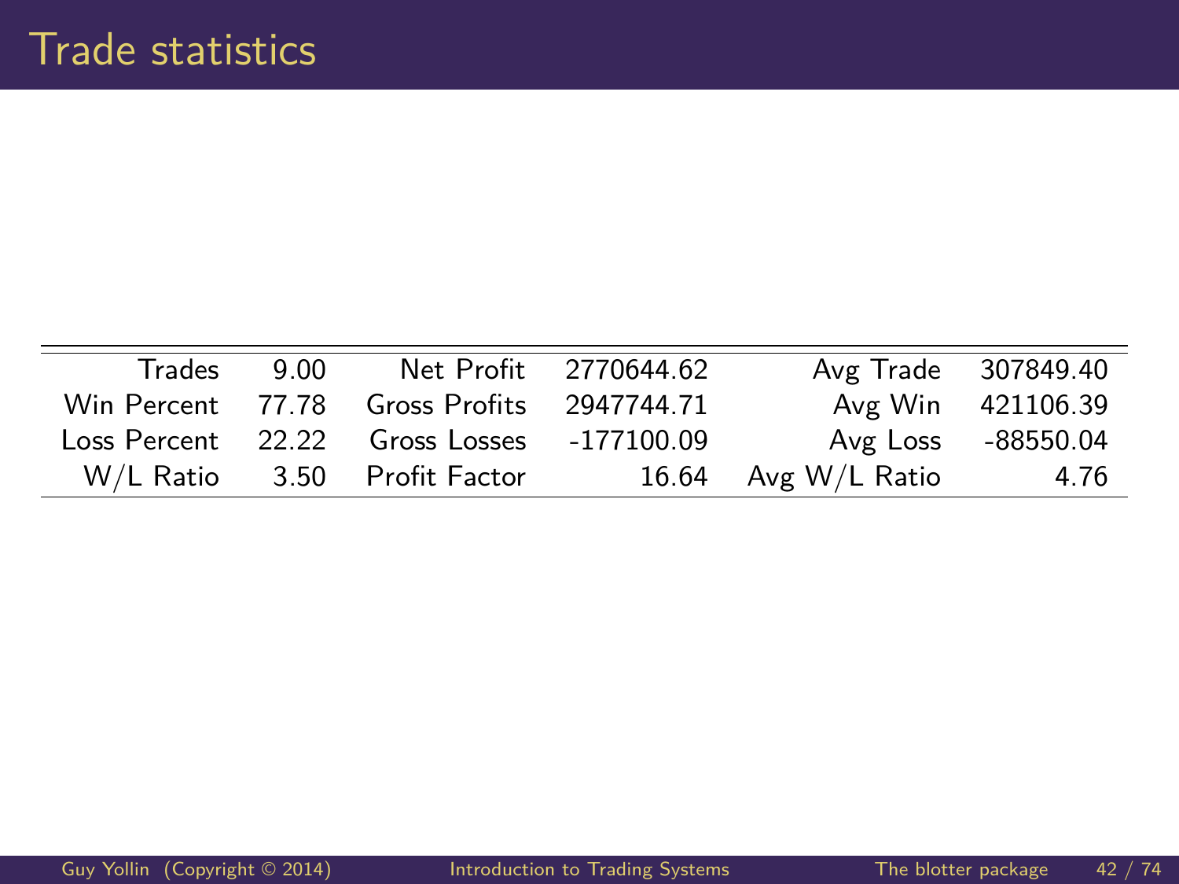# Trade statistics

| | | | | | |
|---|---|---|---|---|---|
| Trades | 9.00 | Net Profit | 2770644.62 | Avg Trade | 307849.40 |
| Win Percent | 77.78 | Gross Profits | 2947744.71 | Avg Win | 421106.39 |
| Loss Percent | 22.22 | Gross Losses | -177100.09 | Avg Loss | -88550.04 |
| W/L Ratio | 3.50 | Profit Factor | 16.64 | Avg W/L Ratio | 4.76 |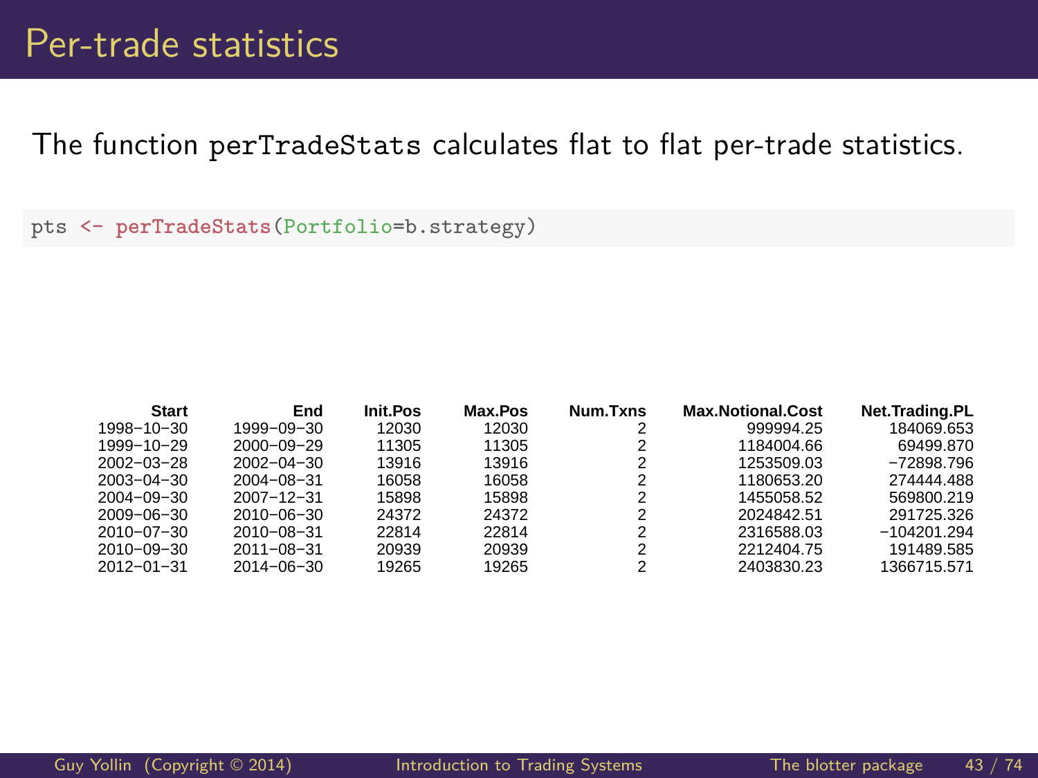# Per-trade statistics

The function `perTradeStats` calculates flat to flat per-trade statistics.

```
pts <- perTradeStats(Portfolio=b.strategy)
```

| Start | End | Init.Pos | Max.Pos | Num.Txns | Max.Notional.Cost | Net.Trading.PL |
|---:|---:|---:|---:|---:|---:|---:|
| 1998−10−30 | 1999−09−30 | 12030 | 12030 | 2 | 999994.25 | 184069.653 |
| 1999−10−29 | 2000−09−29 | 11305 | 11305 | 2 | 1184004.66 | 69499.870 |
| 2002−03−28 | 2002−04−30 | 13916 | 13916 | 2 | 1253509.03 | −72898.796 |
| 2003−04−30 | 2004−08−31 | 16058 | 16058 | 2 | 1180653.20 | 274444.488 |
| 2004−09−30 | 2007−12−31 | 15898 | 15898 | 2 | 1455058.52 | 569800.219 |
| 2009−06−30 | 2010−06−30 | 24372 | 24372 | 2 | 2024842.51 | 291725.326 |
| 2010−07−30 | 2010−08−31 | 22814 | 22814 | 2 | 2316588.03 | −104201.294 |
| 2010−09−30 | 2011−08−31 | 20939 | 20939 | 2 | 2212404.75 | 191489.585 |
| 2012−01−31 | 2014−06−30 | 19265 | 19265 | 2 | 2403830.23 | 1366715.571 |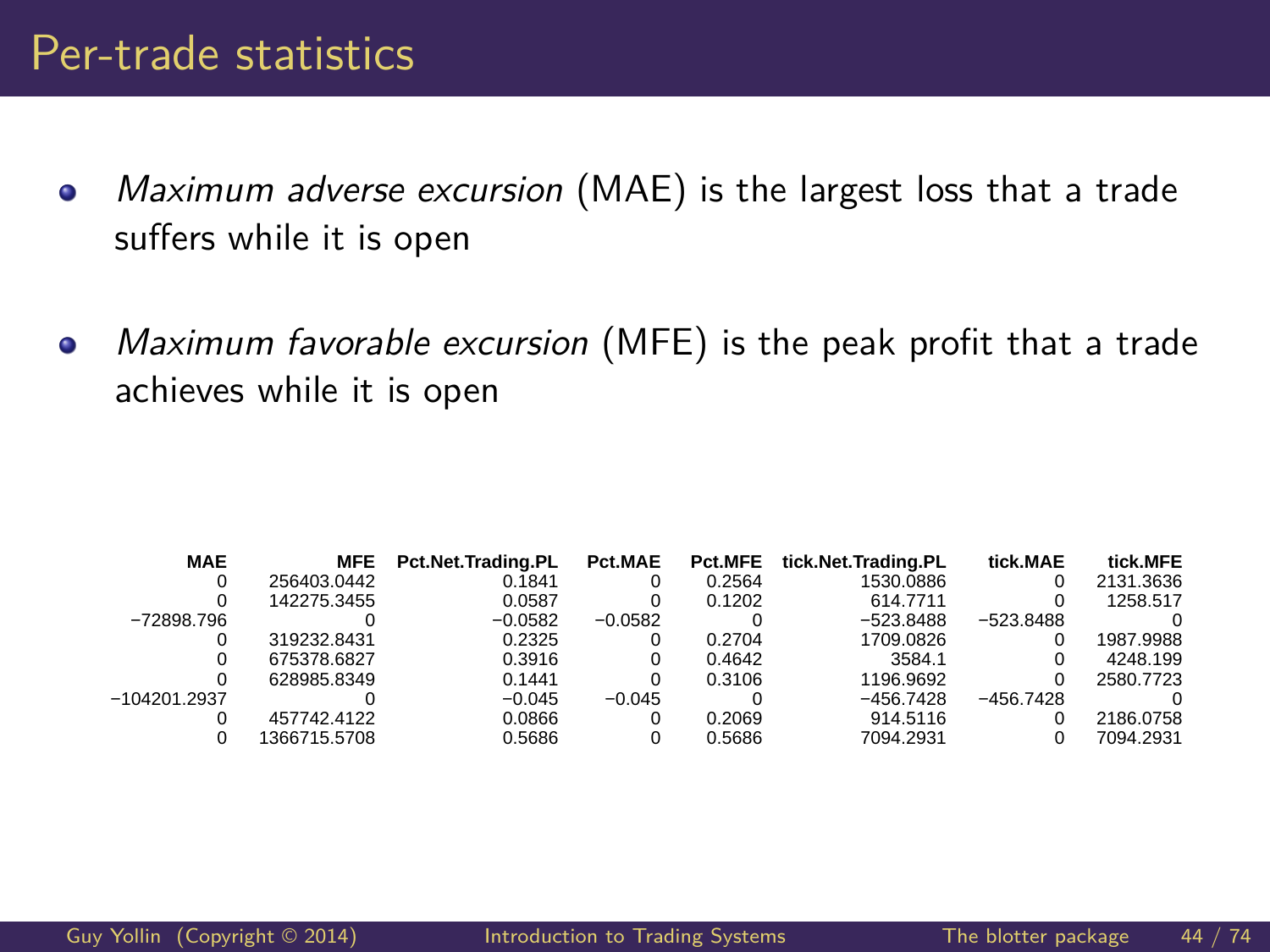# Per-trade statistics

- *Maximum adverse excursion* (MAE) is the largest loss that a trade suffers while it is open
- *Maximum favorable excursion* (MFE) is the peak profit that a trade achieves while it is open

| MAE | MFE | Pct.Net.Trading.PL | Pct.MAE | Pct.MFE | tick.Net.Trading.PL | tick.MAE | tick.MFE |
|---:|---:|---:|---:|---:|---:|---:|---:|
| 0 | 256403.0442 | 0.1841 | 0 | 0.2564 | 1530.0886 | 0 | 2131.3636 |
| 0 | 142275.3455 | 0.0587 | 0 | 0.1202 | 614.7711 | 0 | 1258.517 |
| −72898.796 | 0 | −0.0582 | −0.0582 | 0 | −523.8488 | −523.8488 | 0 |
| 0 | 319232.8431 | 0.2325 | 0 | 0.2704 | 1709.0826 | 0 | 1987.9988 |
| 0 | 675378.6827 | 0.3916 | 0 | 0.4642 | 3584.1 | 0 | 4248.199 |
| 0 | 628985.8349 | 0.1441 | 0 | 0.3106 | 1196.9692 | 0 | 2580.7723 |
| −104201.2937 | 0 | −0.045 | −0.045 | 0 | −456.7428 | −456.7428 | 0 |
| 0 | 457742.4122 | 0.0866 | 0 | 0.2069 | 914.5116 | 0 | 2186.0758 |
| 0 | 1366715.5708 | 0.5686 | 0 | 0.5686 | 7094.2931 | 0 | 7094.2931 |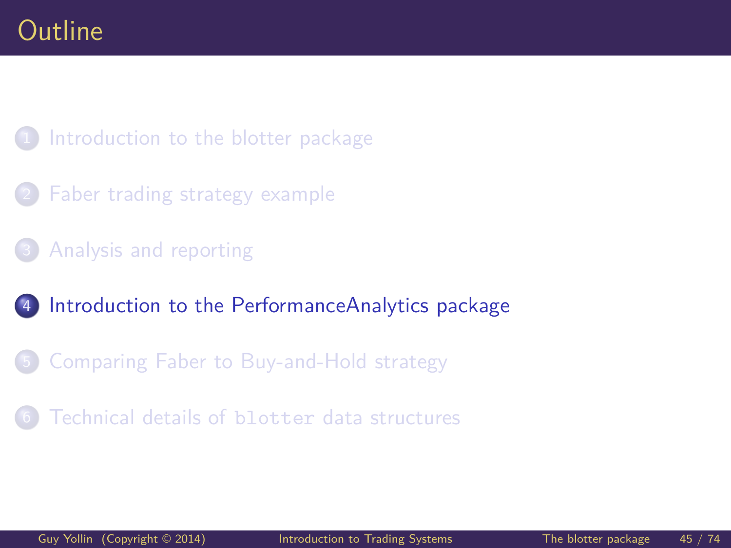# Outline

1. Introduction to the blotter package
2. Faber trading strategy example
3. Analysis and reporting
4. **Introduction to the PerformanceAnalytics package**
5. Comparing Faber to Buy-and-Hold strategy
6. Technical details of `blotter` data structures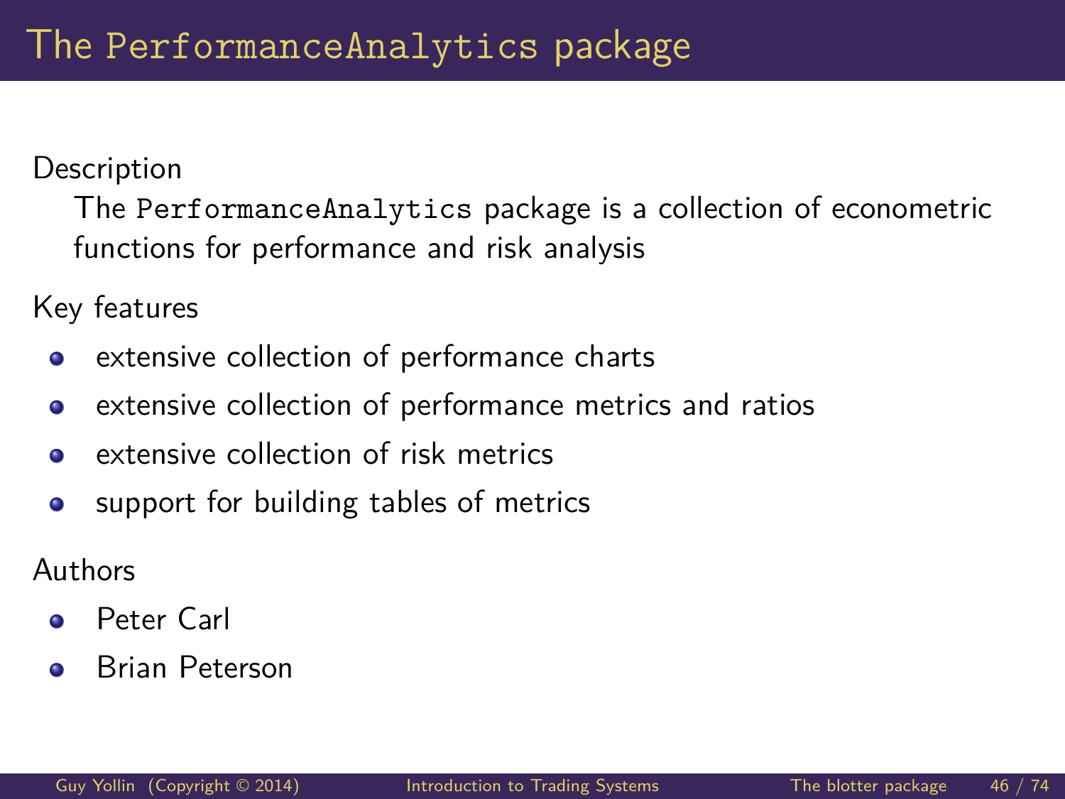# The `PerformanceAnalytics` package

Description

The `PerformanceAnalytics` package is a collection of econometric functions for performance and risk analysis

Key features

- extensive collection of performance charts
- extensive collection of performance metrics and ratios
- extensive collection of risk metrics
- support for building tables of metrics

Authors

- Peter Carl
- Brian Peterson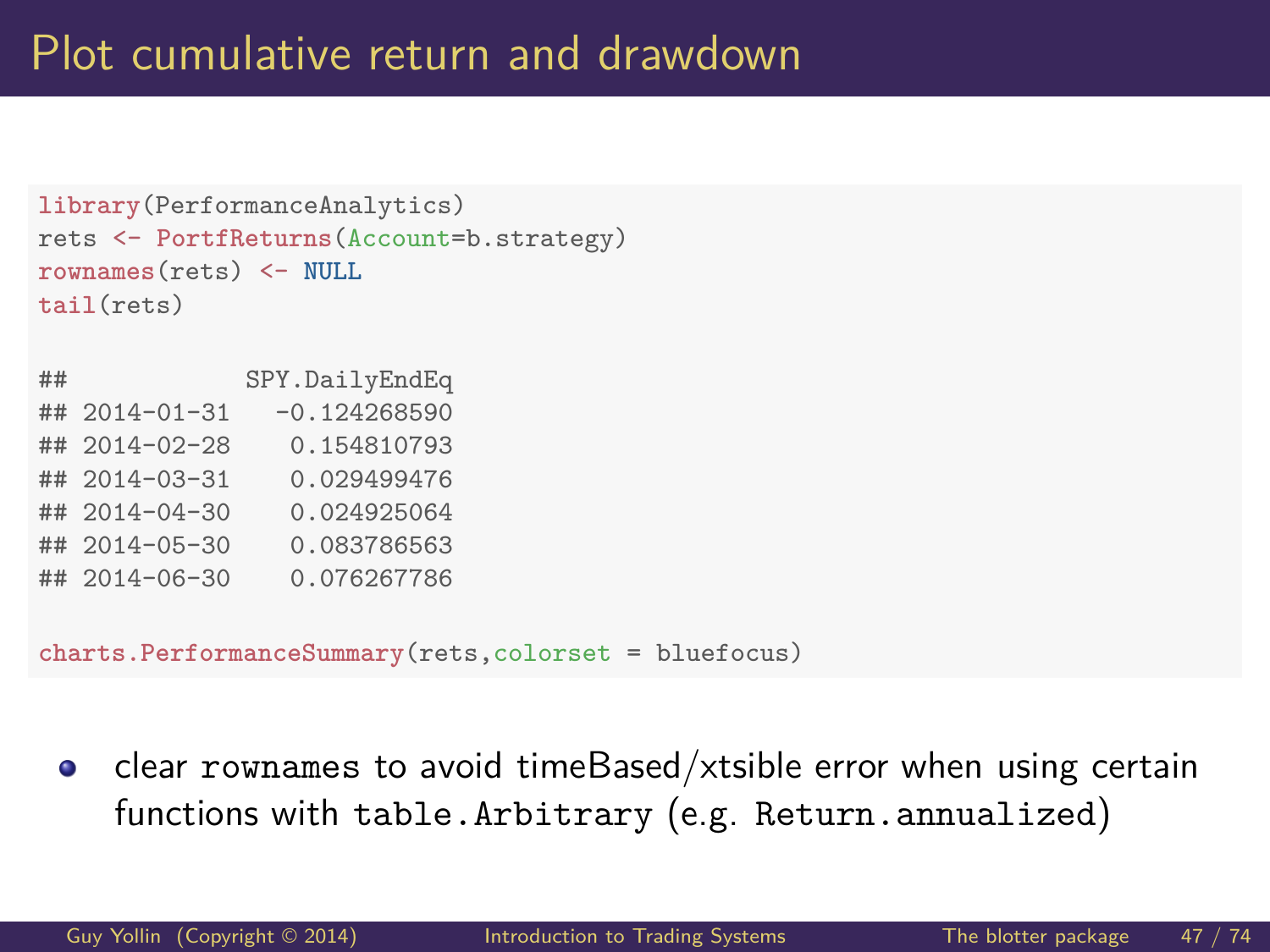# Plot cumulative return and drawdown

```r
library(PerformanceAnalytics)
rets <- PortfReturns(Account=b.strategy)
rownames(rets) <- NULL
tail(rets)

##            SPY.DailyEndEq
## 2014-01-31   -0.124268590
## 2014-02-28    0.154810793
## 2014-03-31    0.029499476
## 2014-04-30    0.024925064
## 2014-05-30    0.083786563
## 2014-06-30    0.076267786

charts.PerformanceSummary(rets,colorset = bluefocus)
```

- clear `rownames` to avoid timeBased/xtsible error when using certain functions with `table.Arbitrary` (e.g. `Return.annualized`)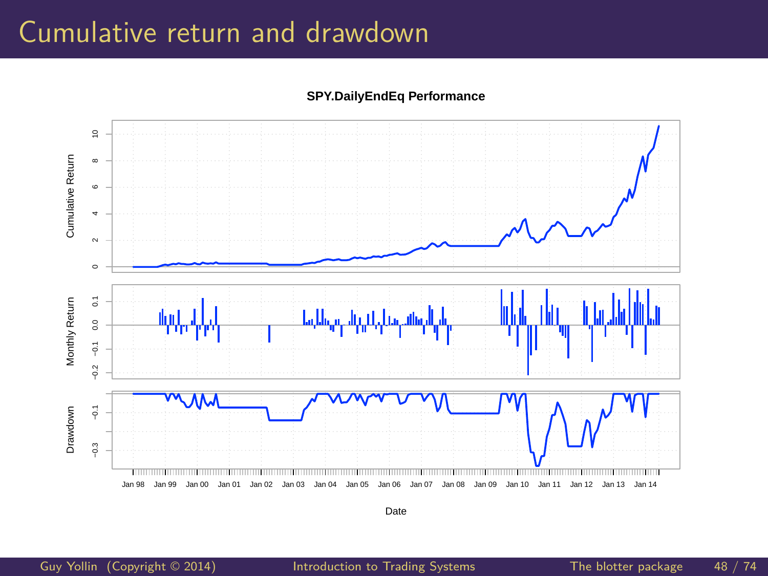# Cumulative return and drawdown

**SPY.DailyEndEq Performance**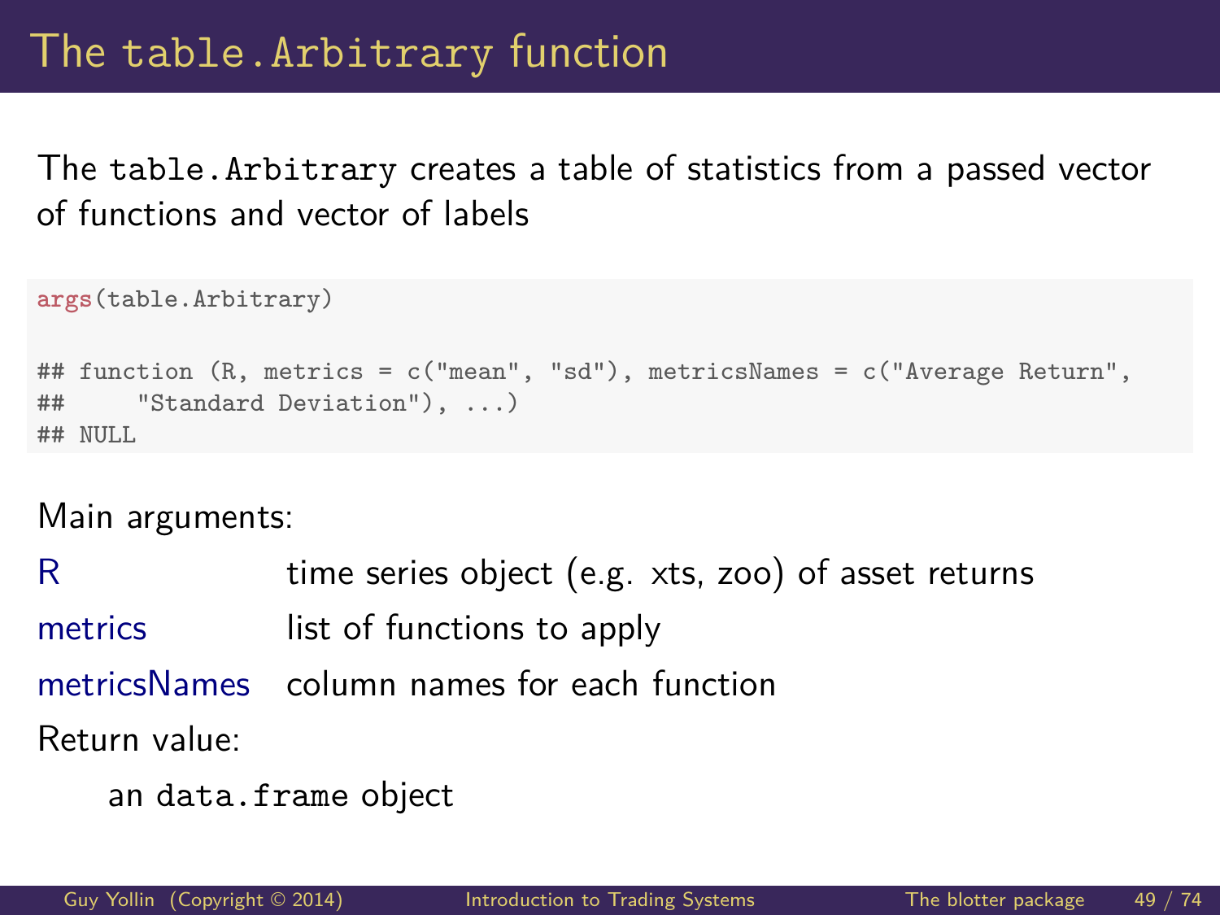# The table.Arbitrary function

The `table.Arbitrary` creates a table of statistics from a passed vector of functions and vector of labels

```
args(table.Arbitrary)
```

```
## function (R, metrics = c("mean", "sd"), metricsNames = c("Average Return",
##     "Standard Deviation"), ...)
## NULL
```

Main arguments:

| | |
|---|---|
| R | time series object (e.g. xts, zoo) of asset returns |
| metrics | list of functions to apply |
| metricsNames | column names for each function |

Return value:

an `data.frame` object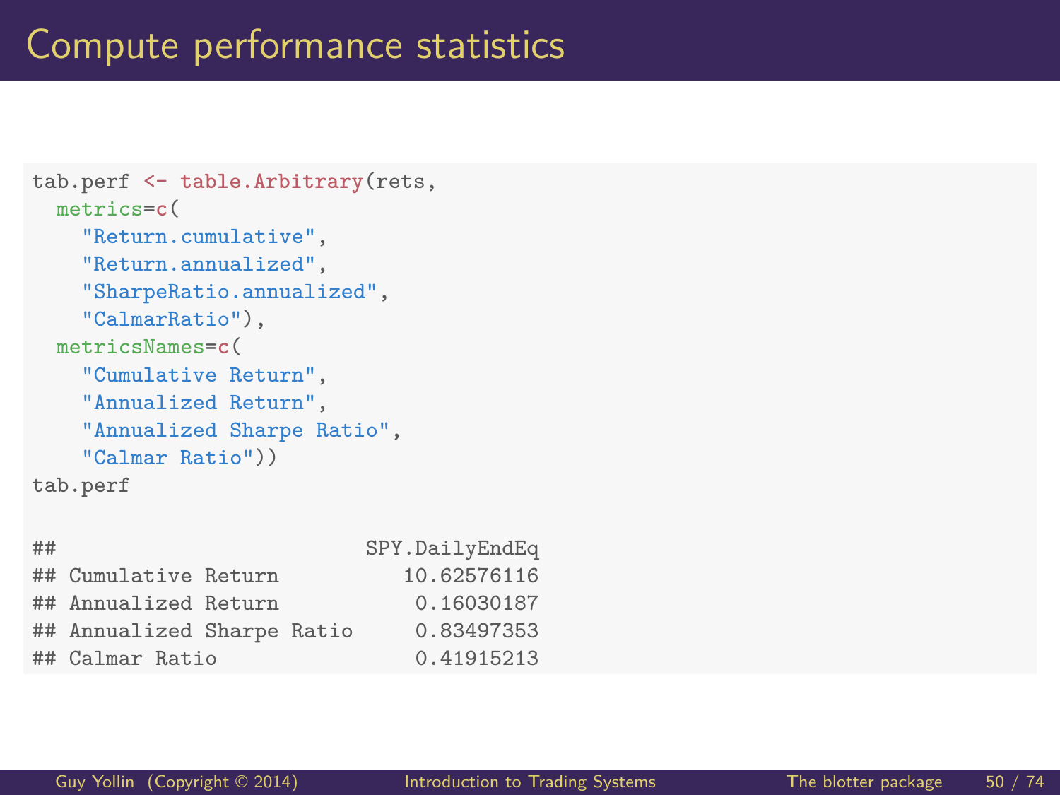# Compute performance statistics

```
tab.perf <- table.Arbitrary(rets,
  metrics=c(
    "Return.cumulative",
    "Return.annualized",
    "SharpeRatio.annualized",
    "CalmarRatio"),
  metricsNames=c(
    "Cumulative Return",
    "Annualized Return",
    "Annualized Sharpe Ratio",
    "Calmar Ratio"))
tab.perf

##                          SPY.DailyEndEq
## Cumulative Return           10.62576116
## Annualized Return            0.16030187
## Annualized Sharpe Ratio      0.83497353
## Calmar Ratio                 0.41915213
```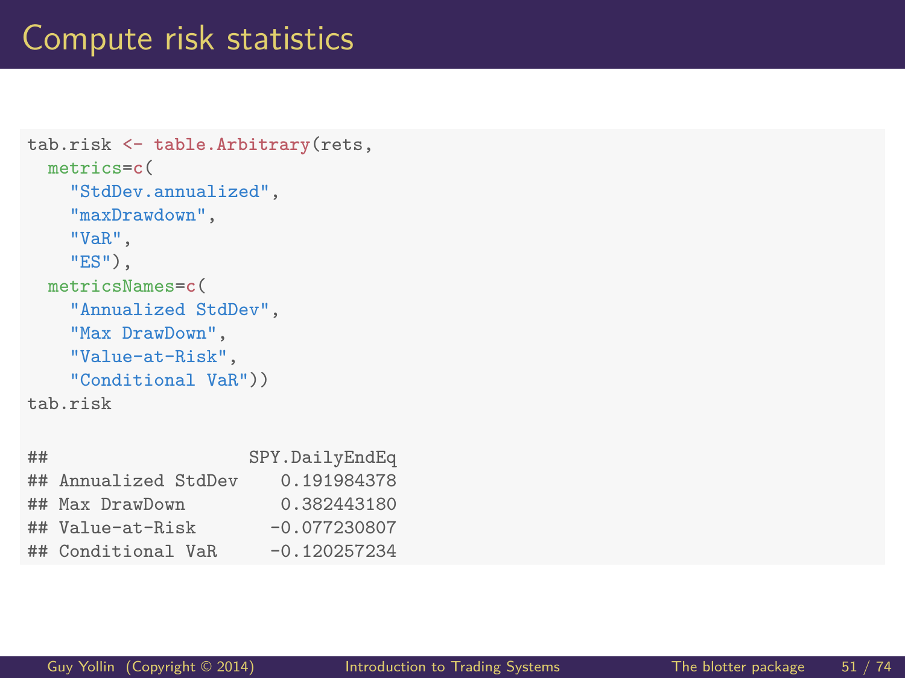# Compute risk statistics

```r
tab.risk <- table.Arbitrary(rets,
  metrics=c(
    "StdDev.annualized",
    "maxDrawdown",
    "VaR",
    "ES"),
  metricsNames=c(
    "Annualized StdDev",
    "Max DrawDown",
    "Value-at-Risk",
    "Conditional VaR"))
tab.risk

##                   SPY.DailyEndEq
## Annualized StdDev    0.191984378
## Max DrawDown         0.382443180
## Value-at-Risk       -0.077230807
## Conditional VaR     -0.120257234
```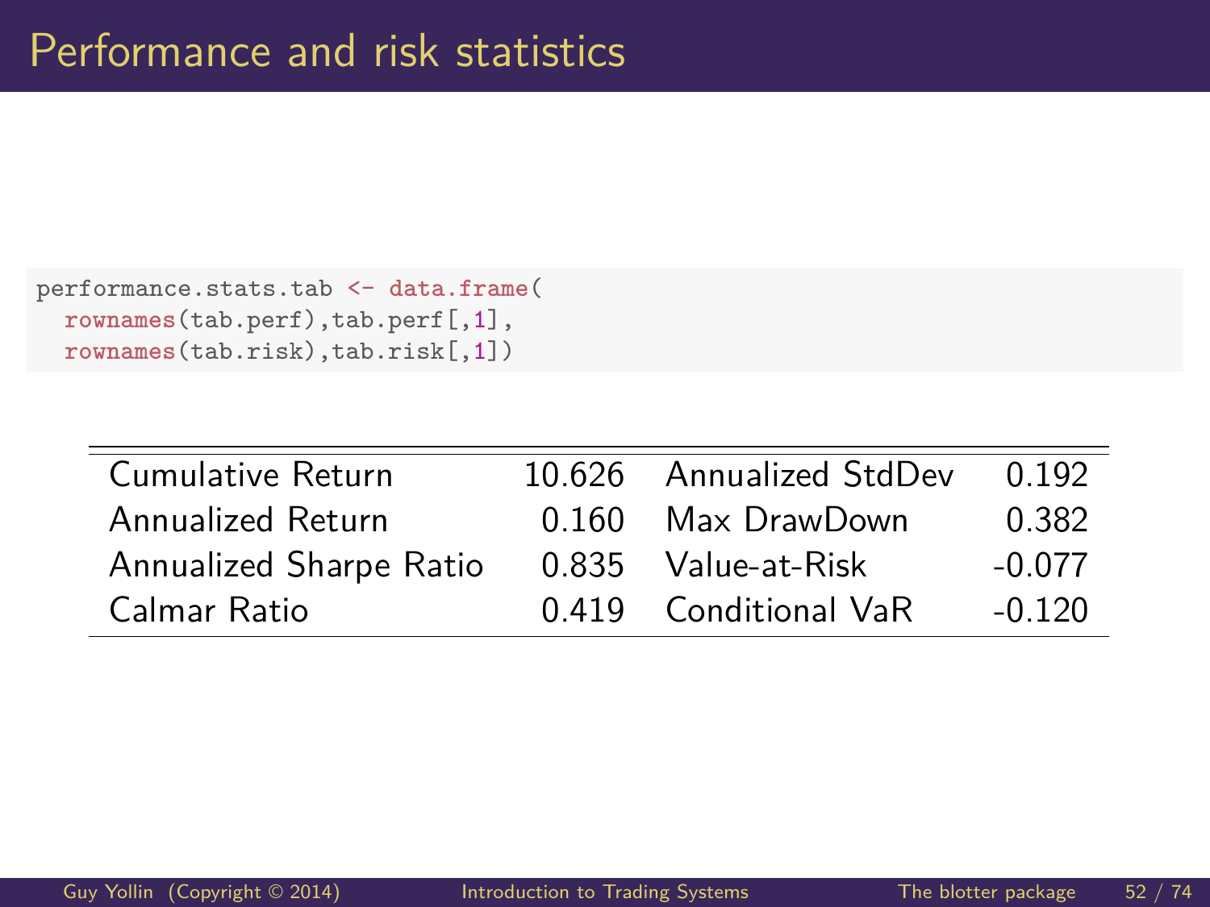# Performance and risk statistics

```
performance.stats.tab <- data.frame(
  rownames(tab.perf),tab.perf[,1],
  rownames(tab.risk),tab.risk[,1])
```

| | | | |
|---|---|---|---|
| Cumulative Return | 10.626 | Annualized StdDev | 0.192 |
| Annualized Return | 0.160 | Max DrawDown | 0.382 |
| Annualized Sharpe Ratio | 0.835 | Value-at-Risk | -0.077 |
| Calmar Ratio | 0.419 | Conditional VaR | -0.120 |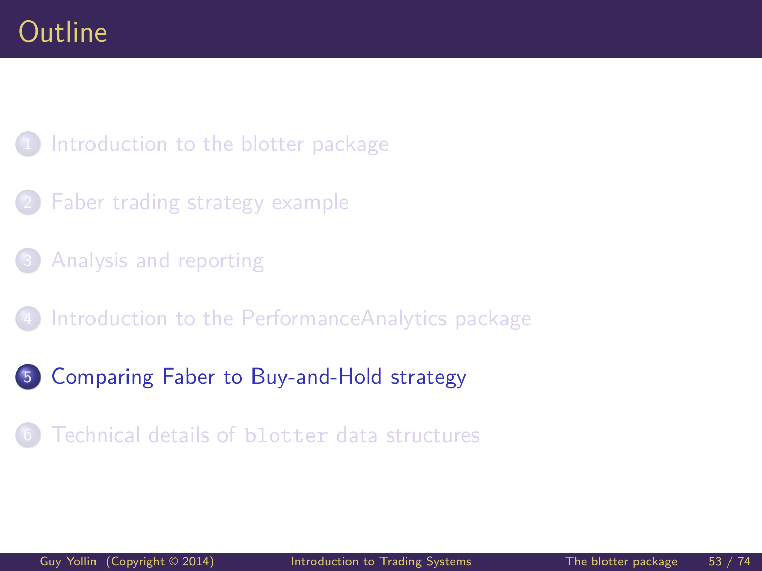# Outline

1. Introduction to the blotter package
2. Faber trading strategy example
3. Analysis and reporting
4. Introduction to the PerformanceAnalytics package
5. Comparing Faber to Buy-and-Hold strategy
6. Technical details of `blotter` data structures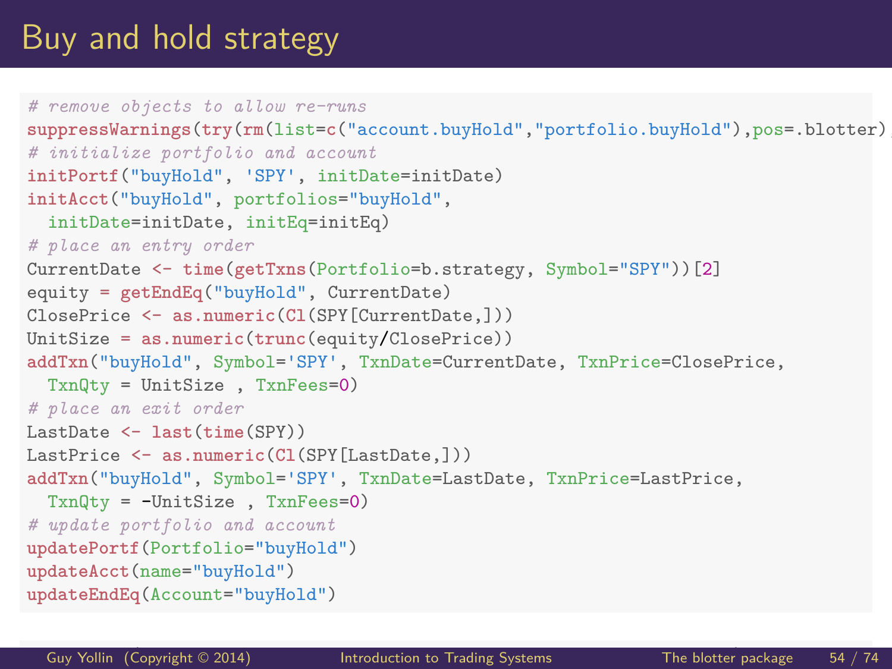# Buy and hold strategy

```
# remove objects to allow re-runs
suppressWarnings(try(rm(list=c("account.buyHold","portfolio.buyHold"),pos=.blotter)
# initialize portfolio and account
initPortf("buyHold", 'SPY', initDate=initDate)
initAcct("buyHold", portfolios="buyHold",
  initDate=initDate, initEq=initEq)
# place an entry order
CurrentDate <- time(getTxns(Portfolio=b.strategy, Symbol="SPY"))[2]
equity = getEndEq("buyHold", CurrentDate)
ClosePrice <- as.numeric(Cl(SPY[CurrentDate,]))
UnitSize = as.numeric(trunc(equity/ClosePrice))
addTxn("buyHold", Symbol='SPY', TxnDate=CurrentDate, TxnPrice=ClosePrice,
  TxnQty = UnitSize , TxnFees=0)
# place an exit order
LastDate <- last(time(SPY))
LastPrice <- as.numeric(Cl(SPY[LastDate,]))
addTxn("buyHold", Symbol='SPY', TxnDate=LastDate, TxnPrice=LastPrice,
  TxnQty = -UnitSize , TxnFees=0)
# update portfolio and account
updatePortf(Portfolio="buyHold")
updateAcct(name="buyHold")
updateEndEq(Account="buyHold")
```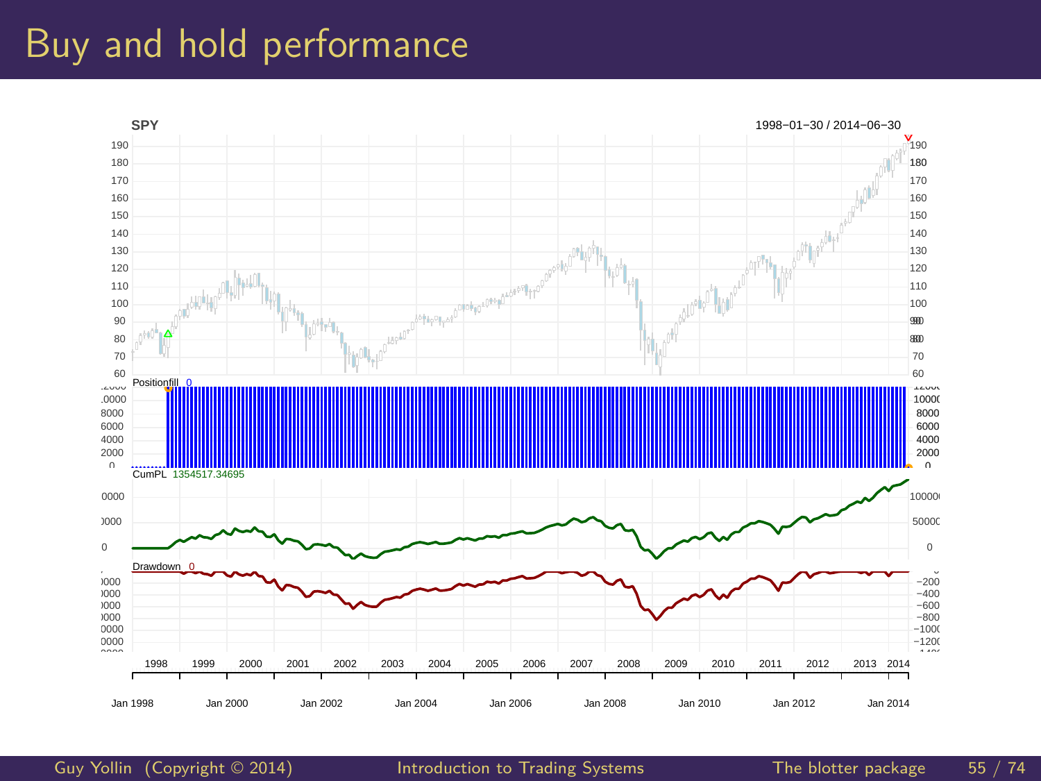# Buy and hold performance

SPY 1998−01−30 / 2014−06−30

Positionfill 0

CumPL 1354517.34695

Drawdown 0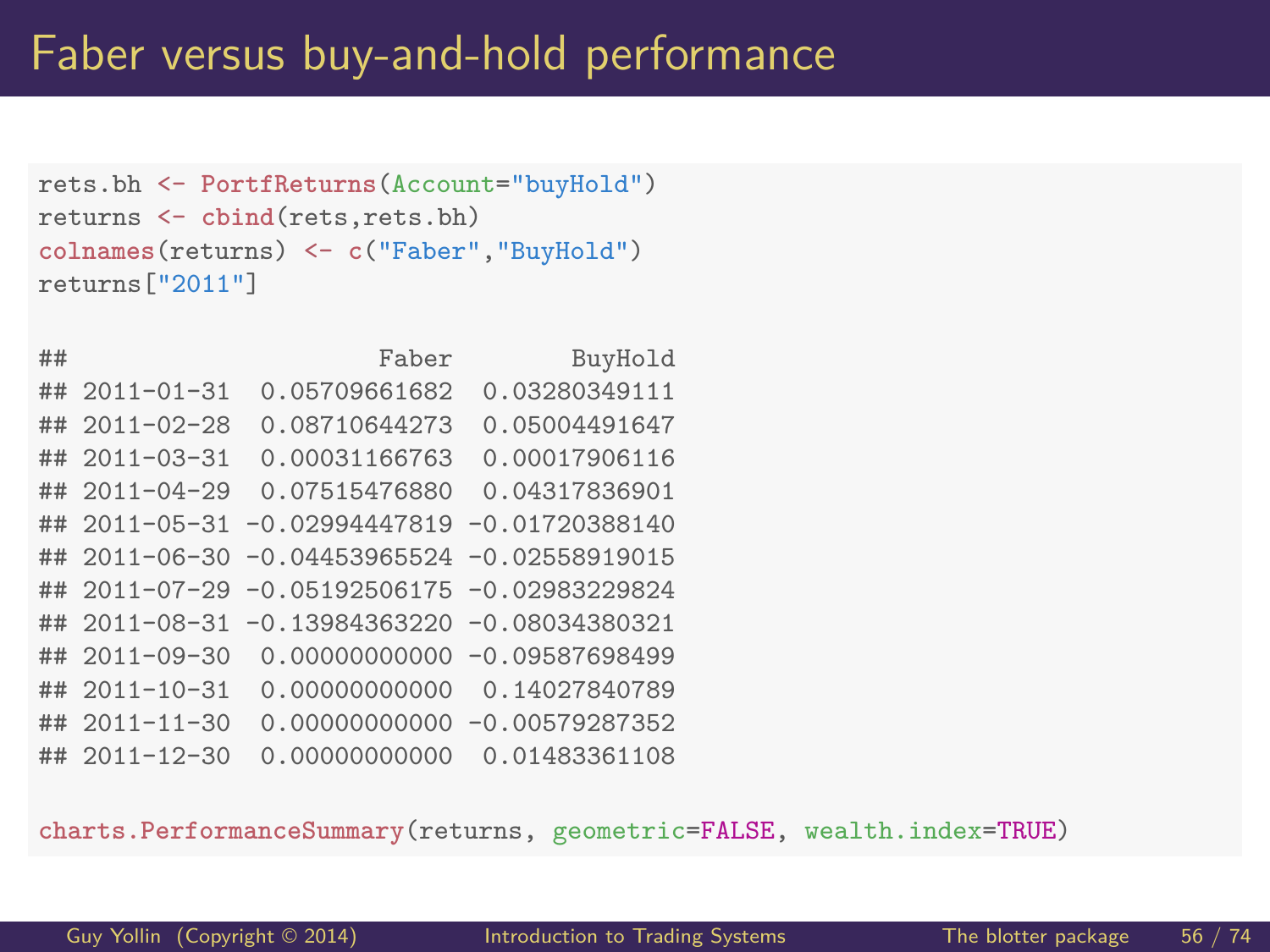# Faber versus buy-and-hold performance

```
rets.bh <- PortfReturns(Account="buyHold")
returns <- cbind(rets,rets.bh)
colnames(returns) <- c("Faber","BuyHold")
returns["2011"]

##                   Faber        BuyHold
## 2011-01-31  0.05709661682  0.03280349111
## 2011-02-28  0.08710644273  0.05004491647
## 2011-03-31  0.00031166763  0.00017906116
## 2011-04-29  0.07515476880  0.04317836901
## 2011-05-31 -0.02994447819 -0.01720388140
## 2011-06-30 -0.04453965524 -0.02558919015
## 2011-07-29 -0.05192506175 -0.02983229824
## 2011-08-31 -0.13984363220 -0.08034380321
## 2011-09-30  0.00000000000 -0.09587698499
## 2011-10-31  0.00000000000  0.14027840789
## 2011-11-30  0.00000000000 -0.00579287352
## 2011-12-30  0.00000000000  0.01483361108

charts.PerformanceSummary(returns, geometric=FALSE, wealth.index=TRUE)
```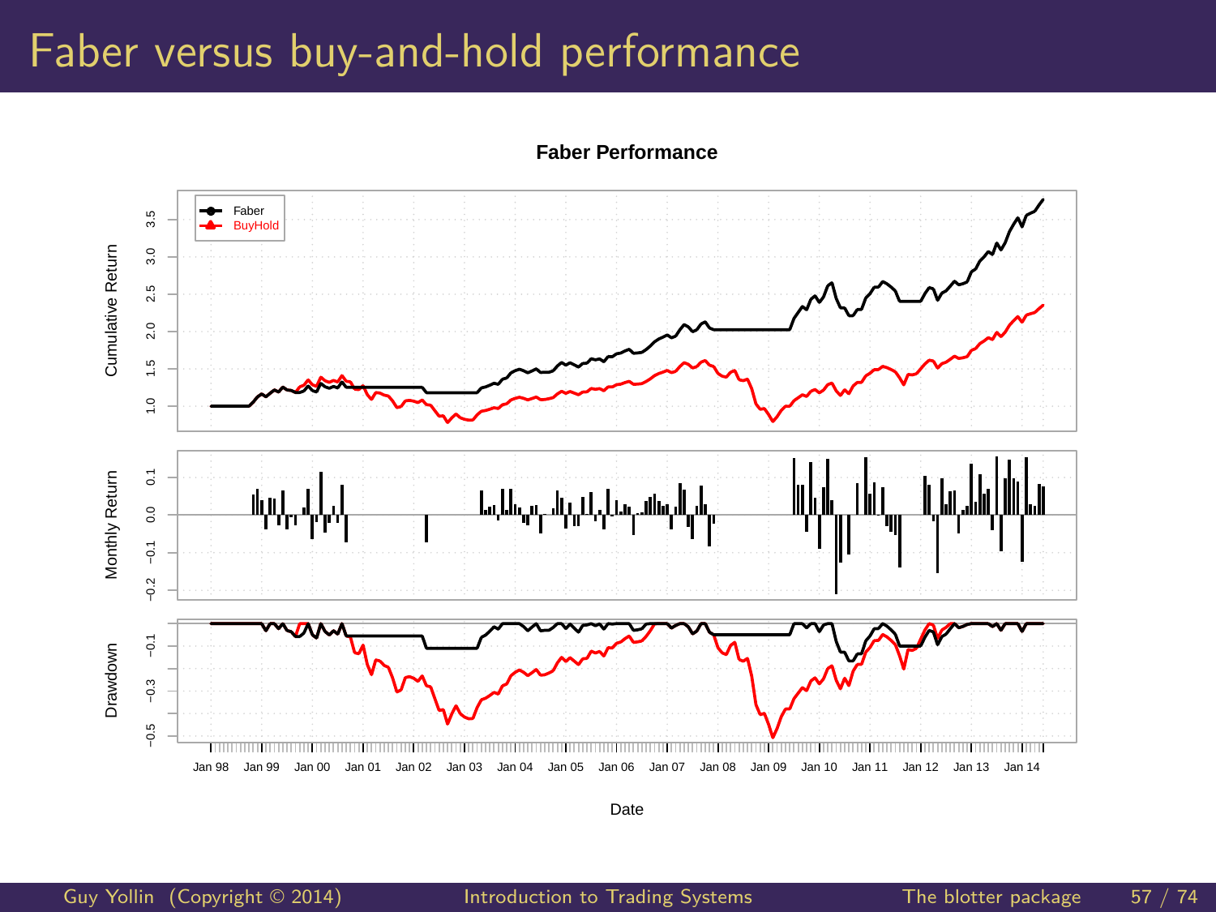# Faber versus buy-and-hold performance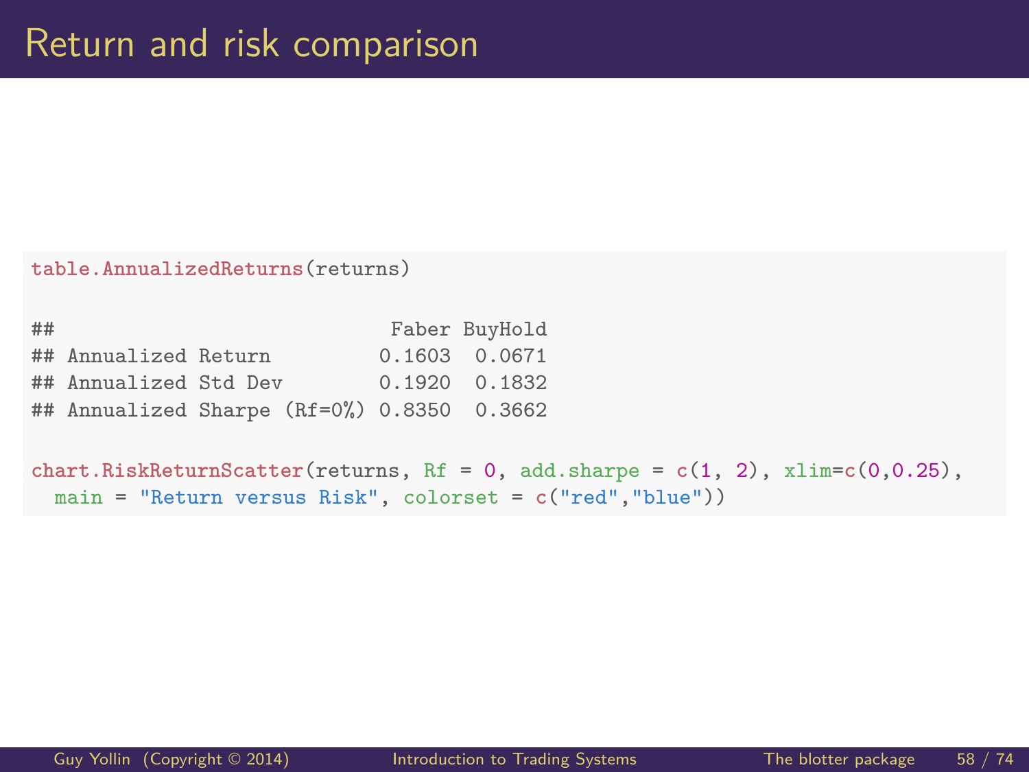# Return and risk comparison

```
table.AnnualizedReturns(returns)

##                            Faber BuyHold
## Annualized Return         0.1603  0.0671
## Annualized Std Dev        0.1920  0.1832
## Annualized Sharpe (Rf=0%) 0.8350  0.3662

chart.RiskReturnScatter(returns, Rf = 0, add.sharpe = c(1, 2), xlim=c(0,0.25),
  main = "Return versus Risk", colorset = c("red","blue"))
```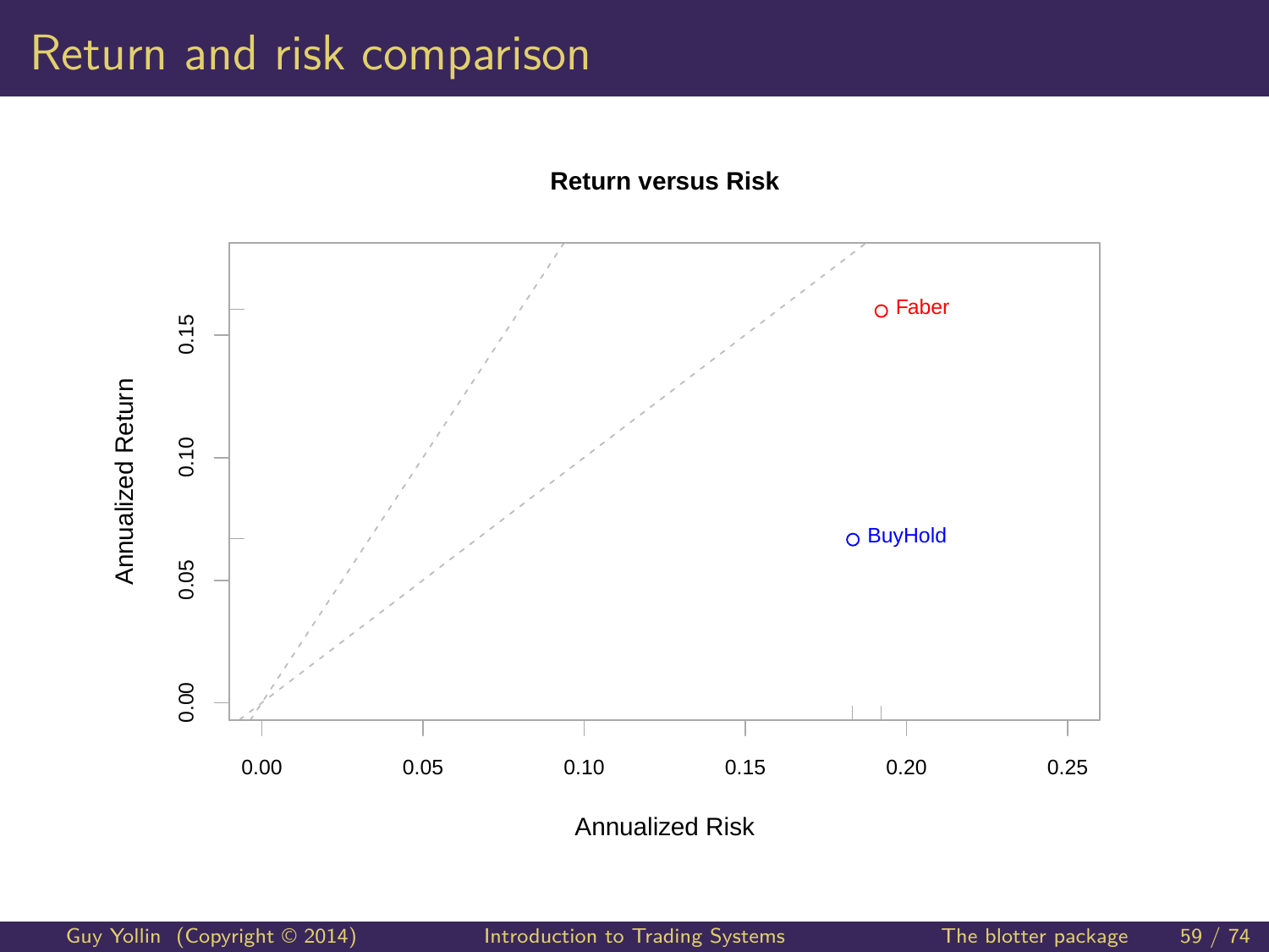# Return and risk comparison

**Return versus Risk**

Annualized Return (y-axis): 0.00, 0.05, 0.10, 0.15

Annualized Risk (x-axis): 0.00, 0.05, 0.10, 0.15, 0.20, 0.25

Faber

BuyHold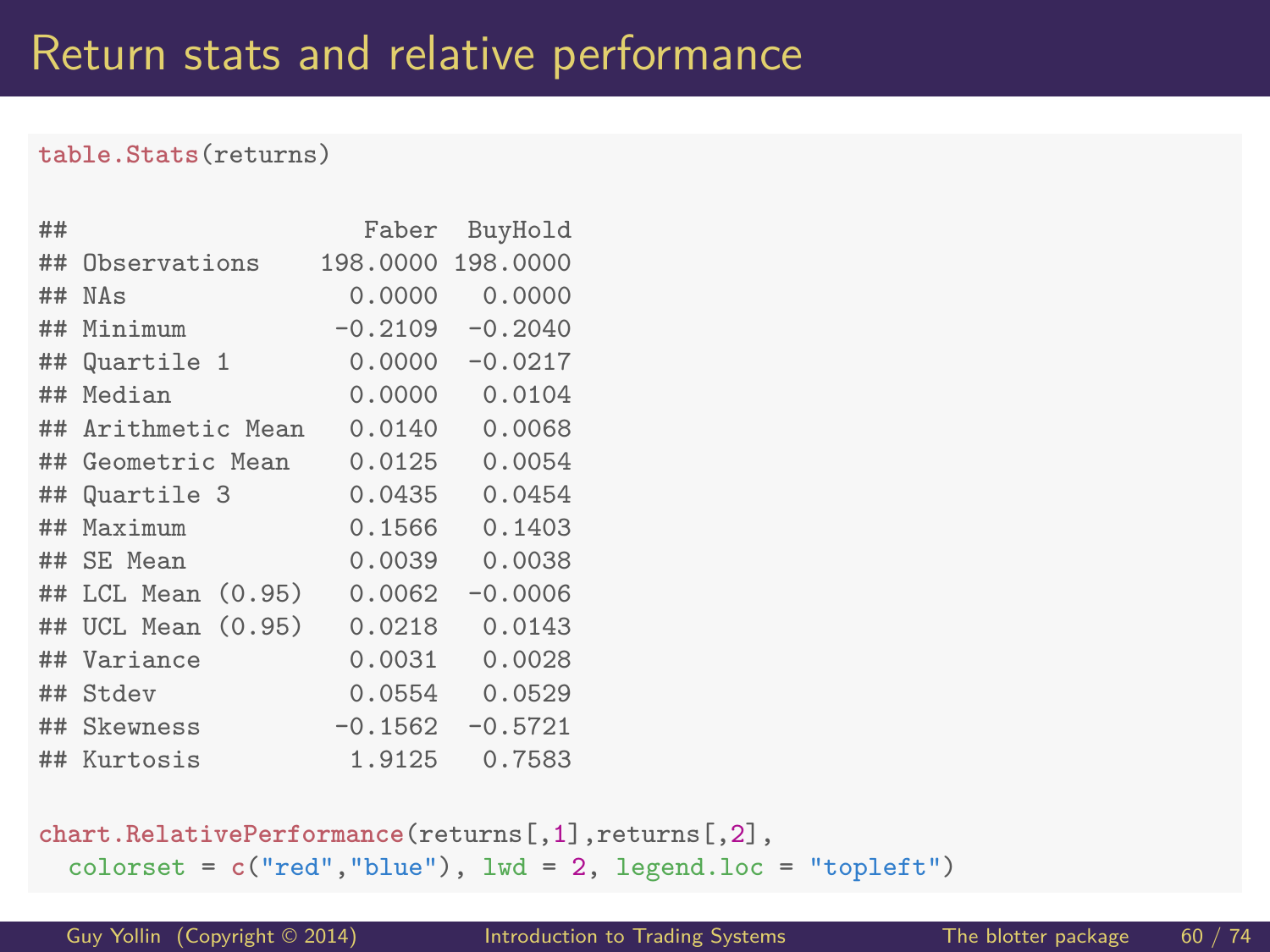# Return stats and relative performance

```r
table.Stats(returns)
```

```
##                      Faber  BuyHold
## Observations    198.0000 198.0000
## NAs               0.0000   0.0000
## Minimum          -0.2109  -0.2040
## Quartile 1        0.0000  -0.0217
## Median            0.0000   0.0104
## Arithmetic Mean   0.0140   0.0068
## Geometric Mean    0.0125   0.0054
## Quartile 3        0.0435   0.0454
## Maximum           0.1566   0.1403
## SE Mean           0.0039   0.0038
## LCL Mean (0.95)   0.0062  -0.0006
## UCL Mean (0.95)   0.0218   0.0143
## Variance          0.0031   0.0028
## Stdev             0.0554   0.0529
## Skewness         -0.1562  -0.5721
## Kurtosis          1.9125   0.7583
```

```r
chart.RelativePerformance(returns[,1],returns[,2],
  colorset = c("red","blue"), lwd = 2, legend.loc = "topleft")
```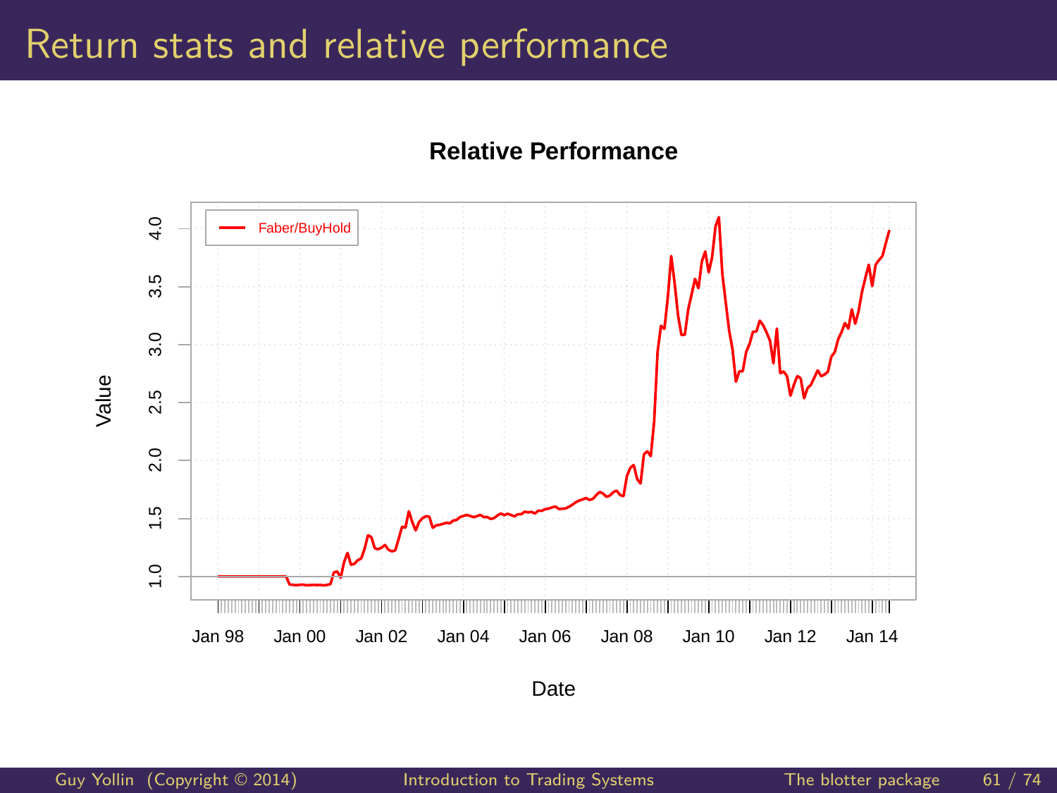# Return stats and relative performance

**Relative Performance**

Faber/BuyHold

Value

Date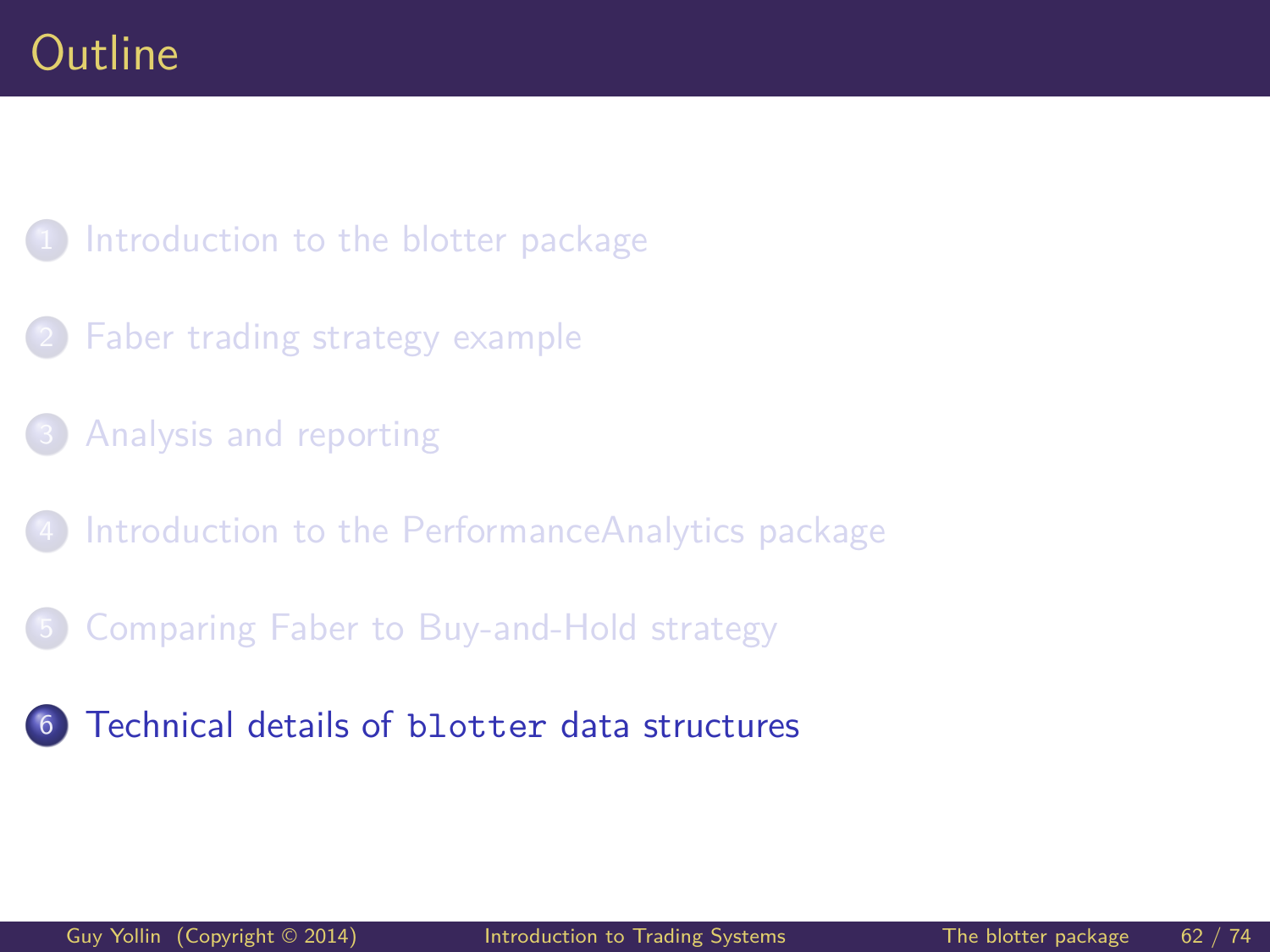# Outline

1. Introduction to the blotter package
2. Faber trading strategy example
3. Analysis and reporting
4. Introduction to the PerformanceAnalytics package
5. Comparing Faber to Buy-and-Hold strategy
6. **Technical details of `blotter` data structures**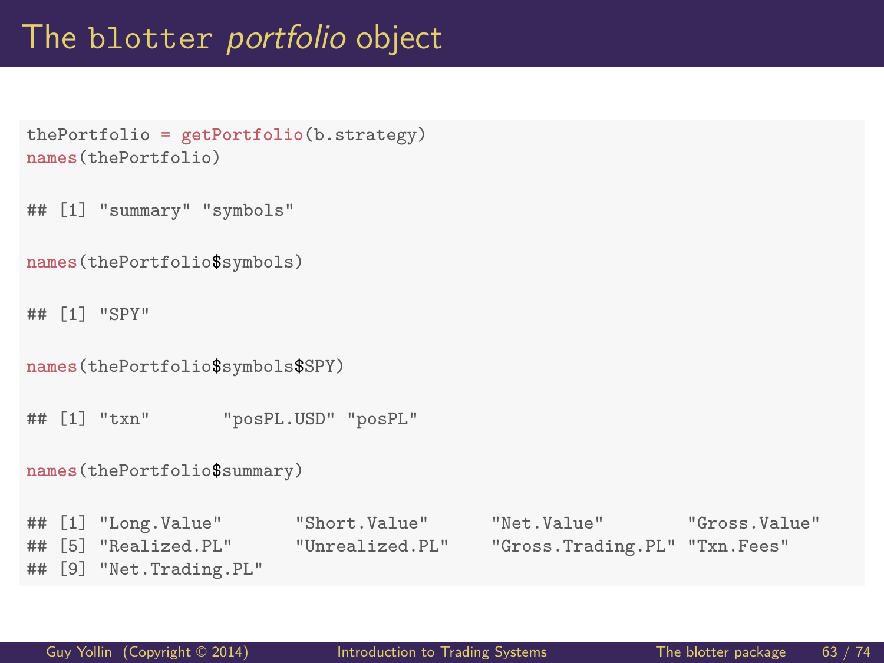# The blotter *portfolio* object

```r
thePortfolio = getPortfolio(b.strategy)
names(thePortfolio)

## [1] "summary" "symbols"

names(thePortfolio$symbols)

## [1] "SPY"

names(thePortfolio$symbols$SPY)

## [1] "txn"       "posPL.USD" "posPL"

names(thePortfolio$summary)

## [1] "Long.Value"       "Short.Value"      "Net.Value"        "Gross.Value"
## [5] "Realized.PL"      "Unrealized.PL"    "Gross.Trading.PL" "Txn.Fees"
## [9] "Net.Trading.PL"
```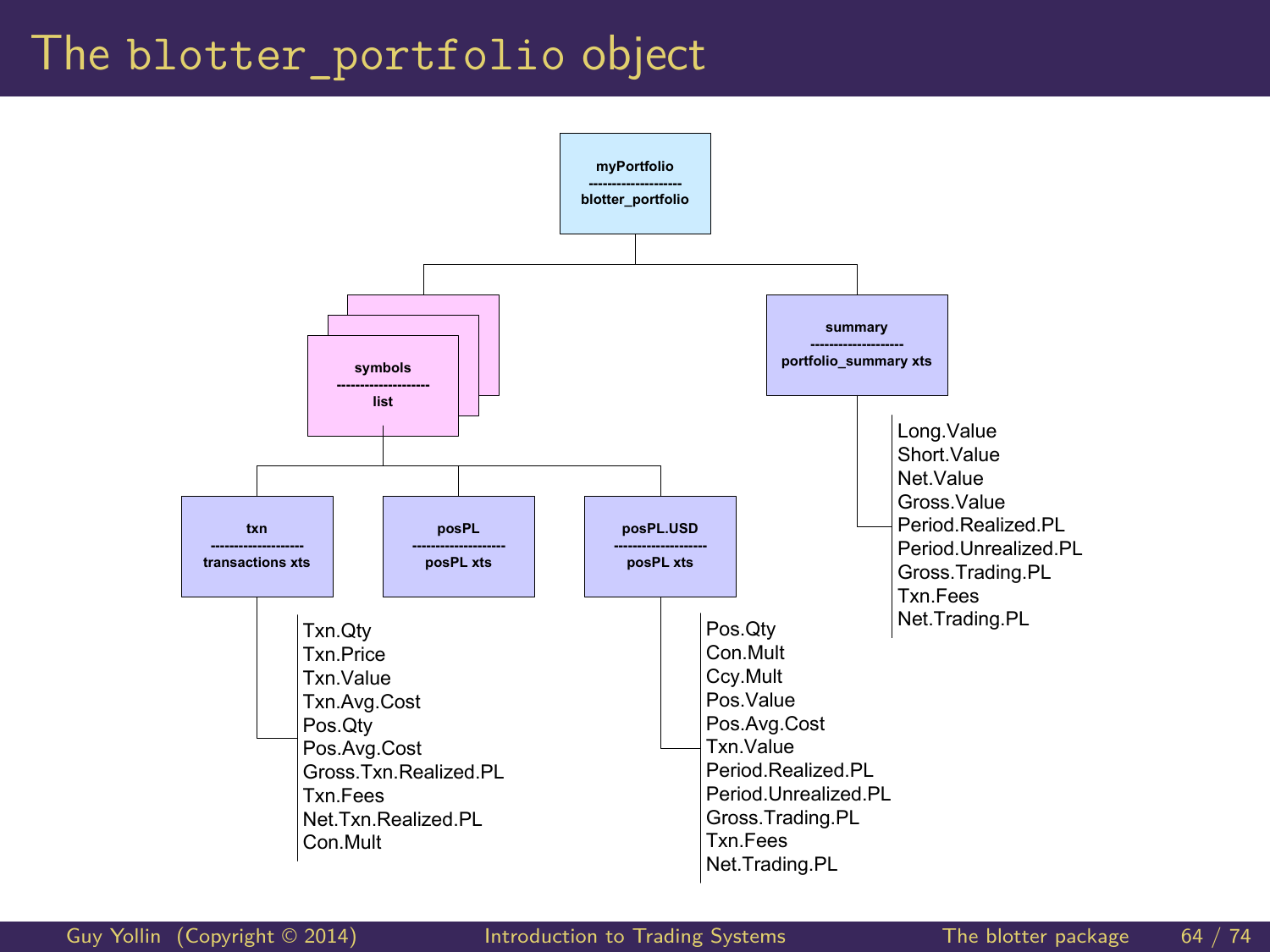# The blotter_portfolio object

myPortfolio
--------------------
blotter_portfolio

symbols
--------------------
list

summary
--------------------
portfolio_summary xts

- Long.Value
- Short.Value
- Net.Value
- Gross.Value
- Period.Realized.PL
- Period.Unrealized.PL
- Gross.Trading.PL
- Txn.Fees
- Net.Trading.PL

txn
--------------------
transactions xts

- Txn.Qty
- Txn.Price
- Txn.Value
- Txn.Avg.Cost
- Pos.Qty
- Pos.Avg.Cost
- Gross.Txn.Realized.PL
- Txn.Fees
- Net.Txn.Realized.PL
- Con.Mult

posPL
--------------------
posPL xts

posPL.USD
--------------------
posPL xts

- Pos.Qty
- Con.Mult
- Ccy.Mult
- Pos.Value
- Pos.Avg.Cost
- Txn.Value
- Period.Realized.PL
- Period.Unrealized.PL
- Gross.Trading.PL
- Txn.Fees
- Net.Trading.PL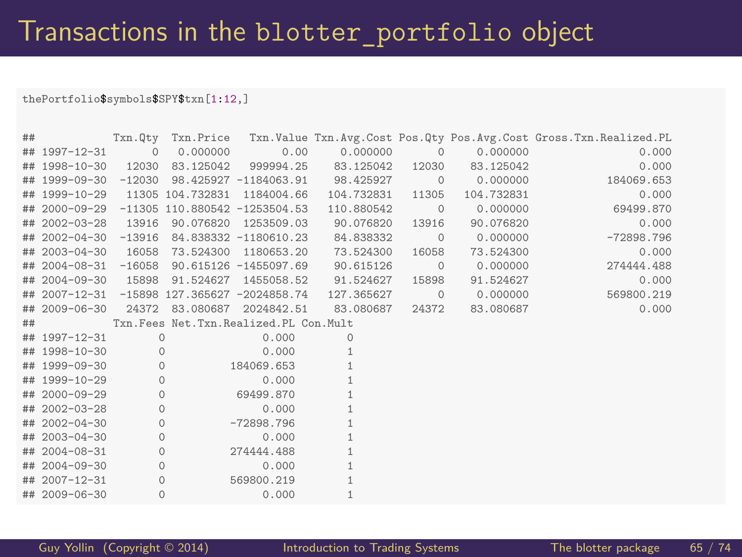# Transactions in the blotter_portfolio object

```
thePortfolio$symbols$SPY$txn[1:12,]
```

```
##            Txn.Qty  Txn.Price   Txn.Value Txn.Avg.Cost Pos.Qty Pos.Avg.Cost Gross.Txn.Realized.PL
## 1997-12-31       0   0.000000        0.00     0.000000       0     0.000000                 0.000
## 1998-10-30   12030  83.125042   999994.25    83.125042   12030    83.125042                 0.000
## 1999-09-30  -12030  98.425927 -1184063.91    98.425927       0     0.000000            184069.653
## 1999-10-29   11305 104.732831  1184004.66   104.732831   11305   104.732831                 0.000
## 2000-09-29  -11305 110.880542 -1253504.53   110.880542       0     0.000000             69499.870
## 2002-03-28   13916  90.076820  1253509.03    90.076820   13916    90.076820                 0.000
## 2002-04-30  -13916  84.838332 -1180610.23    84.838332       0     0.000000            -72898.796
## 2003-04-30   16058  73.524300  1180653.20    73.524300   16058    73.524300                 0.000
## 2004-08-31  -16058  90.615126 -1455097.69    90.615126       0     0.000000            274444.488
## 2004-09-30   15898  91.524627  1455058.52    91.524627   15898    91.524627                 0.000
## 2007-12-31  -15898 127.365627 -2024858.74   127.365627       0     0.000000            569800.219
## 2009-06-30   24372  83.080687  2024842.51    83.080687   24372    83.080687                 0.000
##            Txn.Fees Net.Txn.Realized.PL Con.Mult
## 1997-12-31        0               0.000        0
## 1998-10-30        0               0.000        1
## 1999-09-30        0          184069.653        1
## 1999-10-29        0               0.000        1
## 2000-09-29        0           69499.870        1
## 2002-03-28        0               0.000        1
## 2002-04-30        0          -72898.796        1
## 2003-04-30        0               0.000        1
## 2004-08-31        0          274444.488        1
## 2004-09-30        0               0.000        1
## 2007-12-31        0          569800.219        1
## 2009-06-30        0               0.000        1
```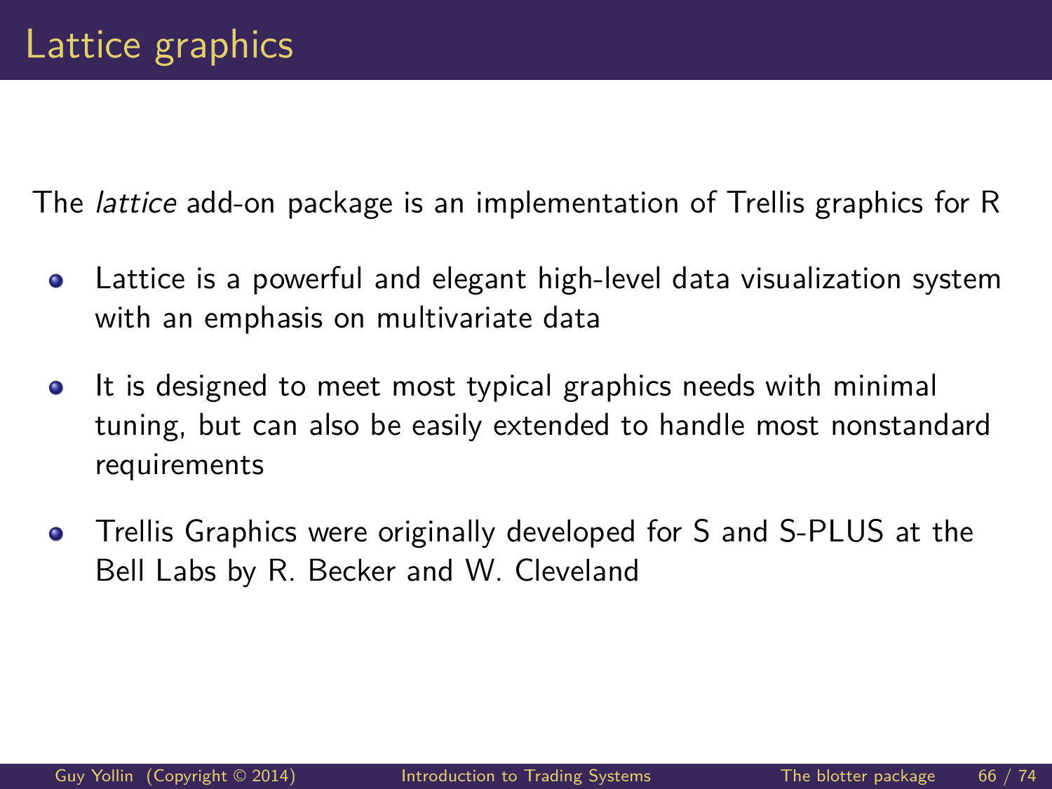# Lattice graphics

The *lattice* add-on package is an implementation of Trellis graphics for R

- Lattice is a powerful and elegant high-level data visualization system with an emphasis on multivariate data
- It is designed to meet most typical graphics needs with minimal tuning, but can also be easily extended to handle most nonstandard requirements
- Trellis Graphics were originally developed for S and S-PLUS at the Bell Labs by R. Becker and W. Cleveland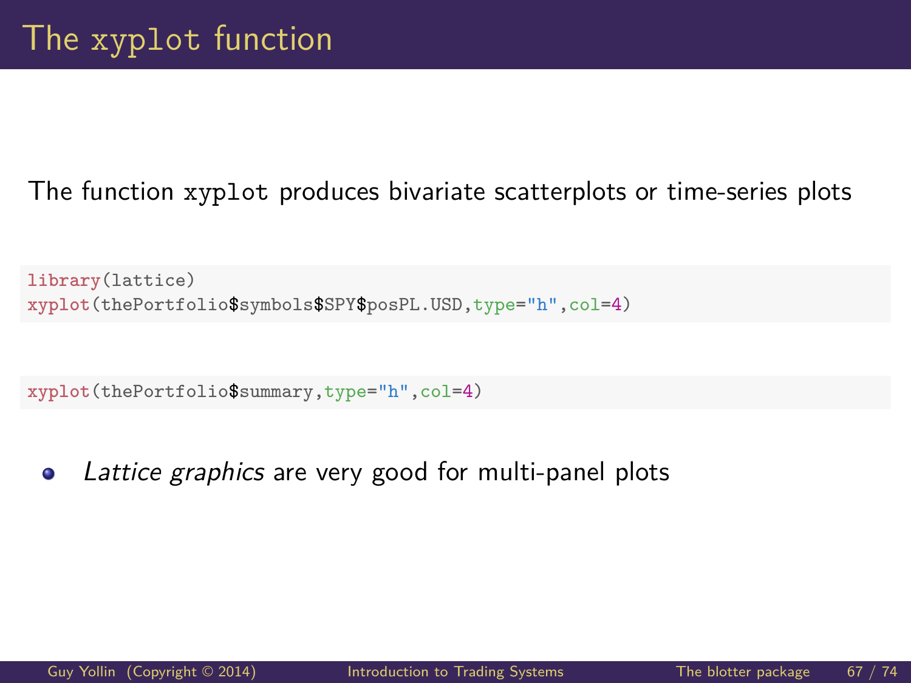# The xyplot function

The function `xyplot` produces bivariate scatterplots or time-series plots

```
library(lattice)
xyplot(thePortfolio$symbols$SPY$posPL.USD,type="h",col=4)
```

```
xyplot(thePortfolio$summary,type="h",col=4)
```

- *Lattice graphics* are very good for multi-panel plots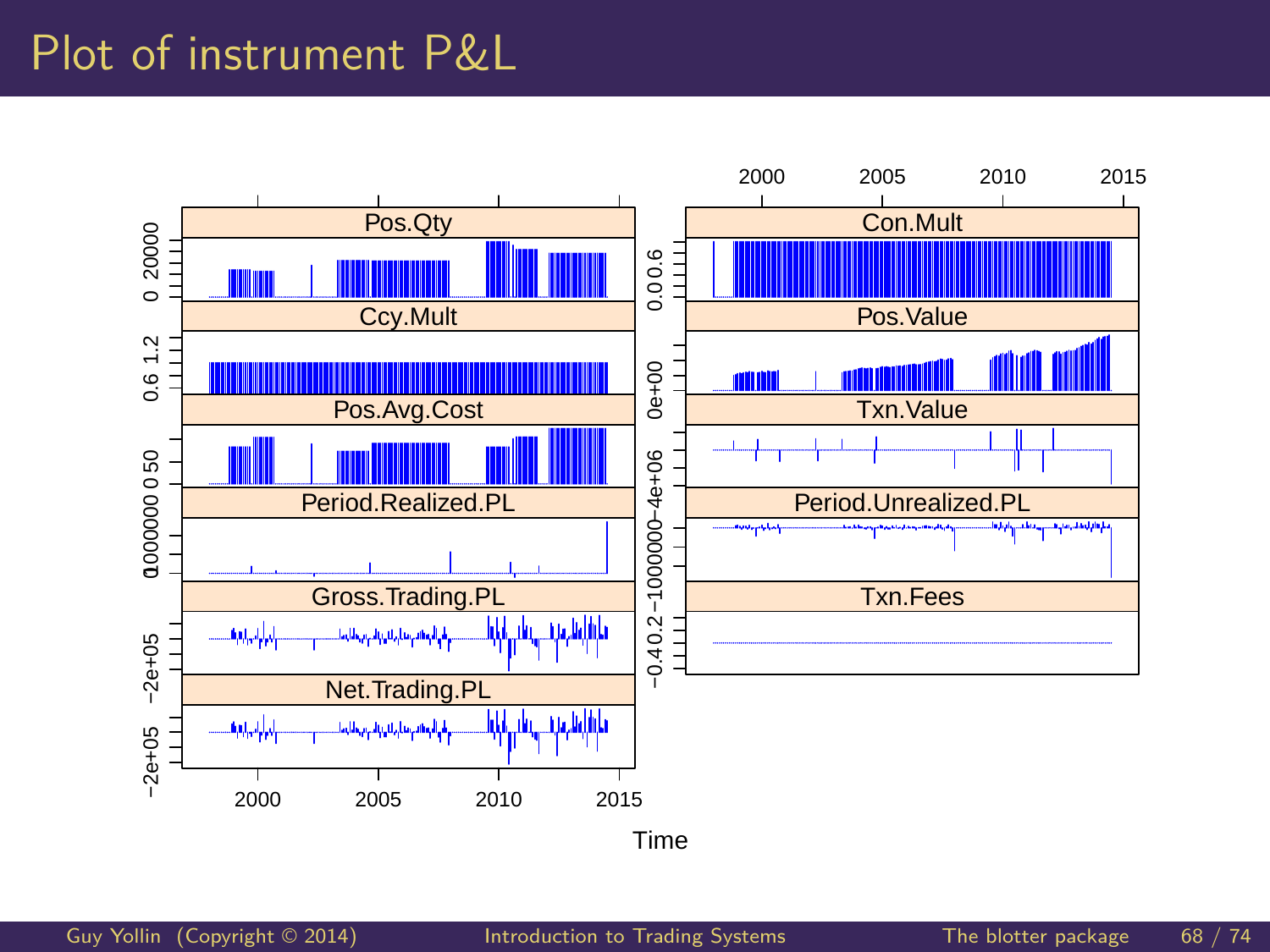# Plot of instrument P&L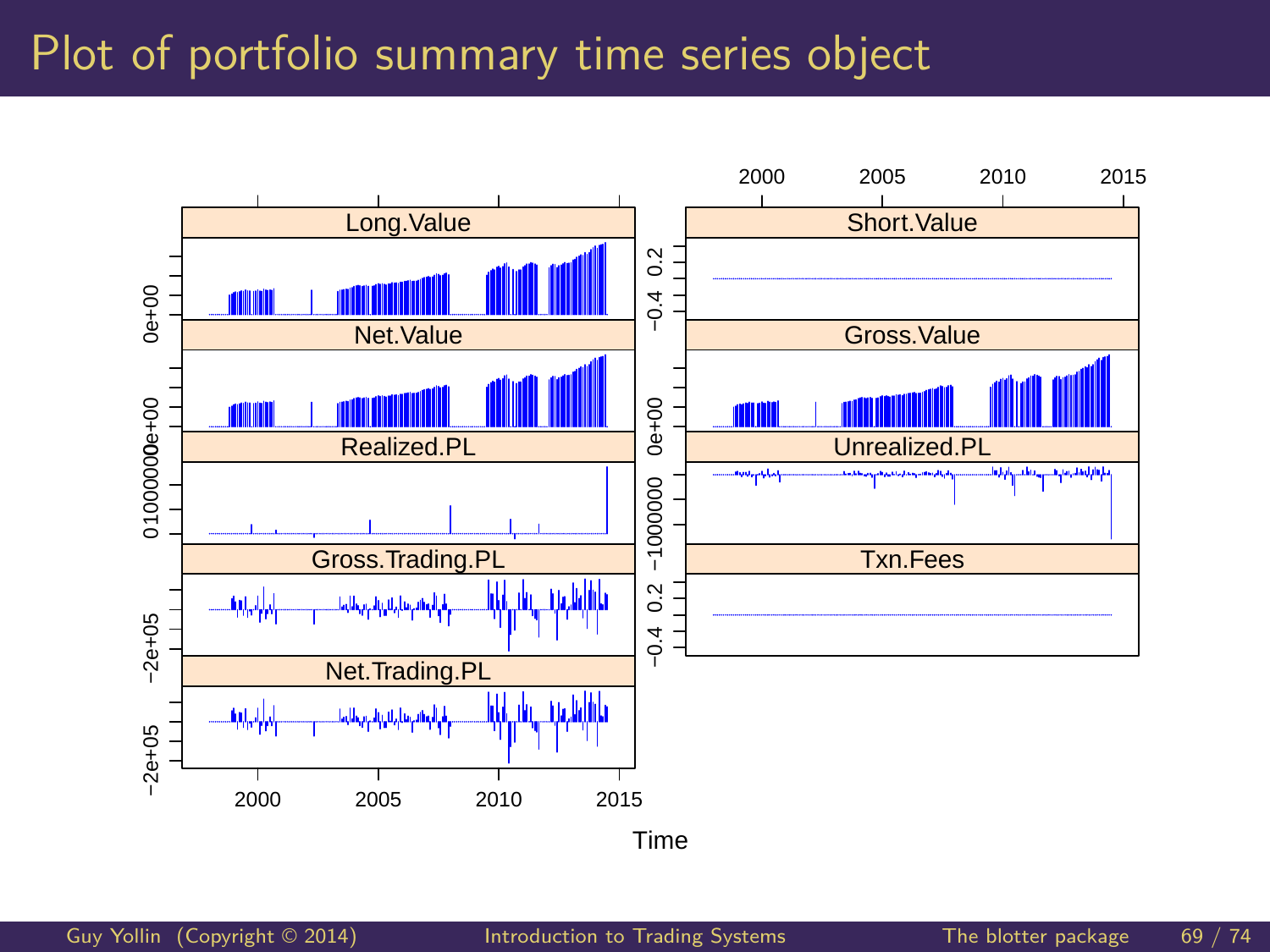# Plot of portfolio summary time series object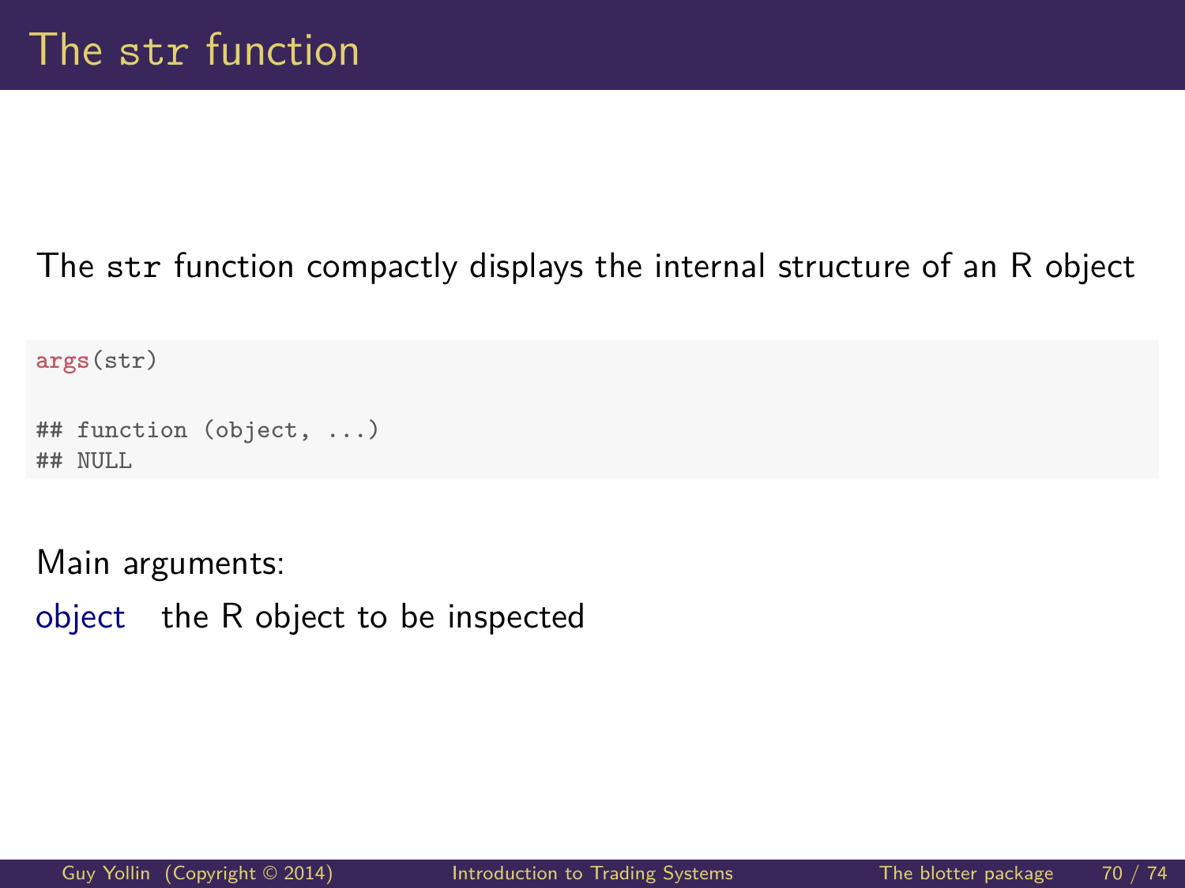# The `str` function

The `str` function compactly displays the internal structure of an R object

```
args(str)

## function (object, ...)
## NULL
```

Main arguments:

object   the R object to be inspected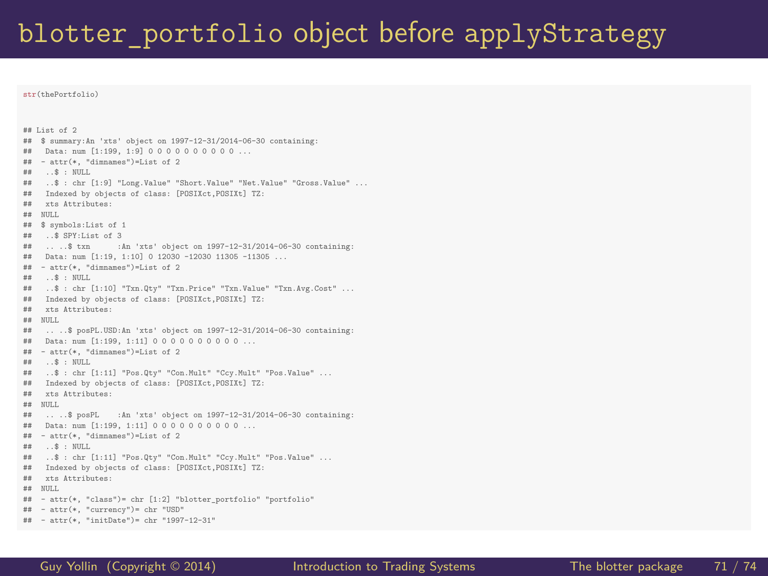# blotter_portfolio object before applyStrategy

```r
str(thePortfolio)
```

```
## List of 2
##  $ summary:An 'xts' object on 1997-12-31/2014-06-30 containing:
##   Data: num [1:199, 1:9] 0 0 0 0 0 0 0 0 0 0 ...
##  - attr(*, "dimnames")=List of 2
##   ..$ : NULL
##   ..$ : chr [1:9] "Long.Value" "Short.Value" "Net.Value" "Gross.Value" ...
##   Indexed by objects of class: [POSIXct,POSIXt] TZ:
##   xts Attributes:
##  NULL
##  $ symbols:List of 1
##   ..$ SPY:List of 3
##   .. ..$ txn      :An 'xts' object on 1997-12-31/2014-06-30 containing:
##   Data: num [1:19, 1:10] 0 12030 -12030 11305 -11305 ...
##  - attr(*, "dimnames")=List of 2
##   ..$ : NULL
##   ..$ : chr [1:10] "Txn.Qty" "Txn.Price" "Txn.Value" "Txn.Avg.Cost" ...
##   Indexed by objects of class: [POSIXct,POSIXt] TZ:
##   xts Attributes:
##  NULL
##   .. ..$ posPL.USD:An 'xts' object on 1997-12-31/2014-06-30 containing:
##   Data: num [1:199, 1:11] 0 0 0 0 0 0 0 0 0 0 ...
##  - attr(*, "dimnames")=List of 2
##   ..$ : NULL
##   ..$ : chr [1:11] "Pos.Qty" "Con.Mult" "Ccy.Mult" "Pos.Value" ...
##   Indexed by objects of class: [POSIXct,POSIXt] TZ:
##   xts Attributes:
##  NULL
##   .. ..$ posPL    :An 'xts' object on 1997-12-31/2014-06-30 containing:
##   Data: num [1:199, 1:11] 0 0 0 0 0 0 0 0 0 0 ...
##  - attr(*, "dimnames")=List of 2
##   ..$ : NULL
##   ..$ : chr [1:11] "Pos.Qty" "Con.Mult" "Ccy.Mult" "Pos.Value" ...
##   Indexed by objects of class: [POSIXct,POSIXt] TZ:
##   xts Attributes:
##  NULL
##  - attr(*, "class")= chr [1:2] "blotter_portfolio" "portfolio"
##  - attr(*, "currency")= chr "USD"
##  - attr(*, "initDate")= chr "1997-12-31"
```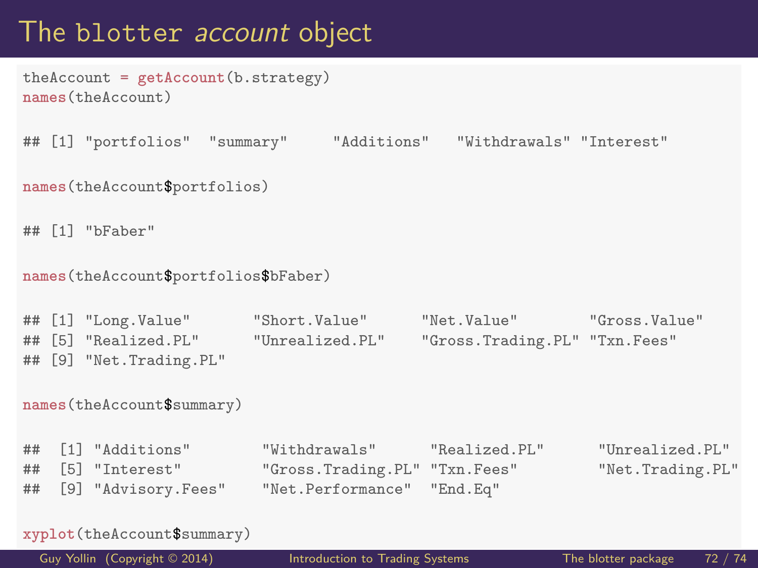# The blotter *account* object

```
theAccount = getAccount(b.strategy)
names(theAccount)

## [1] "portfolios"  "summary"     "Additions"   "Withdrawals" "Interest"

names(theAccount$portfolios)

## [1] "bFaber"

names(theAccount$portfolios$bFaber)

## [1] "Long.Value"       "Short.Value"      "Net.Value"        "Gross.Value"
## [5] "Realized.PL"      "Unrealized.PL"    "Gross.Trading.PL" "Txn.Fees"
## [9] "Net.Trading.PL"

names(theAccount$summary)

##  [1] "Additions"        "Withdrawals"      "Realized.PL"      "Unrealized.PL"
##  [5] "Interest"         "Gross.Trading.PL" "Txn.Fees"         "Net.Trading.PL"
##  [9] "Advisory.Fees"    "Net.Performance"  "End.Eq"

xyplot(theAccount$summary)
```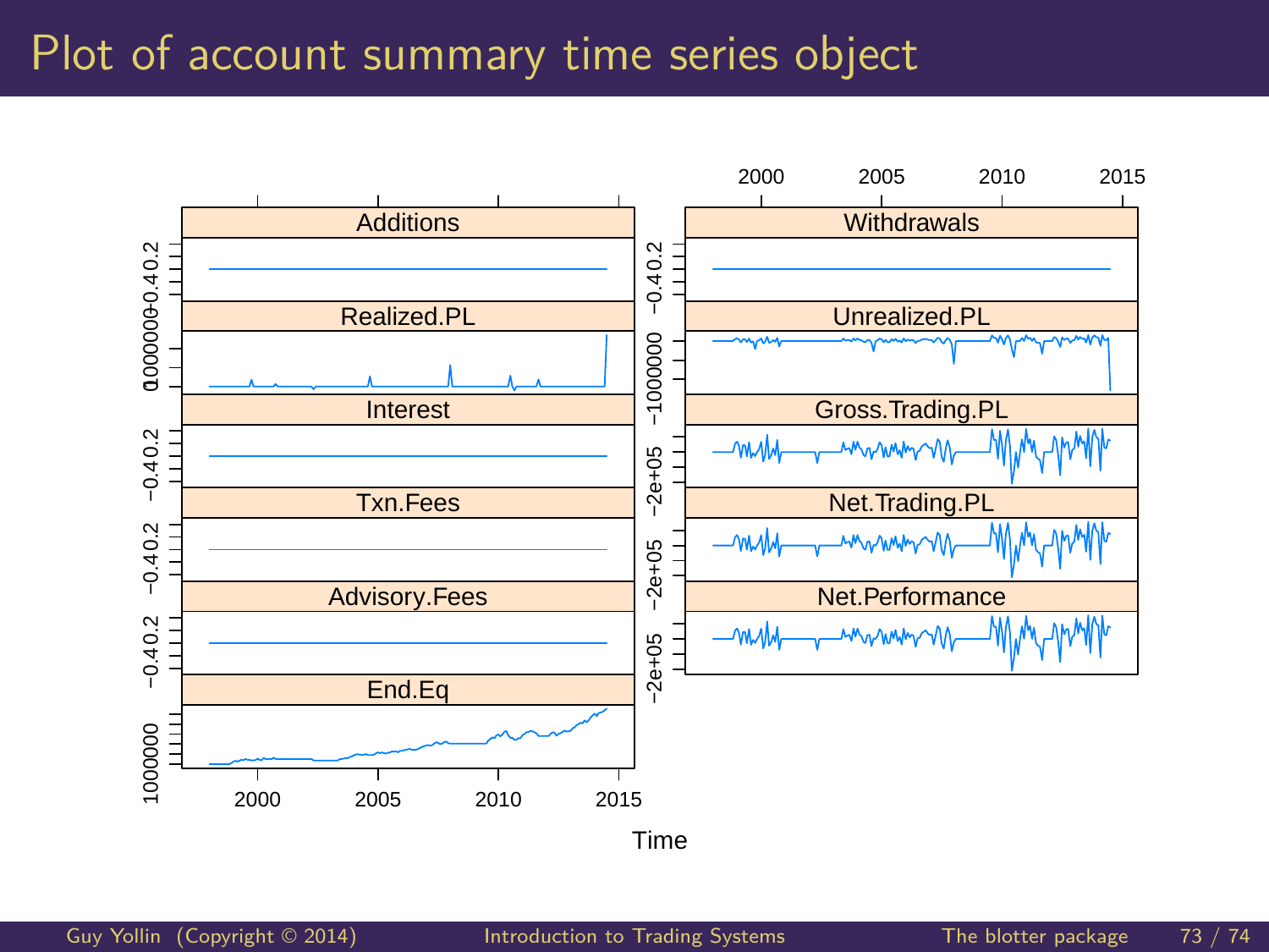# Plot of account summary time series object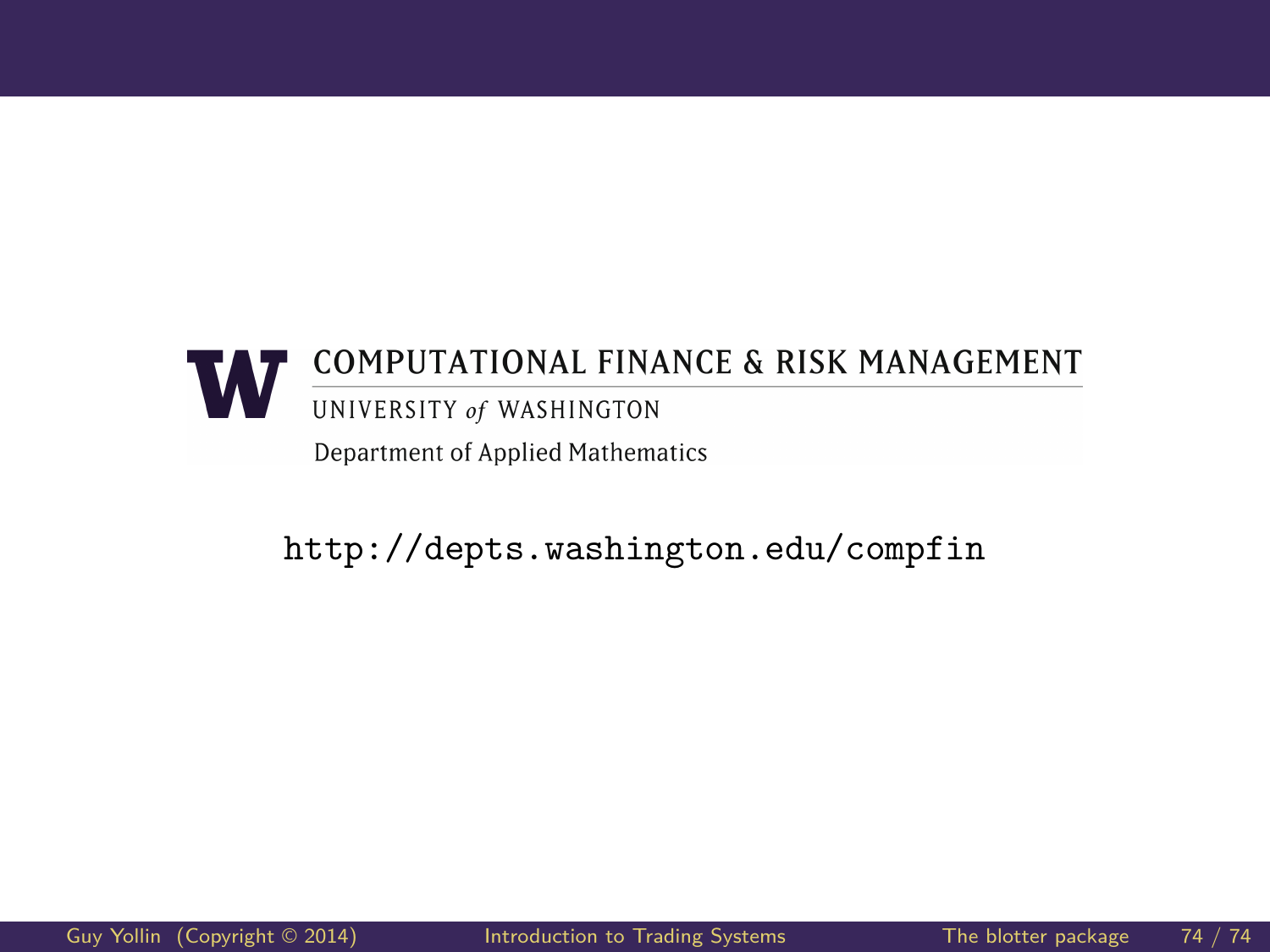COMPUTATIONAL FINANCE & RISK MANAGEMENT

UNIVERSITY *of* WASHINGTON

Department of Applied Mathematics

http://depts.washington.edu/compfin